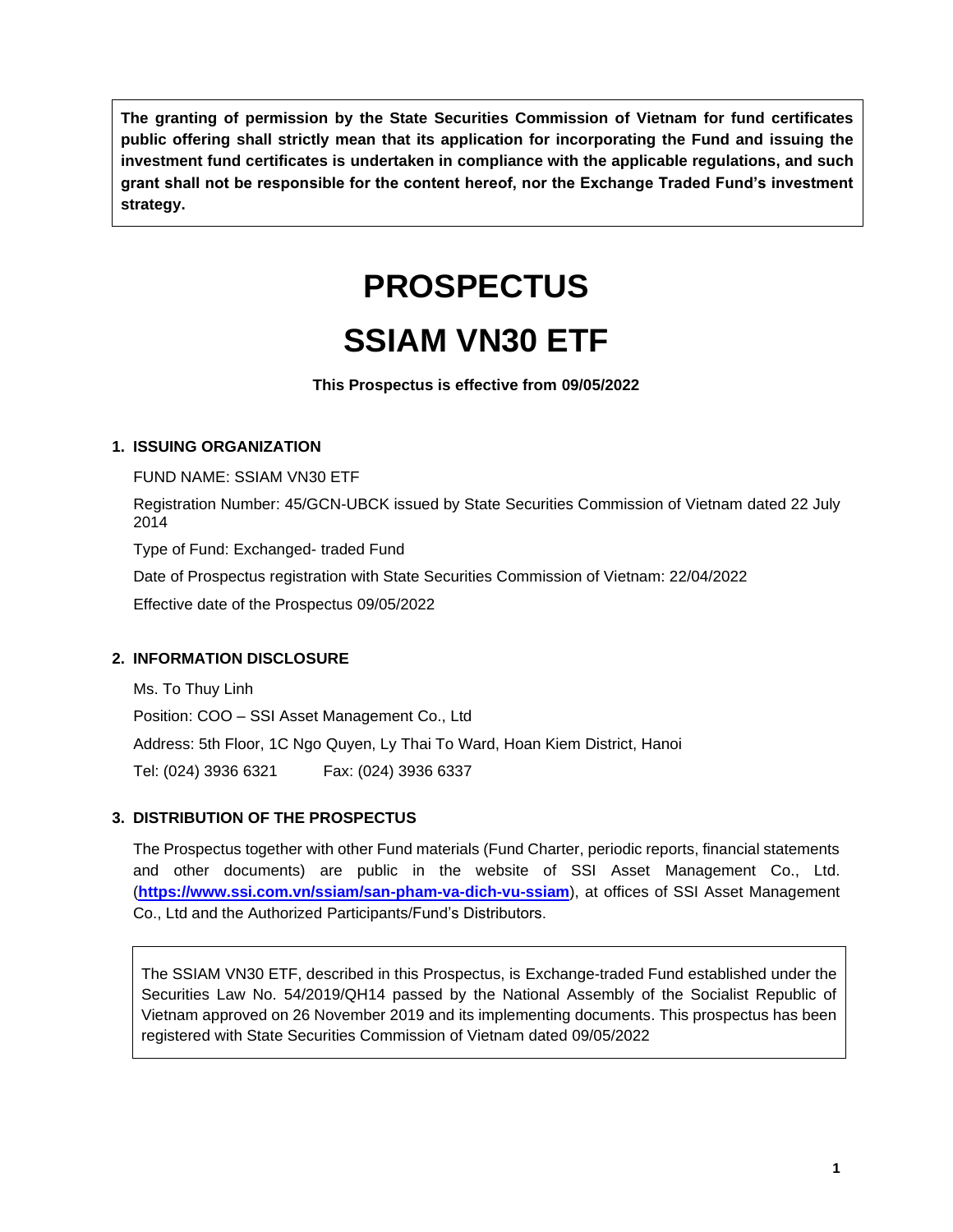**The granting of permission by the State Securities Commission of Vietnam for fund certificates public offering shall strictly mean that its application for incorporating the Fund and issuing the investment fund certificates is undertaken in compliance with the applicable regulations, and such grant shall not be responsible for the content hereof, nor the Exchange Traded Fund's investment strategy.**

# PROSPECTUS

# SSIAM VN30 ETF

**This Prospectus is effective from 09/05/2022**

## 1. ISSUING ORGANIZATION

FUND NAME: SSIAM VN30 ETF

Registration Number: 45/GCN-UBCK issued by State Securities Commission of Vietnam dated 22 July 2014

Type of Fund: Exchanged- traded Fund

Date of Prospectus registration with State Securities Commission of Vietnam: 22/04/2022

Effective date of the Prospectus 09/05/2022

## 2. INFORMATION DISCLOSURE

Ms. To Thuy Linh

Position: COO – SSI Asset Management Co., Ltd

Address: 5th Floor, 1C Ngo Quyen, Ly Thai To Ward, Hoan Kiem District, Hanoi

Tel: (024) 3936 6321 Fax: (024) 3936 6337

## 3. DISTRIBUTION OF THE PROSPECTUS

The Prospectus together with other Fund materials (Fund Charter, periodic reports, financial statements and other documents) are public in the website of SSI Asset Management Co., Ltd. (**https://www.ssi.com.vn/ssiam/san-pham-va-dich-vu-ssiam**), at offices of SSI Asset Management Co., Ltd and the Authorized Participants/Fund's Distributors.

The SSIAM VN30 ETF, described in this Prospectus, is Exchange-traded Fund established under the Securities Law No. 54/2019/QH14 passed by the National Assembly of the Socialist Republic of Vietnam approved on 26 November 2019 and its implementing documents. This prospectus has been registered with State Securities Commission of Vietnam dated 09/05/2022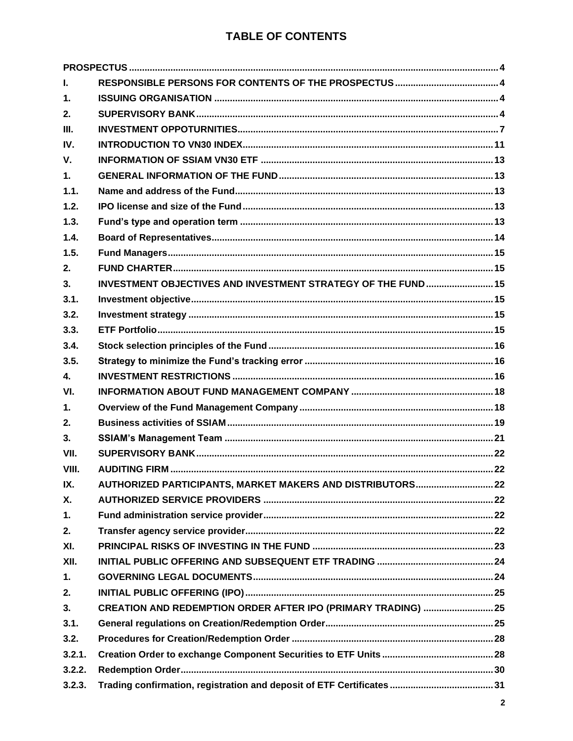# TABLE OF CONTENTS

| | | |
|---|---|---|
| **PROSPECTUS** | | **4** |
| **I.** | **RESPONSIBLE PERSONS FOR CONTENTS OF THE PROSPECTUS** | **4** |
| **1.** | **ISSUING ORGANISATION** | **4** |
| **2.** | **SUPERVISORY BANK** | **4** |
| **III.** | **INVESTMENT OPPOTURNITIES** | **7** |
| **IV.** | **INTRODUCTION TO VN30 INDEX** | **11** |
| **V.** | **INFORMATION OF SSIAM VN30 ETF** | **13** |
| **1.** | **GENERAL INFORMATION OF THE FUND** | **13** |
| **1.1.** | **Name and address of the Fund** | **13** |
| **1.2.** | **IPO license and size of the Fund** | **13** |
| **1.3.** | **Fund's type and operation term** | **13** |
| **1.4.** | **Board of Representatives** | **14** |
| **1.5.** | **Fund Managers** | **15** |
| **2.** | **FUND CHARTER** | **15** |
| **3.** | **INVESTMENT OBJECTIVES AND INVESTMENT STRATEGY OF THE FUND** | **15** |
| **3.1.** | **Investment objective** | **15** |
| **3.2.** | **Investment strategy** | **15** |
| **3.3.** | **ETF Portfolio** | **15** |
| **3.4.** | **Stock selection principles of the Fund** | **16** |
| **3.5.** | **Strategy to minimize the Fund's tracking error** | **16** |
| **4.** | **INVESTMENT RESTRICTIONS** | **16** |
| **VI.** | **INFORMATION ABOUT FUND MANAGEMENT COMPANY** | **18** |
| **1.** | **Overview of the Fund Management Company** | **18** |
| **2.** | **Business activities of SSIAM** | **19** |
| **3.** | **SSIAM's Management Team** | **21** |
| **VII.** | **SUPERVISORY BANK** | **22** |
| **VIII.** | **AUDITING FIRM** | **22** |
| **IX.** | **AUTHORIZED PARTICIPANTS, MARKET MAKERS AND DISTRIBUTORS** | **22** |
| **X.** | **AUTHORIZED SERVICE PROVIDERS** | **22** |
| **1.** | **Fund administration service provider** | **22** |
| **2.** | **Transfer agency service provider** | **22** |
| **XI.** | **PRINCIPAL RISKS OF INVESTING IN THE FUND** | **23** |
| **XII.** | **INITIAL PUBLIC OFFERING AND SUBSEQUENT ETF TRADING** | **24** |
| **1.** | **GOVERNING LEGAL DOCUMENTS** | **24** |
| **2.** | **INITIAL PUBLIC OFFERING (IPO)** | **25** |
| **3.** | **CREATION AND REDEMPTION ORDER AFTER IPO (PRIMARY TRADING)** | **25** |
| **3.1.** | **General regulations on Creation/Redemption Order** | **25** |
| **3.2.** | **Procedures for Creation/Redemption Order** | **28** |
| **3.2.1.** | **Creation Order to exchange Component Securities to ETF Units** | **28** |
| **3.2.2.** | **Redemption Order** | **30** |
| **3.2.3.** | **Trading confirmation, registration and deposit of ETF Certificates** | **31** |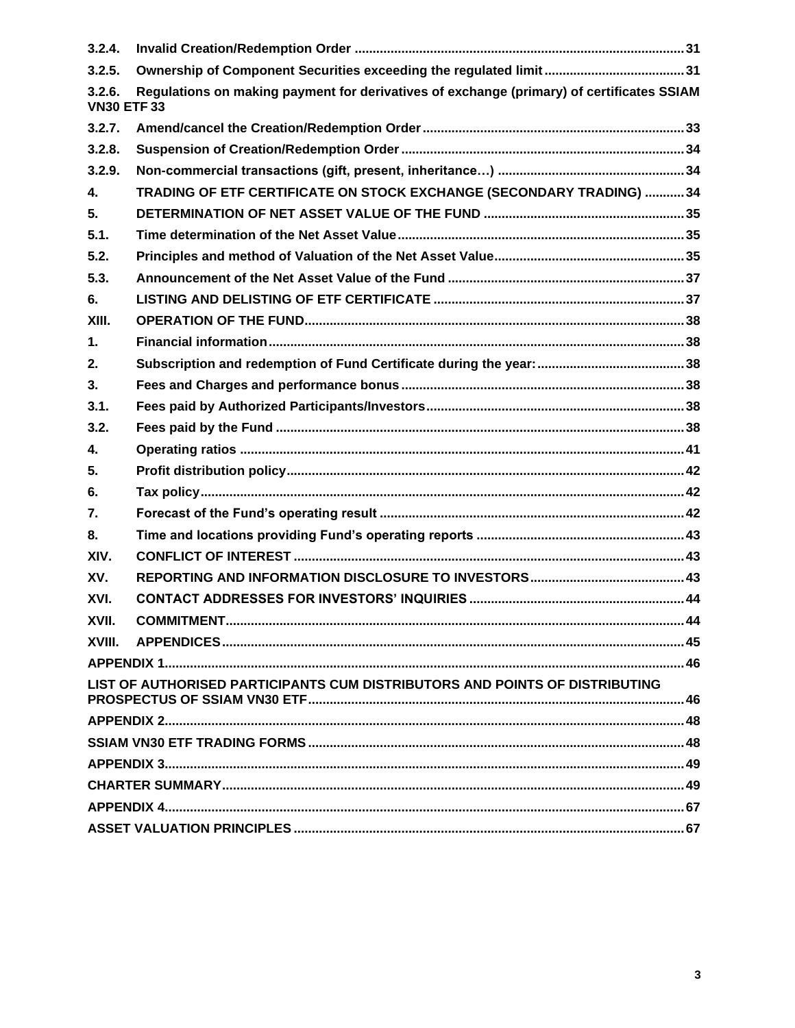3.2.4. Invalid Creation/Redemption Order ........................................................................................... 31

3.2.5. Ownership of Component Securities exceeding the regulated limit ....................................... 31

3.2.6. Regulations on making payment for derivatives of exchange (primary) of certificates SSIAM VN30 ETF 33

3.2.7. Amend/cancel the Creation/Redemption Order ........................................................................ 33

3.2.8. Suspension of Creation/Redemption Order .............................................................................. 34

3.2.9. Non-commercial transactions (gift, present, inheritance…) ................................................... 34

4. TRADING OF ETF CERTIFICATE ON STOCK EXCHANGE (SECONDARY TRADING) ........... 34

5. DETERMINATION OF NET ASSET VALUE OF THE FUND ........................................................ 35

5.1. Time determination of the Net Asset Value ............................................................................... 35

5.2. Principles and method of Valuation of the Net Asset Value .................................................... 35

5.3. Announcement of the Net Asset Value of the Fund ................................................................. 37

6. LISTING AND DELISTING OF ETF CERTIFICATE ..................................................................... 37

XIII. OPERATION OF THE FUND ........................................................................................................ 38

1. Financial information ................................................................................................................... 38

2. Subscription and redemption of Fund Certificate during the year: ......................................... 38

3. Fees and Charges and performance bonus .............................................................................. 38

3.1. Fees paid by Authorized Participants/Investors ....................................................................... 38

3.2. Fees paid by the Fund ................................................................................................................. 38

4. Operating ratios ........................................................................................................................... 41

5. Profit distribution policy ............................................................................................................. 42

6. Tax policy ...................................................................................................................................... 42

7. Forecast of the Fund's operating result .................................................................................... 42

8. Time and locations providing Fund's operating reports .......................................................... 43

XIV. CONFLICT OF INTEREST ............................................................................................................ 43

XV. REPORTING AND INFORMATION DISCLOSURE TO INVESTORS ........................................... 43

XVI. CONTACT ADDRESSES FOR INVESTORS' INQUIRIES ............................................................ 44

XVII. COMMITMENT .............................................................................................................................. 44

XVIII. APPENDICES ............................................................................................................................... 45

APPENDIX 1 ............................................................................................................................................. 46

LIST OF AUTHORISED PARTICIPANTS CUM DISTRIBUTORS AND POINTS OF DISTRIBUTING PROSPECTUS OF SSIAM VN30 ETF ....................................................................................................... 46

APPENDIX 2 ............................................................................................................................................. 48

SSIAM VN30 ETF TRADING FORMS ....................................................................................................... 48

APPENDIX 3 ............................................................................................................................................. 49

CHARTER SUMMARY .............................................................................................................................. 49

APPENDIX 4 ............................................................................................................................................. 67

ASSET VALUATION PRINCIPLES ........................................................................................................... 67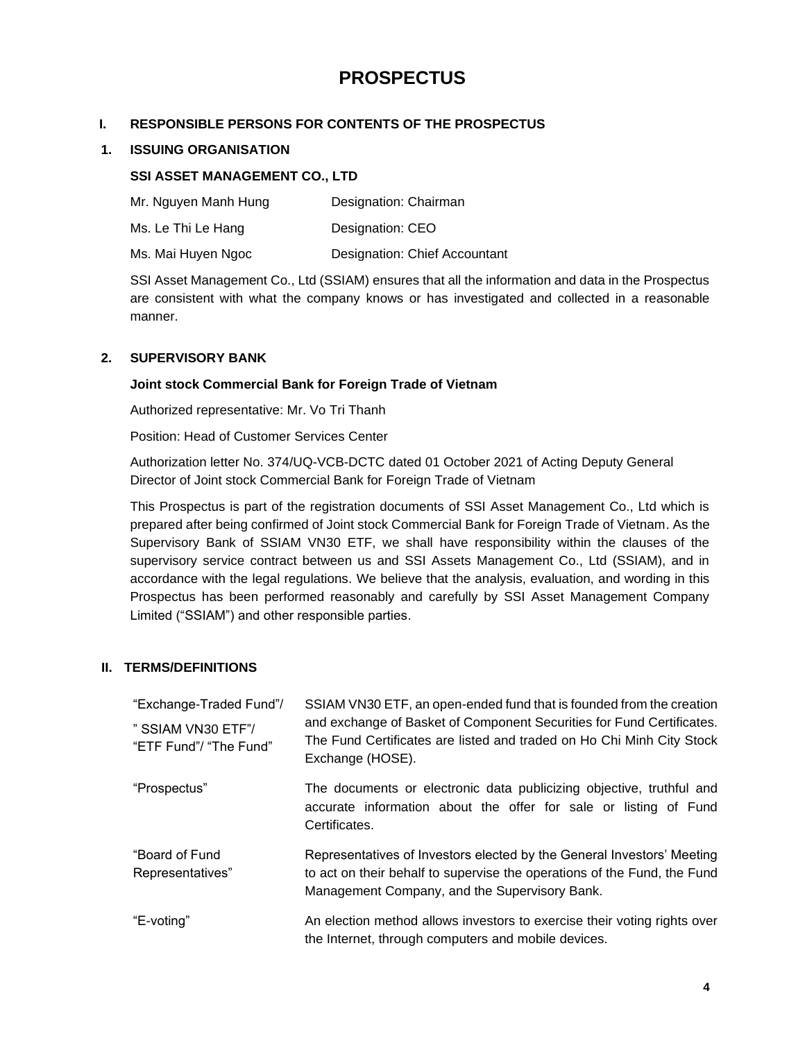# PROSPECTUS

## I. RESPONSIBLE PERSONS FOR CONTENTS OF THE PROSPECTUS

### 1. ISSUING ORGANISATION

**SSI ASSET MANAGEMENT CO., LTD**

| | |
|---|---|
| Mr. Nguyen Manh Hung | Designation: Chairman |
| Ms. Le Thi Le Hang | Designation: CEO |
| Ms. Mai Huyen Ngoc | Designation: Chief Accountant |

SSI Asset Management Co., Ltd (SSIAM) ensures that all the information and data in the Prospectus are consistent with what the company knows or has investigated and collected in a reasonable manner.

### 2. SUPERVISORY BANK

**Joint stock Commercial Bank for Foreign Trade of Vietnam**

Authorized representative: Mr. Vo Tri Thanh

Position: Head of Customer Services Center

Authorization letter No. 374/UQ-VCB-DCTC dated 01 October 2021 of Acting Deputy General Director of Joint stock Commercial Bank for Foreign Trade of Vietnam

This Prospectus is part of the registration documents of SSI Asset Management Co., Ltd which is prepared after being confirmed of Joint stock Commercial Bank for Foreign Trade of Vietnam. As the Supervisory Bank of SSIAM VN30 ETF, we shall have responsibility within the clauses of the supervisory service contract between us and SSI Assets Management Co., Ltd (SSIAM), and in accordance with the legal regulations. We believe that the analysis, evaluation, and wording in this Prospectus has been performed reasonably and carefully by SSI Asset Management Company Limited ("SSIAM") and other responsible parties.

## II. TERMS/DEFINITIONS

| | |
|---|---|
| "Exchange-Traded Fund"/ " SSIAM VN30 ETF"/ "ETF Fund"/ "The Fund" | SSIAM VN30 ETF, an open-ended fund that is founded from the creation and exchange of Basket of Component Securities for Fund Certificates. The Fund Certificates are listed and traded on Ho Chi Minh City Stock Exchange (HOSE). |
| "Prospectus" | The documents or electronic data publicizing objective, truthful and accurate information about the offer for sale or listing of Fund Certificates. |
| "Board of Fund Representatives" | Representatives of Investors elected by the General Investors' Meeting to act on their behalf to supervise the operations of the Fund, the Fund Management Company, and the Supervisory Bank. |
| "E-voting" | An election method allows investors to exercise their voting rights over the Internet, through computers and mobile devices. |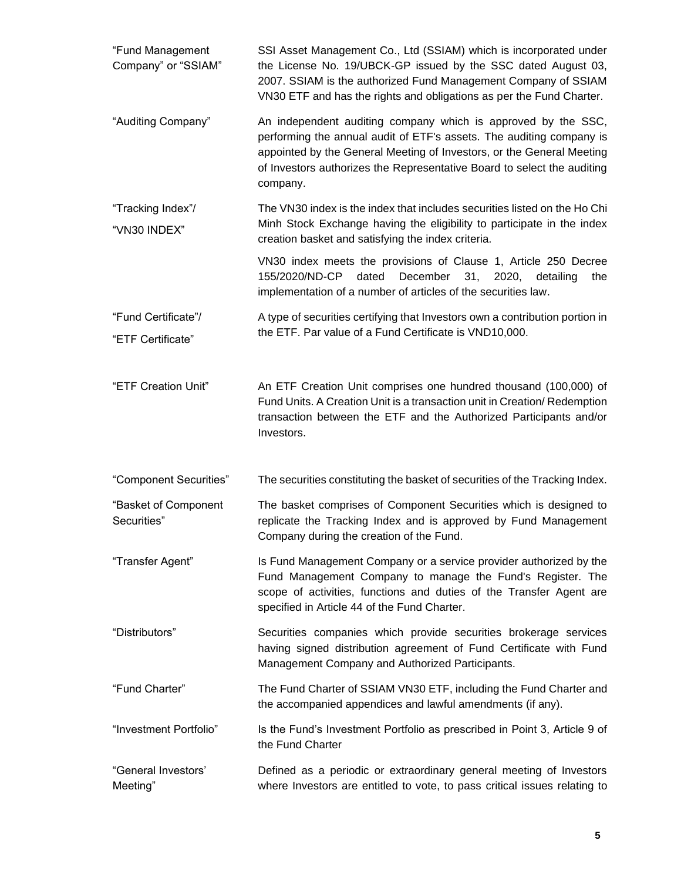| | |
|---|---|
| "Fund Management Company" or "SSIAM" | SSI Asset Management Co., Ltd (SSIAM) which is incorporated under the License No. 19/UBCK-GP issued by the SSC dated August 03, 2007. SSIAM is the authorized Fund Management Company of SSIAM VN30 ETF and has the rights and obligations as per the Fund Charter. |
| "Auditing Company" | An independent auditing company which is approved by the SSC, performing the annual audit of ETF's assets. The auditing company is appointed by the General Meeting of Investors, or the General Meeting of Investors authorizes the Representative Board to select the auditing company. |
| "Tracking Index"/ "VN30 INDEX" | The VN30 index is the index that includes securities listed on the Ho Chi Minh Stock Exchange having the eligibility to participate in the index creation basket and satisfying the index criteria.<br><br>VN30 index meets the provisions of Clause 1, Article 250 Decree 155/2020/ND-CP dated December 31, 2020, detailing the implementation of a number of articles of the securities law. |
| "Fund Certificate"/ "ETF Certificate" | A type of securities certifying that Investors own a contribution portion in the ETF. Par value of a Fund Certificate is VND10,000. |
| "ETF Creation Unit" | An ETF Creation Unit comprises one hundred thousand (100,000) of Fund Units. A Creation Unit is a transaction unit in Creation/ Redemption transaction between the ETF and the Authorized Participants and/or Investors. |
| "Component Securities" | The securities constituting the basket of securities of the Tracking Index. |
| "Basket of Component Securities" | The basket comprises of Component Securities which is designed to replicate the Tracking Index and is approved by Fund Management Company during the creation of the Fund. |
| "Transfer Agent" | Is Fund Management Company or a service provider authorized by the Fund Management Company to manage the Fund's Register. The scope of activities, functions and duties of the Transfer Agent are specified in Article 44 of the Fund Charter. |
| "Distributors" | Securities companies which provide securities brokerage services having signed distribution agreement of Fund Certificate with Fund Management Company and Authorized Participants. |
| "Fund Charter" | The Fund Charter of SSIAM VN30 ETF, including the Fund Charter and the accompanied appendices and lawful amendments (if any). |
| "Investment Portfolio" | Is the Fund's Investment Portfolio as prescribed in Point 3, Article 9 of the Fund Charter |
| "General Investors' Meeting" | Defined as a periodic or extraordinary general meeting of Investors where Investors are entitled to vote, to pass critical issues relating to |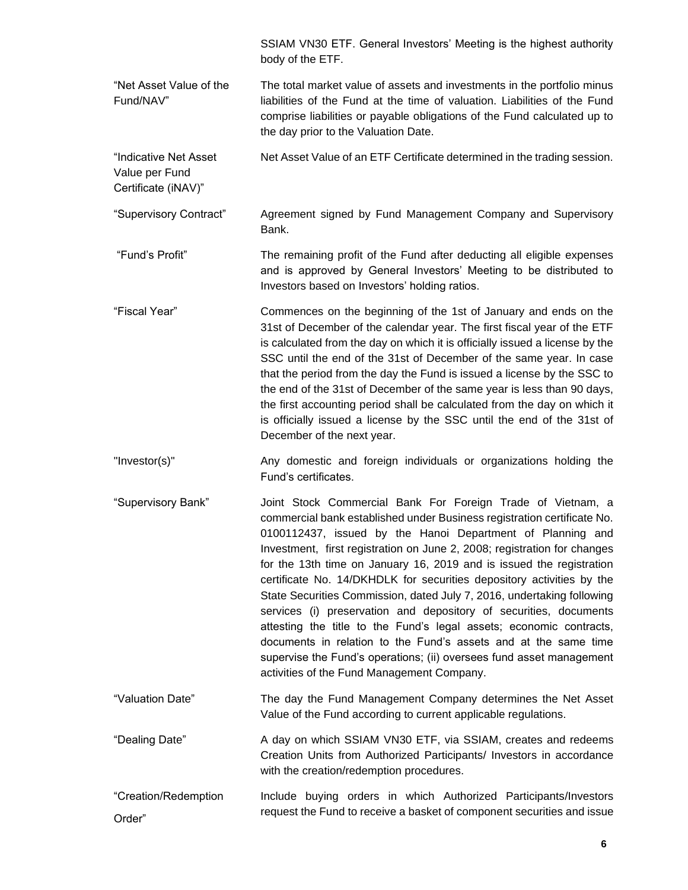| | |
|---|---|
| | SSIAM VN30 ETF. General Investors' Meeting is the highest authority body of the ETF. |
| "Net Asset Value of the Fund/NAV" | The total market value of assets and investments in the portfolio minus liabilities of the Fund at the time of valuation. Liabilities of the Fund comprise liabilities or payable obligations of the Fund calculated up to the day prior to the Valuation Date. |
| "Indicative Net Asset Value per Fund Certificate (iNAV)" | Net Asset Value of an ETF Certificate determined in the trading session. |
| "Supervisory Contract" | Agreement signed by Fund Management Company and Supervisory Bank. |
| "Fund's Profit" | The remaining profit of the Fund after deducting all eligible expenses and is approved by General Investors' Meeting to be distributed to Investors based on Investors' holding ratios. |
| "Fiscal Year" | Commences on the beginning of the 1st of January and ends on the 31st of December of the calendar year. The first fiscal year of the ETF is calculated from the day on which it is officially issued a license by the SSC until the end of the 31st of December of the same year. In case that the period from the day the Fund is issued a license by the SSC to the end of the 31st of December of the same year is less than 90 days, the first accounting period shall be calculated from the day on which it is officially issued a license by the SSC until the end of the 31st of December of the next year. |
| "Investor(s)" | Any domestic and foreign individuals or organizations holding the Fund's certificates. |
| "Supervisory Bank" | Joint Stock Commercial Bank For Foreign Trade of Vietnam, a commercial bank established under Business registration certificate No. 0100112437, issued by the Hanoi Department of Planning and Investment, first registration on June 2, 2008; registration for changes for the 13th time on January 16, 2019 and is issued the registration certificate No. 14/DKHDLK for securities depository activities by the State Securities Commission, dated July 7, 2016, undertaking following services (i) preservation and depository of securities, documents attesting the title to the Fund's legal assets; economic contracts, documents in relation to the Fund's assets and at the same time supervise the Fund's operations; (ii) oversees fund asset management activities of the Fund Management Company. |
| "Valuation Date" | The day the Fund Management Company determines the Net Asset Value of the Fund according to current applicable regulations. |
| "Dealing Date" | A day on which SSIAM VN30 ETF, via SSIAM, creates and redeems Creation Units from Authorized Participants/ Investors in accordance with the creation/redemption procedures. |
| "Creation/Redemption Order" | Include buying orders in which Authorized Participants/Investors request the Fund to receive a basket of component securities and issue |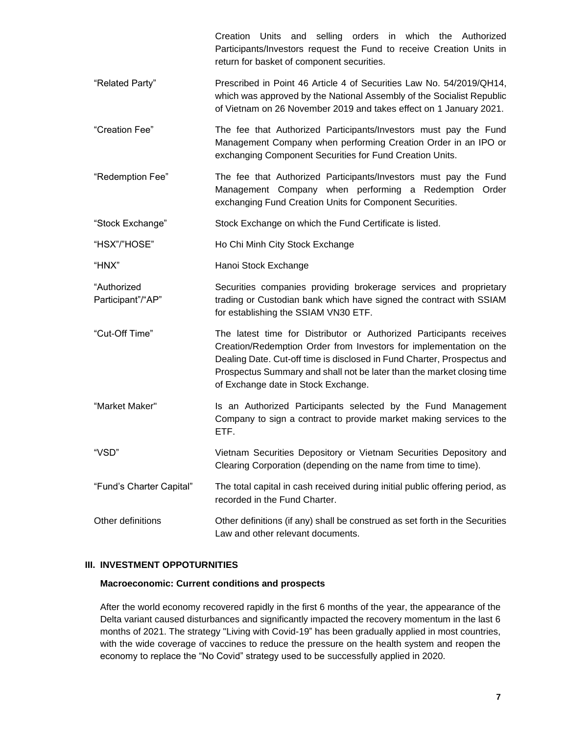| | |
|---|---|
| | Creation Units and selling orders in which the Authorized Participants/Investors request the Fund to receive Creation Units in return for basket of component securities. |
| "Related Party" | Prescribed in Point 46 Article 4 of Securities Law No. 54/2019/QH14, which was approved by the National Assembly of the Socialist Republic of Vietnam on 26 November 2019 and takes effect on 1 January 2021. |
| "Creation Fee" | The fee that Authorized Participants/Investors must pay the Fund Management Company when performing Creation Order in an IPO or exchanging Component Securities for Fund Creation Units. |
| "Redemption Fee" | The fee that Authorized Participants/Investors must pay the Fund Management Company when performing a Redemption Order exchanging Fund Creation Units for Component Securities. |
| "Stock Exchange" | Stock Exchange on which the Fund Certificate is listed. |
| "HSX"/"HOSE" | Ho Chi Minh City Stock Exchange |
| "HNX" | Hanoi Stock Exchange |
| "Authorized Participant"/"AP" | Securities companies providing brokerage services and proprietary trading or Custodian bank which have signed the contract with SSIAM for establishing the SSIAM VN30 ETF. |
| "Cut-Off Time" | The latest time for Distributor or Authorized Participants receives Creation/Redemption Order from Investors for implementation on the Dealing Date. Cut-off time is disclosed in Fund Charter, Prospectus and Prospectus Summary and shall not be later than the market closing time of Exchange date in Stock Exchange. |
| "Market Maker" | Is an Authorized Participants selected by the Fund Management Company to sign a contract to provide market making services to the ETF. |
| "VSD" | Vietnam Securities Depository or Vietnam Securities Depository and Clearing Corporation (depending on the name from time to time). |
| "Fund's Charter Capital" | The total capital in cash received during initial public offering period, as recorded in the Fund Charter. |
| Other definitions | Other definitions (if any) shall be construed as set forth in the Securities Law and other relevant documents. |

## III. INVESTMENT OPPOTURNITIES

### Macroeconomic: Current conditions and prospects

After the world economy recovered rapidly in the first 6 months of the year, the appearance of the Delta variant caused disturbances and significantly impacted the recovery momentum in the last 6 months of 2021. The strategy "Living with Covid-19" has been gradually applied in most countries, with the wide coverage of vaccines to reduce the pressure on the health system and reopen the economy to replace the "No Covid" strategy used to be successfully applied in 2020.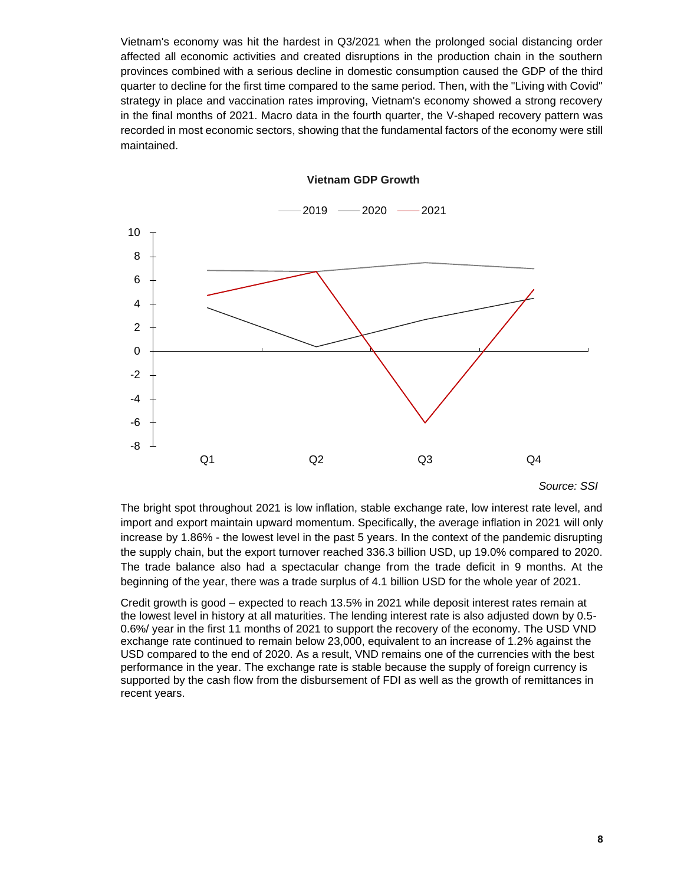Vietnam's economy was hit the hardest in Q3/2021 when the prolonged social distancing order affected all economic activities and created disruptions in the production chain in the southern provinces combined with a serious decline in domestic consumption caused the GDP of the third quarter to decline for the first time compared to the same period. Then, with the "Living with Covid" strategy in place and vaccination rates improving, Vietnam's economy showed a strong recovery in the final months of 2021. Macro data in the fourth quarter, the V-shaped recovery pattern was recorded in most economic sectors, showing that the fundamental factors of the economy were still maintained.

**Vietnam GDP Growth**

2019 — 2020 — 2021

*Source: SSI*

The bright spot throughout 2021 is low inflation, stable exchange rate, low interest rate level, and import and export maintain upward momentum. Specifically, the average inflation in 2021 will only increase by 1.86% - the lowest level in the past 5 years. In the context of the pandemic disrupting the supply chain, but the export turnover reached 336.3 billion USD, up 19.0% compared to 2020. The trade balance also had a spectacular change from the trade deficit in 9 months. At the beginning of the year, there was a trade surplus of 4.1 billion USD for the whole year of 2021.

Credit growth is good – expected to reach 13.5% in 2021 while deposit interest rates remain at the lowest level in history at all maturities. The lending interest rate is also adjusted down by 0.5-0.6%/ year in the first 11 months of 2021 to support the recovery of the economy. The USD VND exchange rate continued to remain below 23,000, equivalent to an increase of 1.2% against the USD compared to the end of 2020. As a result, VND remains one of the currencies with the best performance in the year. The exchange rate is stable because the supply of foreign currency is supported by the cash flow from the disbursement of FDI as well as the growth of remittances in recent years.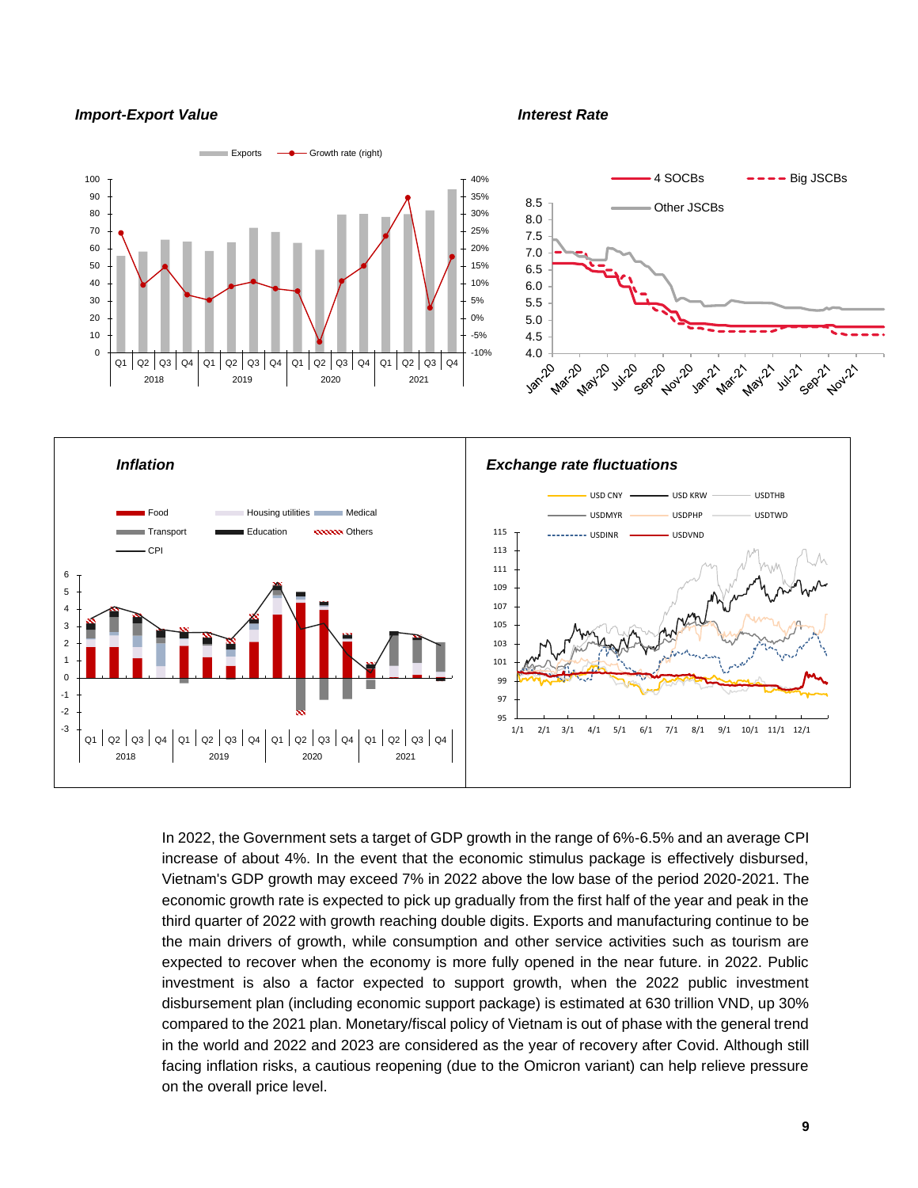***Import-Export Value***

***Interest Rate***

***Inflation***

***Exchange rate fluctuations***

In 2022, the Government sets a target of GDP growth in the range of 6%-6.5% and an average CPI increase of about 4%. In the event that the economic stimulus package is effectively disbursed, Vietnam's GDP growth may exceed 7% in 2022 above the low base of the period 2020-2021. The economic growth rate is expected to pick up gradually from the first half of the year and peak in the third quarter of 2022 with growth reaching double digits. Exports and manufacturing continue to be the main drivers of growth, while consumption and other service activities such as tourism are expected to recover when the economy is more fully opened in the near future. in 2022. Public investment is also a factor expected to support growth, when the 2022 public investment disbursement plan (including economic support package) is estimated at 630 trillion VND, up 30% compared to the 2021 plan. Monetary/fiscal policy of Vietnam is out of phase with the general trend in the world and 2022 and 2023 are considered as the year of recovery after Covid. Although still facing inflation risks, a cautious reopening (due to the Omicron variant) can help relieve pressure on the overall price level.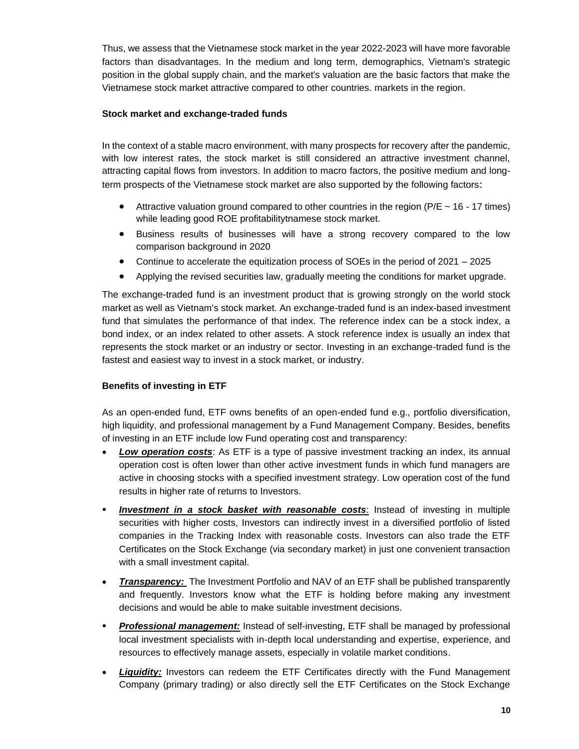Thus, we assess that the Vietnamese stock market in the year 2022-2023 will have more favorable factors than disadvantages. In the medium and long term, demographics, Vietnam's strategic position in the global supply chain, and the market's valuation are the basic factors that make the Vietnamese stock market attractive compared to other countries. markets in the region.

**Stock market and exchange-traded funds**

In the context of a stable macro environment, with many prospects for recovery after the pandemic, with low interest rates, the stock market is still considered an attractive investment channel, attracting capital flows from investors. In addition to macro factors, the positive medium and long-term prospects of the Vietnamese stock market are also supported by the following factors:

- Attractive valuation ground compared to other countries in the region (P/E ~ 16 - 17 times) while leading good ROE profitabilitytnamese stock market.
- Business results of businesses will have a strong recovery compared to the low comparison background in 2020
- Continue to accelerate the equitization process of SOEs in the period of 2021 – 2025
- Applying the revised securities law, gradually meeting the conditions for market upgrade.

The exchange-traded fund is an investment product that is growing strongly on the world stock market as well as Vietnam's stock market. An exchange-traded fund is an index-based investment fund that simulates the performance of that index. The reference index can be a stock index, a bond index, or an index related to other assets. A stock reference index is usually an index that represents the stock market or an industry or sector. Investing in an exchange-traded fund is the fastest and easiest way to invest in a stock market, or industry.

**Benefits of investing in ETF**

As an open-ended fund, ETF owns benefits of an open-ended fund e.g., portfolio diversification, high liquidity, and professional management by a Fund Management Company. Besides, benefits of investing in an ETF include low Fund operating cost and transparency:

- ***Low operation costs***: As ETF is a type of passive investment tracking an index, its annual operation cost is often lower than other active investment funds in which fund managers are active in choosing stocks with a specified investment strategy. Low operation cost of the fund results in higher rate of returns to Investors.
- ***Investment in a stock basket with reasonable costs***: Instead of investing in multiple securities with higher costs, Investors can indirectly invest in a diversified portfolio of listed companies in the Tracking Index with reasonable costs. Investors can also trade the ETF Certificates on the Stock Exchange (via secondary market) in just one convenient transaction with a small investment capital.
- ***Transparency:*** The Investment Portfolio and NAV of an ETF shall be published transparently and frequently. Investors know what the ETF is holding before making any investment decisions and would be able to make suitable investment decisions.
- ***Professional management:*** Instead of self-investing, ETF shall be managed by professional local investment specialists with in-depth local understanding and expertise, experience, and resources to effectively manage assets, especially in volatile market conditions.
- ***Liquidity:*** Investors can redeem the ETF Certificates directly with the Fund Management Company (primary trading) or also directly sell the ETF Certificates on the Stock Exchange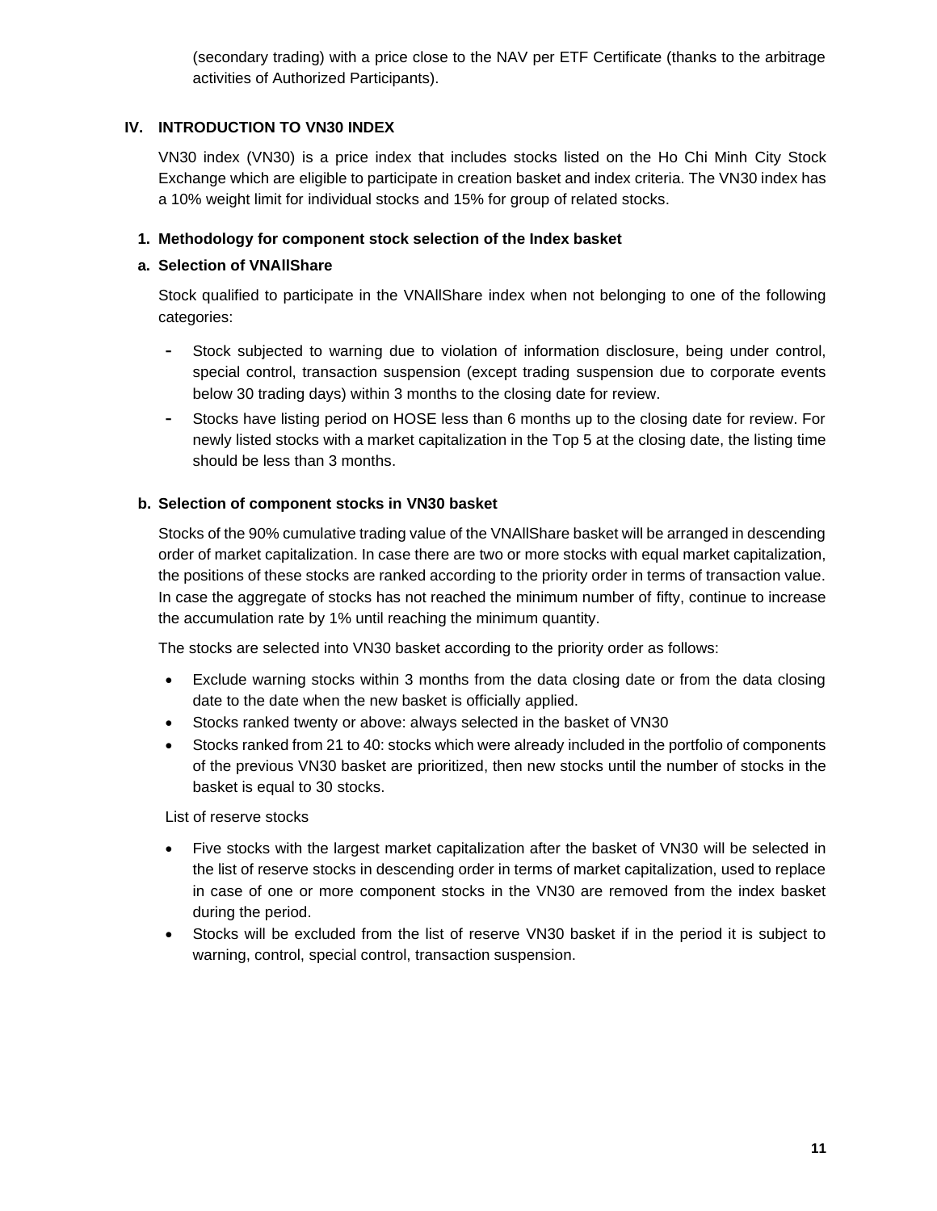(secondary trading) with a price close to the NAV per ETF Certificate (thanks to the arbitrage activities of Authorized Participants).

## IV. INTRODUCTION TO VN30 INDEX

VN30 index (VN30) is a price index that includes stocks listed on the Ho Chi Minh City Stock Exchange which are eligible to participate in creation basket and index criteria. The VN30 index has a 10% weight limit for individual stocks and 15% for group of related stocks.

### 1. Methodology for component stock selection of the Index basket

#### a. Selection of VNAllShare

Stock qualified to participate in the VNAllShare index when not belonging to one of the following categories:

- Stock subjected to warning due to violation of information disclosure, being under control, special control, transaction suspension (except trading suspension due to corporate events below 30 trading days) within 3 months to the closing date for review.
- Stocks have listing period on HOSE less than 6 months up to the closing date for review. For newly listed stocks with a market capitalization in the Top 5 at the closing date, the listing time should be less than 3 months.

#### b. Selection of component stocks in VN30 basket

Stocks of the 90% cumulative trading value of the VNAllShare basket will be arranged in descending order of market capitalization. In case there are two or more stocks with equal market capitalization, the positions of these stocks are ranked according to the priority order in terms of transaction value. In case the aggregate of stocks has not reached the minimum number of fifty, continue to increase the accumulation rate by 1% until reaching the minimum quantity.

The stocks are selected into VN30 basket according to the priority order as follows:

- Exclude warning stocks within 3 months from the data closing date or from the data closing date to the date when the new basket is officially applied.
- Stocks ranked twenty or above: always selected in the basket of VN30
- Stocks ranked from 21 to 40: stocks which were already included in the portfolio of components of the previous VN30 basket are prioritized, then new stocks until the number of stocks in the basket is equal to 30 stocks.

List of reserve stocks

- Five stocks with the largest market capitalization after the basket of VN30 will be selected in the list of reserve stocks in descending order in terms of market capitalization, used to replace in case of one or more component stocks in the VN30 are removed from the index basket during the period.
- Stocks will be excluded from the list of reserve VN30 basket if in the period it is subject to warning, control, special control, transaction suspension.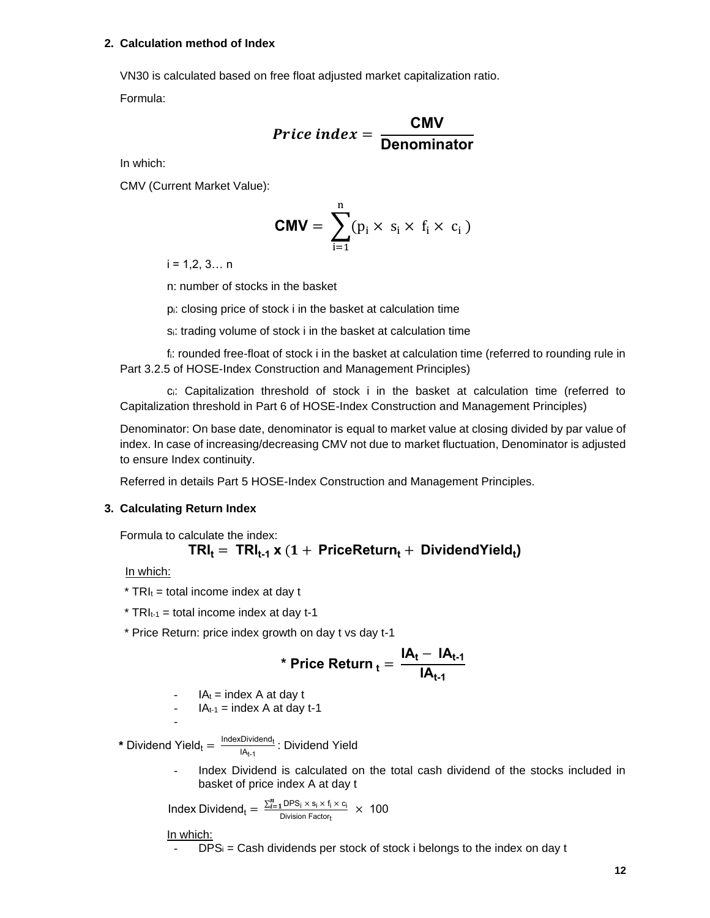## 2. Calculation method of Index

VN30 is calculated based on free float adjusted market capitalization ratio.

Formula:

$$Price\ index = \frac{\textbf{CMV}}{\textbf{Denominator}}$$

In which:

CMV (Current Market Value):

$$\textbf{CMV} = \sum_{i=1}^{n}(p_i \times s_i \times f_i \times c_i)$$

$i = 1,2, 3\ldots n$

n: number of stocks in the basket

$p_i$: closing price of stock i in the basket at calculation time

$s_i$: trading volume of stock i in the basket at calculation time

$f_i$: rounded free-float of stock i in the basket at calculation time (referred to rounding rule in Part 3.2.5 of HOSE-Index Construction and Management Principles)

$c_i$: Capitalization threshold of stock i in the basket at calculation time (referred to Capitalization threshold in Part 6 of HOSE-Index Construction and Management Principles)

Denominator: On base date, denominator is equal to market value at closing divided by par value of index. In case of increasing/decreasing CMV not due to market fluctuation, Denominator is adjusted to ensure Index continuity.

Referred in details Part 5 HOSE-Index Construction and Management Principles.

## 3. Calculating Return Index

Formula to calculate the index:

$$\textbf{TRI}_t = \textbf{TRI}_{t-1} \textbf{ x } (1 + \textbf{PriceReturn}_t + \textbf{DividendYield}_t)$$

In which:

* $TRI_t$ = total income index at day t
* $TRI_{t-1}$ = total income index at day t-1
* Price Return: price index growth on day t vs day t-1

$$\textbf{* Price Return}_t = \frac{\textbf{IA}_t - \textbf{IA}_{t-1}}{\textbf{IA}_{t-1}}$$

- $IA_t$ = index A at day t
- $IA_{t-1}$ = index A at day t-1
-

**\*** Dividend $\text{Yield}_t = \frac{\text{IndexDividend}_t}{\text{IA}_{t-1}}$: Dividend Yield

- Index Dividend is calculated on the total cash dividend of the stocks included in basket of price index A at day t

$$\text{Index Dividend}_t = \frac{\sum_{i=1}^{n} \text{DPS}_i \times s_i \times f_i \times c_i}{\text{Division Factor}_t} \times 100$$

In which:

- $DPS_i$ = Cash dividends per stock of stock i belongs to the index on day t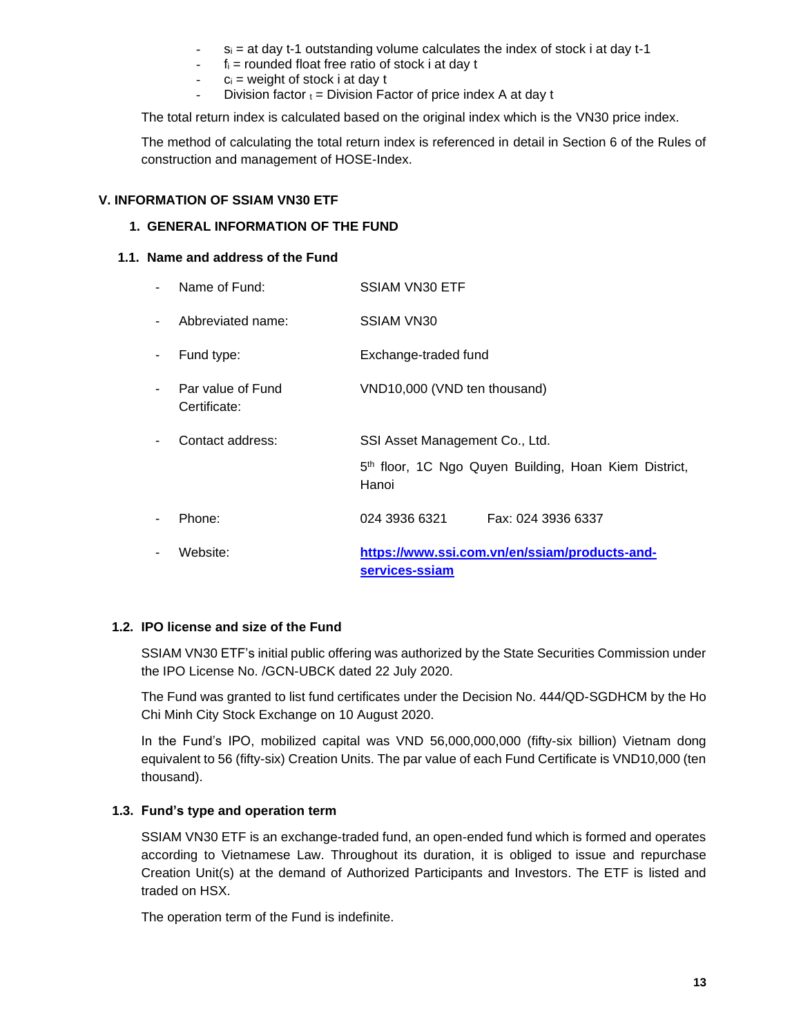- $s_i$ = at day t-1 outstanding volume calculates the index of stock i at day t-1
- $f_i$ = rounded float free ratio of stock i at day t
- $c_i$ = weight of stock i at day t
- Division factor $_t$ = Division Factor of price index A at day t

The total return index is calculated based on the original index which is the VN30 price index.

The method of calculating the total return index is referenced in detail in Section 6 of the Rules of construction and management of HOSE-Index.

## V. INFORMATION OF SSIAM VN30 ETF

### 1. GENERAL INFORMATION OF THE FUND

#### 1.1. Name and address of the Fund

- Name of Fund: SSIAM VN30 ETF
- Abbreviated name: SSIAM VN30
- Fund type: Exchange-traded fund
- Par value of Fund Certificate: VND10,000 (VND ten thousand)
- Contact address: SSI Asset Management Co., Ltd.
  5th floor, 1C Ngo Quyen Building, Hoan Kiem District, Hanoi
- Phone: 024 3936 6321 Fax: 024 3936 6337
- Website: [https://www.ssi.com.vn/en/ssiam/products-and-services-ssiam](https://www.ssi.com.vn/en/ssiam/products-and-services-ssiam)

#### 1.2. IPO license and size of the Fund

SSIAM VN30 ETF's initial public offering was authorized by the State Securities Commission under the IPO License No. /GCN-UBCK dated 22 July 2020.

The Fund was granted to list fund certificates under the Decision No. 444/QD-SGDHCM by the Ho Chi Minh City Stock Exchange on 10 August 2020.

In the Fund's IPO, mobilized capital was VND 56,000,000,000 (fifty-six billion) Vietnam dong equivalent to 56 (fifty-six) Creation Units. The par value of each Fund Certificate is VND10,000 (ten thousand).

#### 1.3. Fund's type and operation term

SSIAM VN30 ETF is an exchange-traded fund, an open-ended fund which is formed and operates according to Vietnamese Law. Throughout its duration, it is obliged to issue and repurchase Creation Unit(s) at the demand of Authorized Participants and Investors. The ETF is listed and traded on HSX.

The operation term of the Fund is indefinite.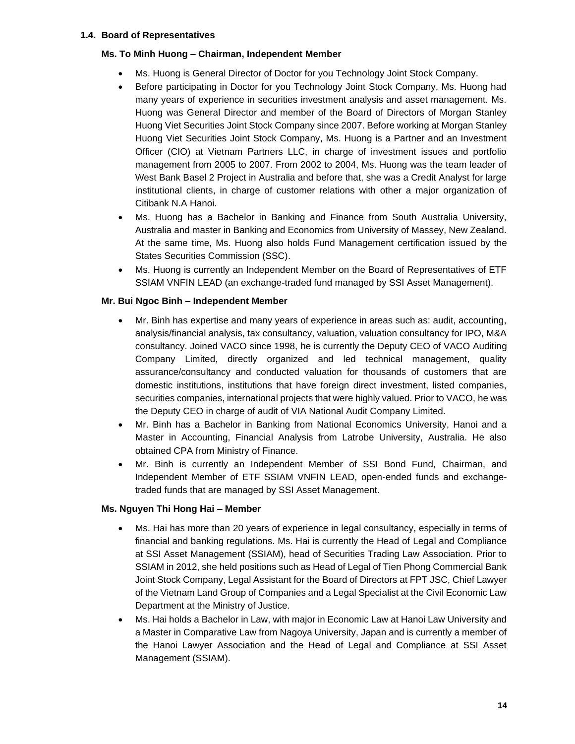## 1.4. Board of Representatives

### Ms. To Minh Huong – Chairman, Independent Member

- Ms. Huong is General Director of Doctor for you Technology Joint Stock Company.
- Before participating in Doctor for you Technology Joint Stock Company, Ms. Huong had many years of experience in securities investment analysis and asset management. Ms. Huong was General Director and member of the Board of Directors of Morgan Stanley Huong Viet Securities Joint Stock Company since 2007. Before working at Morgan Stanley Huong Viet Securities Joint Stock Company, Ms. Huong is a Partner and an Investment Officer (CIO) at Vietnam Partners LLC, in charge of investment issues and portfolio management from 2005 to 2007. From 2002 to 2004, Ms. Huong was the team leader of West Bank Basel 2 Project in Australia and before that, she was a Credit Analyst for large institutional clients, in charge of customer relations with other a major organization of Citibank N.A Hanoi.
- Ms. Huong has a Bachelor in Banking and Finance from South Australia University, Australia and master in Banking and Economics from University of Massey, New Zealand. At the same time, Ms. Huong also holds Fund Management certification issued by the States Securities Commission (SSC).
- Ms. Huong is currently an Independent Member on the Board of Representatives of ETF SSIAM VNFIN LEAD (an exchange-traded fund managed by SSI Asset Management).

### Mr. Bui Ngoc Binh – Independent Member

- Mr. Binh has expertise and many years of experience in areas such as: audit, accounting, analysis/financial analysis, tax consultancy, valuation, valuation consultancy for IPO, M&A consultancy. Joined VACO since 1998, he is currently the Deputy CEO of VACO Auditing Company Limited, directly organized and led technical management, quality assurance/consultancy and conducted valuation for thousands of customers that are domestic institutions, institutions that have foreign direct investment, listed companies, securities companies, international projects that were highly valued. Prior to VACO, he was the Deputy CEO in charge of audit of VIA National Audit Company Limited.
- Mr. Binh has a Bachelor in Banking from National Economics University, Hanoi and a Master in Accounting, Financial Analysis from Latrobe University, Australia. He also obtained CPA from Ministry of Finance.
- Mr. Binh is currently an Independent Member of SSI Bond Fund, Chairman, and Independent Member of ETF SSIAM VNFIN LEAD, open-ended funds and exchange-traded funds that are managed by SSI Asset Management.

### Ms. Nguyen Thi Hong Hai – Member

- Ms. Hai has more than 20 years of experience in legal consultancy, especially in terms of financial and banking regulations. Ms. Hai is currently the Head of Legal and Compliance at SSI Asset Management (SSIAM), head of Securities Trading Law Association. Prior to SSIAM in 2012, she held positions such as Head of Legal of Tien Phong Commercial Bank Joint Stock Company, Legal Assistant for the Board of Directors at FPT JSC, Chief Lawyer of the Vietnam Land Group of Companies and a Legal Specialist at the Civil Economic Law Department at the Ministry of Justice.
- Ms. Hai holds a Bachelor in Law, with major in Economic Law at Hanoi Law University and a Master in Comparative Law from Nagoya University, Japan and is currently a member of the Hanoi Lawyer Association and the Head of Legal and Compliance at SSI Asset Management (SSIAM).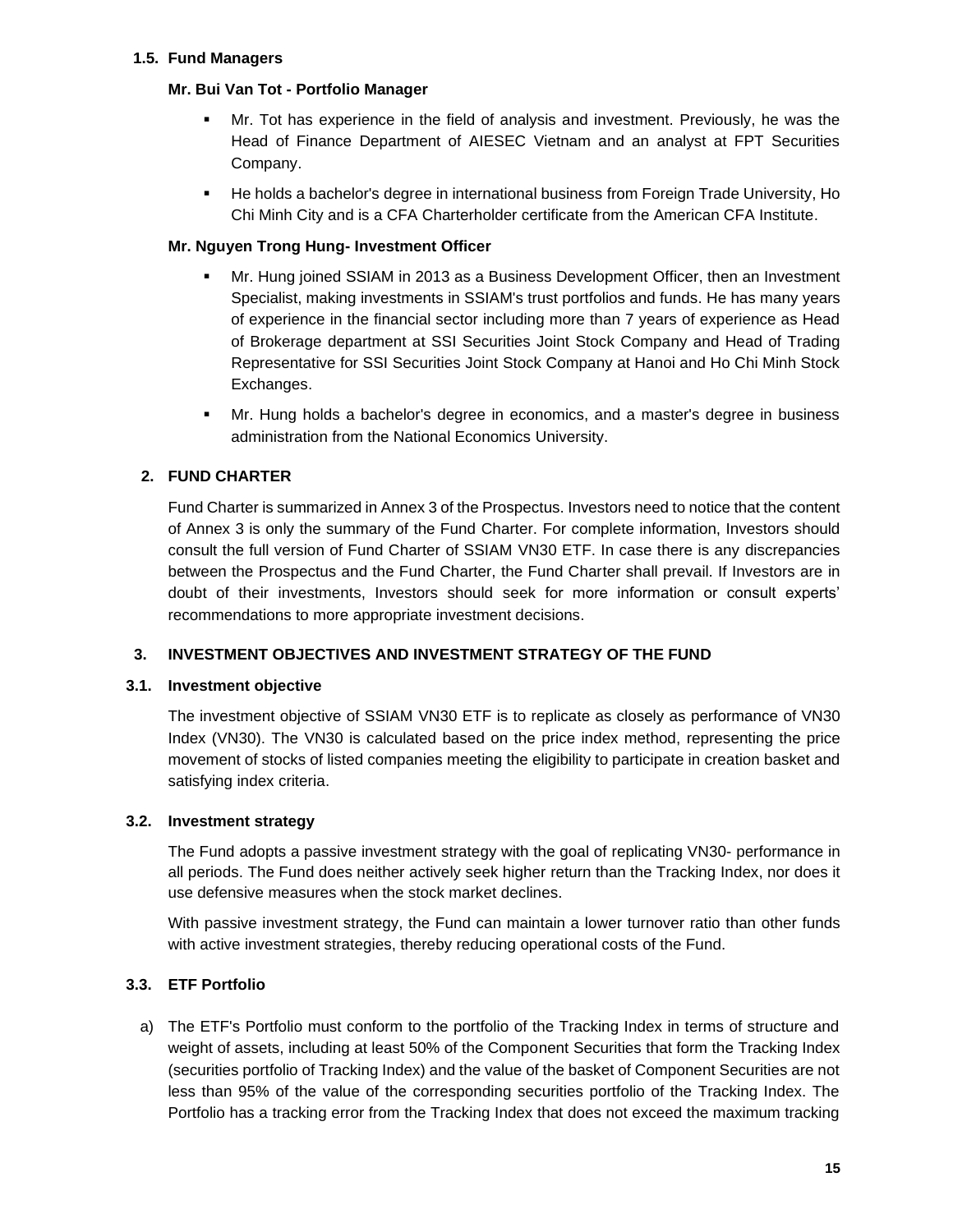### 1.5. Fund Managers

**Mr. Bui Van Tot - Portfolio Manager**

- Mr. Tot has experience in the field of analysis and investment. Previously, he was the Head of Finance Department of AIESEC Vietnam and an analyst at FPT Securities Company.
- He holds a bachelor's degree in international business from Foreign Trade University, Ho Chi Minh City and is a CFA Charterholder certificate from the American CFA Institute.

**Mr. Nguyen Trong Hung- Investment Officer**

- Mr. Hung joined SSIAM in 2013 as a Business Development Officer, then an Investment Specialist, making investments in SSIAM's trust portfolios and funds. He has many years of experience in the financial sector including more than 7 years of experience as Head of Brokerage department at SSI Securities Joint Stock Company and Head of Trading Representative for SSI Securities Joint Stock Company at Hanoi and Ho Chi Minh Stock Exchanges.
- Mr. Hung holds a bachelor's degree in economics, and a master's degree in business administration from the National Economics University.

## 2. FUND CHARTER

Fund Charter is summarized in Annex 3 of the Prospectus. Investors need to notice that the content of Annex 3 is only the summary of the Fund Charter. For complete information, Investors should consult the full version of Fund Charter of SSIAM VN30 ETF. In case there is any discrepancies between the Prospectus and the Fund Charter, the Fund Charter shall prevail. If Investors are in doubt of their investments, Investors should seek for more information or consult experts' recommendations to more appropriate investment decisions.

## 3. INVESTMENT OBJECTIVES AND INVESTMENT STRATEGY OF THE FUND

### 3.1. Investment objective

The investment objective of SSIAM VN30 ETF is to replicate as closely as performance of VN30 Index (VN30). The VN30 is calculated based on the price index method, representing the price movement of stocks of listed companies meeting the eligibility to participate in creation basket and satisfying index criteria.

### 3.2. Investment strategy

The Fund adopts a passive investment strategy with the goal of replicating VN30- performance in all periods. The Fund does neither actively seek higher return than the Tracking Index, nor does it use defensive measures when the stock market declines.

With passive investment strategy, the Fund can maintain a lower turnover ratio than other funds with active investment strategies, thereby reducing operational costs of the Fund.

### 3.3. ETF Portfolio

a) The ETF's Portfolio must conform to the portfolio of the Tracking Index in terms of structure and weight of assets, including at least 50% of the Component Securities that form the Tracking Index (securities portfolio of Tracking Index) and the value of the basket of Component Securities are not less than 95% of the value of the corresponding securities portfolio of the Tracking Index. The Portfolio has a tracking error from the Tracking Index that does not exceed the maximum tracking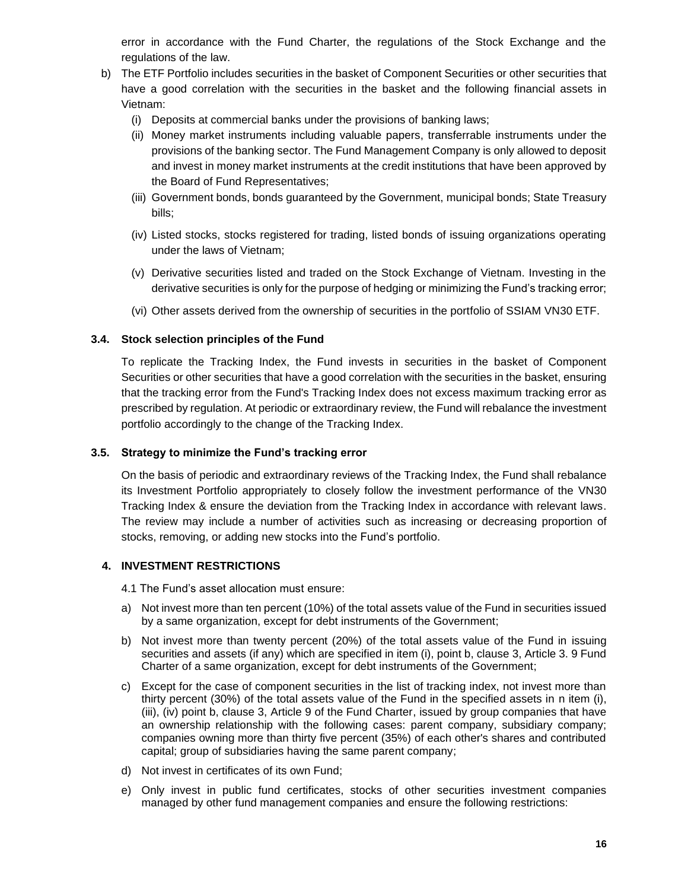error in accordance with the Fund Charter, the regulations of the Stock Exchange and the regulations of the law.

b) The ETF Portfolio includes securities in the basket of Component Securities or other securities that have a good correlation with the securities in the basket and the following financial assets in Vietnam:

   (i) Deposits at commercial banks under the provisions of banking laws;

   (ii) Money market instruments including valuable papers, transferrable instruments under the provisions of the banking sector. The Fund Management Company is only allowed to deposit and invest in money market instruments at the credit institutions that have been approved by the Board of Fund Representatives;

   (iii) Government bonds, bonds guaranteed by the Government, municipal bonds; State Treasury bills;

   (iv) Listed stocks, stocks registered for trading, listed bonds of issuing organizations operating under the laws of Vietnam;

   (v) Derivative securities listed and traded on the Stock Exchange of Vietnam. Investing in the derivative securities is only for the purpose of hedging or minimizing the Fund's tracking error;

   (vi) Other assets derived from the ownership of securities in the portfolio of SSIAM VN30 ETF.

### 3.4. Stock selection principles of the Fund

To replicate the Tracking Index, the Fund invests in securities in the basket of Component Securities or other securities that have a good correlation with the securities in the basket, ensuring that the tracking error from the Fund's Tracking Index does not excess maximum tracking error as prescribed by regulation. At periodic or extraordinary review, the Fund will rebalance the investment portfolio accordingly to the change of the Tracking Index.

### 3.5. Strategy to minimize the Fund's tracking error

On the basis of periodic and extraordinary reviews of the Tracking Index, the Fund shall rebalance its Investment Portfolio appropriately to closely follow the investment performance of the VN30 Tracking Index & ensure the deviation from the Tracking Index in accordance with relevant laws. The review may include a number of activities such as increasing or decreasing proportion of stocks, removing, or adding new stocks into the Fund's portfolio.

## 4. INVESTMENT RESTRICTIONS

4.1 The Fund's asset allocation must ensure:

a) Not invest more than ten percent (10%) of the total assets value of the Fund in securities issued by a same organization, except for debt instruments of the Government;

b) Not invest more than twenty percent (20%) of the total assets value of the Fund in issuing securities and assets (if any) which are specified in item (i), point b, clause 3, Article 3. 9 Fund Charter of a same organization, except for debt instruments of the Government;

c) Except for the case of component securities in the list of tracking index, not invest more than thirty percent (30%) of the total assets value of the Fund in the specified assets in n item (i), (iii), (iv) point b, clause 3, Article 9 of the Fund Charter, issued by group companies that have an ownership relationship with the following cases: parent company, subsidiary company; companies owning more than thirty five percent (35%) of each other's shares and contributed capital; group of subsidiaries having the same parent company;

d) Not invest in certificates of its own Fund;

e) Only invest in public fund certificates, stocks of other securities investment companies managed by other fund management companies and ensure the following restrictions: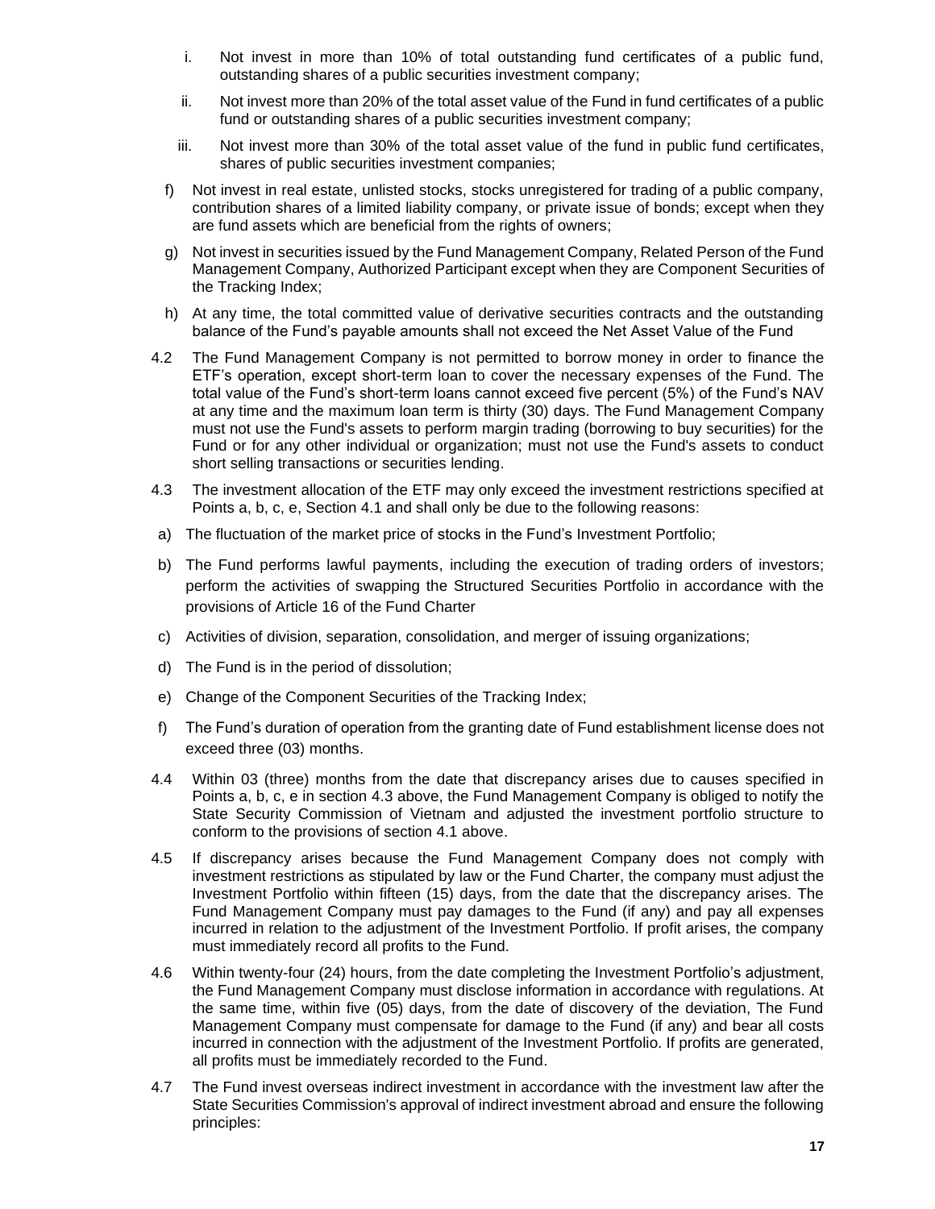i. Not invest in more than 10% of total outstanding fund certificates of a public fund, outstanding shares of a public securities investment company;

ii. Not invest more than 20% of the total asset value of the Fund in fund certificates of a public fund or outstanding shares of a public securities investment company;

iii. Not invest more than 30% of the total asset value of the fund in public fund certificates, shares of public securities investment companies;

f) Not invest in real estate, unlisted stocks, stocks unregistered for trading of a public company, contribution shares of a limited liability company, or private issue of bonds; except when they are fund assets which are beneficial from the rights of owners;

g) Not invest in securities issued by the Fund Management Company, Related Person of the Fund Management Company, Authorized Participant except when they are Component Securities of the Tracking Index;

h) At any time, the total committed value of derivative securities contracts and the outstanding balance of the Fund's payable amounts shall not exceed the Net Asset Value of the Fund

4.2 The Fund Management Company is not permitted to borrow money in order to finance the ETF's operation, except short-term loan to cover the necessary expenses of the Fund. The total value of the Fund's short-term loans cannot exceed five percent (5%) of the Fund's NAV at any time and the maximum loan term is thirty (30) days. The Fund Management Company must not use the Fund's assets to perform margin trading (borrowing to buy securities) for the Fund or for any other individual or organization; must not use the Fund's assets to conduct short selling transactions or securities lending.

4.3 The investment allocation of the ETF may only exceed the investment restrictions specified at Points a, b, c, e, Section 4.1 and shall only be due to the following reasons:

a) The fluctuation of the market price of stocks in the Fund's Investment Portfolio;

b) The Fund performs lawful payments, including the execution of trading orders of investors; perform the activities of swapping the Structured Securities Portfolio in accordance with the provisions of Article 16 of the Fund Charter

c) Activities of division, separation, consolidation, and merger of issuing organizations;

d) The Fund is in the period of dissolution;

e) Change of the Component Securities of the Tracking Index;

f) The Fund's duration of operation from the granting date of Fund establishment license does not exceed three (03) months.

4.4 Within 03 (three) months from the date that discrepancy arises due to causes specified in Points a, b, c, e in section 4.3 above, the Fund Management Company is obliged to notify the State Security Commission of Vietnam and adjusted the investment portfolio structure to conform to the provisions of section 4.1 above.

4.5 If discrepancy arises because the Fund Management Company does not comply with investment restrictions as stipulated by law or the Fund Charter, the company must adjust the Investment Portfolio within fifteen (15) days, from the date that the discrepancy arises. The Fund Management Company must pay damages to the Fund (if any) and pay all expenses incurred in relation to the adjustment of the Investment Portfolio. If profit arises, the company must immediately record all profits to the Fund.

4.6 Within twenty-four (24) hours, from the date completing the Investment Portfolio's adjustment, the Fund Management Company must disclose information in accordance with regulations. At the same time, within five (05) days, from the date of discovery of the deviation, The Fund Management Company must compensate for damage to the Fund (if any) and bear all costs incurred in connection with the adjustment of the Investment Portfolio. If profits are generated, all profits must be immediately recorded to the Fund.

4.7 The Fund invest overseas indirect investment in accordance with the investment law after the State Securities Commission's approval of indirect investment abroad and ensure the following principles: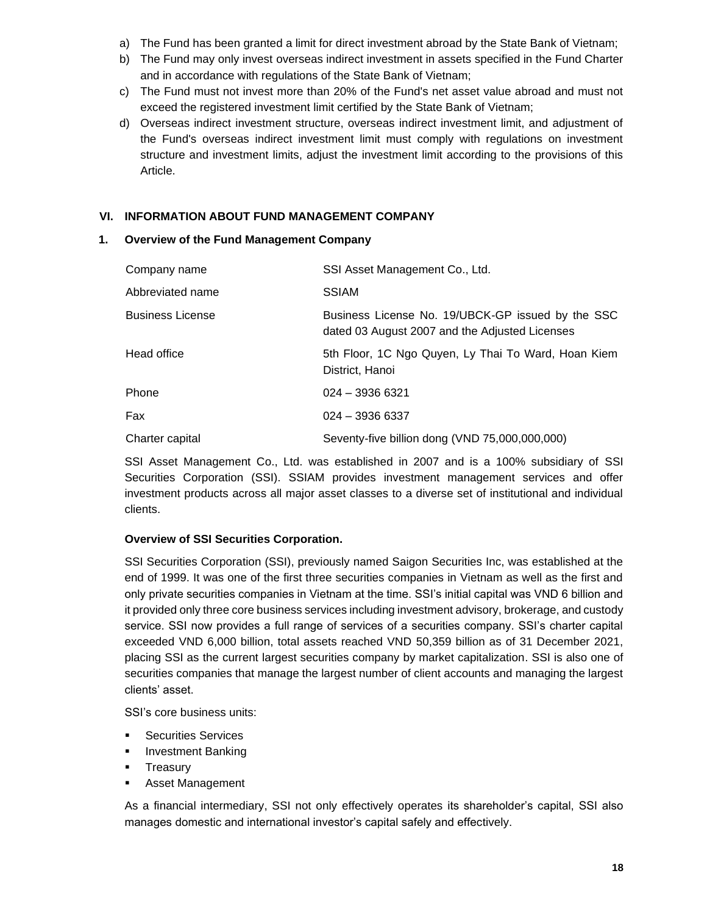a) The Fund has been granted a limit for direct investment abroad by the State Bank of Vietnam;
b) The Fund may only invest overseas indirect investment in assets specified in the Fund Charter and in accordance with regulations of the State Bank of Vietnam;
c) The Fund must not invest more than 20% of the Fund's net asset value abroad and must not exceed the registered investment limit certified by the State Bank of Vietnam;
d) Overseas indirect investment structure, overseas indirect investment limit, and adjustment of the Fund's overseas indirect investment limit must comply with regulations on investment structure and investment limits, adjust the investment limit according to the provisions of this Article.

## VI. INFORMATION ABOUT FUND MANAGEMENT COMPANY

### 1. Overview of the Fund Management Company

| | |
|---|---|
| Company name | SSI Asset Management Co., Ltd. |
| Abbreviated name | SSIAM |
| Business License | Business License No. 19/UBCK-GP issued by the SSC dated 03 August 2007 and the Adjusted Licenses |
| Head office | 5th Floor, 1C Ngo Quyen, Ly Thai To Ward, Hoan Kiem District, Hanoi |
| Phone | 024 – 3936 6321 |
| Fax | 024 – 3936 6337 |
| Charter capital | Seventy-five billion dong (VND 75,000,000,000) |

SSI Asset Management Co., Ltd. was established in 2007 and is a 100% subsidiary of SSI Securities Corporation (SSI). SSIAM provides investment management services and offer investment products across all major asset classes to a diverse set of institutional and individual clients.

**Overview of SSI Securities Corporation.**

SSI Securities Corporation (SSI), previously named Saigon Securities Inc, was established at the end of 1999. It was one of the first three securities companies in Vietnam as well as the first and only private securities companies in Vietnam at the time. SSI's initial capital was VND 6 billion and it provided only three core business services including investment advisory, brokerage, and custody service. SSI now provides a full range of services of a securities company. SSI's charter capital exceeded VND 6,000 billion, total assets reached VND 50,359 billion as of 31 December 2021, placing SSI as the current largest securities company by market capitalization. SSI is also one of securities companies that manage the largest number of client accounts and managing the largest clients' asset.

SSI's core business units:

- Securities Services
- Investment Banking
- Treasury
- Asset Management

As a financial intermediary, SSI not only effectively operates its shareholder's capital, SSI also manages domestic and international investor's capital safely and effectively.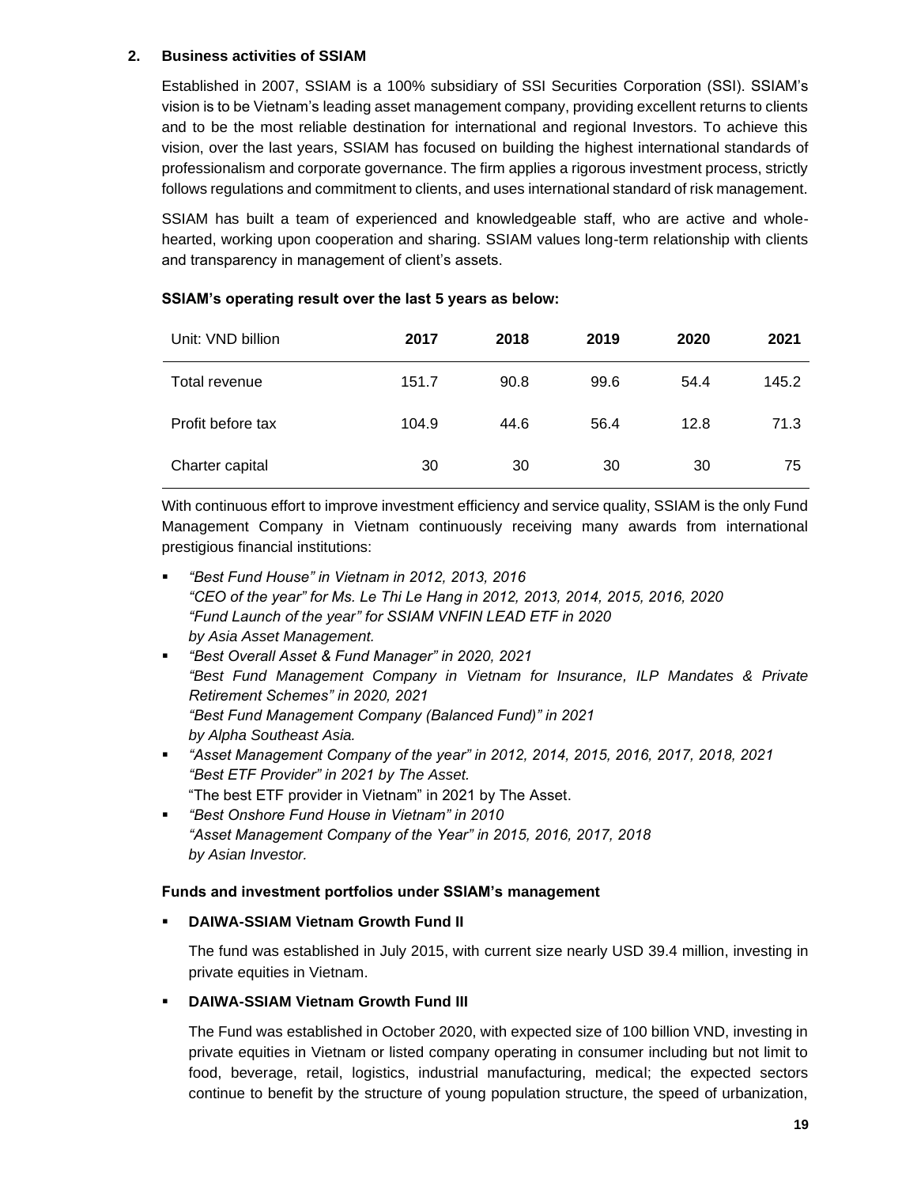## 2. Business activities of SSIAM

Established in 2007, SSIAM is a 100% subsidiary of SSI Securities Corporation (SSI). SSIAM's vision is to be Vietnam's leading asset management company, providing excellent returns to clients and to be the most reliable destination for international and regional Investors. To achieve this vision, over the last years, SSIAM has focused on building the highest international standards of professionalism and corporate governance. The firm applies a rigorous investment process, strictly follows regulations and commitment to clients, and uses international standard of risk management.

SSIAM has built a team of experienced and knowledgeable staff, who are active and whole-hearted, working upon cooperation and sharing. SSIAM values long-term relationship with clients and transparency in management of client's assets.

**SSIAM's operating result over the last 5 years as below:**

| Unit: VND billion | 2017 | 2018 | 2019 | 2020 | 2021 |
|---|---|---|---|---|---|
| Total revenue | 151.7 | 90.8 | 99.6 | 54.4 | 145.2 |
| Profit before tax | 104.9 | 44.6 | 56.4 | 12.8 | 71.3 |
| Charter capital | 30 | 30 | 30 | 30 | 75 |

With continuous effort to improve investment efficiency and service quality, SSIAM is the only Fund Management Company in Vietnam continuously receiving many awards from international prestigious financial institutions:

- *"Best Fund House" in Vietnam in 2012, 2013, 2016*
  *"CEO of the year" for Ms. Le Thi Le Hang in 2012, 2013, 2014, 2015, 2016, 2020*
  *"Fund Launch of the year" for SSIAM VNFIN LEAD ETF in 2020*
  *by Asia Asset Management.*
- *"Best Overall Asset & Fund Manager" in 2020, 2021*
  *"Best Fund Management Company in Vietnam for Insurance, ILP Mandates & Private Retirement Schemes" in 2020, 2021*
  *"Best Fund Management Company (Balanced Fund)" in 2021*
  *by Alpha Southeast Asia.*
- *"Asset Management Company of the year" in 2012, 2014, 2015, 2016, 2017, 2018, 2021*
  *"Best ETF Provider" in 2021 by The Asset.*
  "The best ETF provider in Vietnam" in 2021 by The Asset.
- *"Best Onshore Fund House in Vietnam" in 2010*
  *"Asset Management Company of the Year" in 2015, 2016, 2017, 2018*
  *by Asian Investor.*

**Funds and investment portfolios under SSIAM's management**

- **DAIWA-SSIAM Vietnam Growth Fund II**

  The fund was established in July 2015, with current size nearly USD 39.4 million, investing in private equities in Vietnam.

- **DAIWA-SSIAM Vietnam Growth Fund III**

  The Fund was established in October 2020, with expected size of 100 billion VND, investing in private equities in Vietnam or listed company operating in consumer including but not limit to food, beverage, retail, logistics, industrial manufacturing, medical; the expected sectors continue to benefit by the structure of young population structure, the speed of urbanization,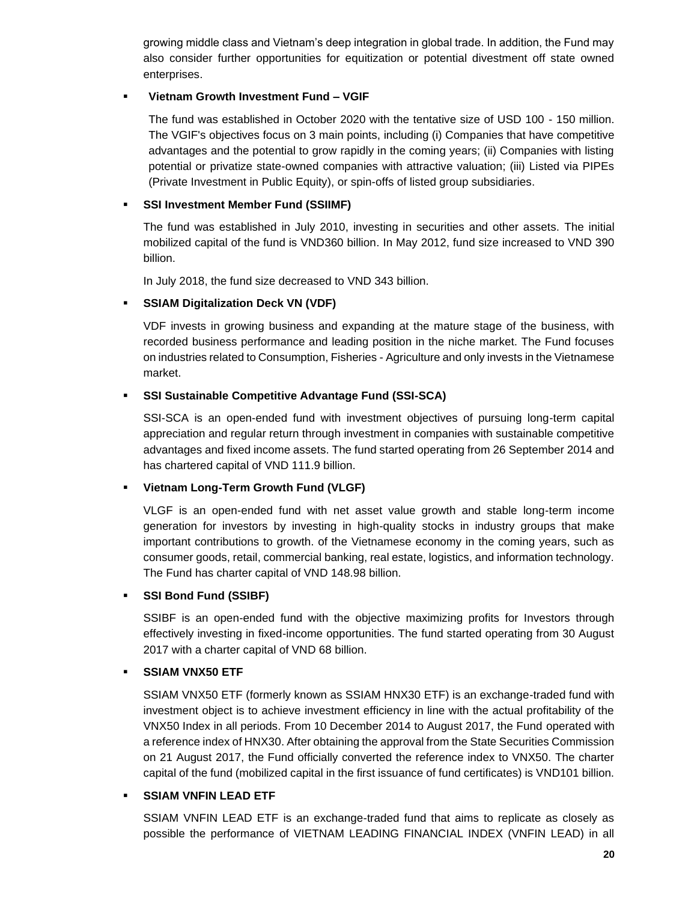growing middle class and Vietnam's deep integration in global trade. In addition, the Fund may also consider further opportunities for equitization or potential divestment off state owned enterprises.

- **Vietnam Growth Investment Fund – VGIF**

  The fund was established in October 2020 with the tentative size of USD 100 - 150 million. The VGIF's objectives focus on 3 main points, including (i) Companies that have competitive advantages and the potential to grow rapidly in the coming years; (ii) Companies with listing potential or privatize state-owned companies with attractive valuation; (iii) Listed via PIPEs (Private Investment in Public Equity), or spin-offs of listed group subsidiaries.

- **SSI Investment Member Fund (SSIIMF)**

  The fund was established in July 2010, investing in securities and other assets. The initial mobilized capital of the fund is VND360 billion. In May 2012, fund size increased to VND 390 billion.

  In July 2018, the fund size decreased to VND 343 billion.

- **SSIAM Digitalization Deck VN (VDF)**

  VDF invests in growing business and expanding at the mature stage of the business, with recorded business performance and leading position in the niche market. The Fund focuses on industries related to Consumption, Fisheries - Agriculture and only invests in the Vietnamese market.

- **SSI Sustainable Competitive Advantage Fund (SSI-SCA)**

  SSI-SCA is an open-ended fund with investment objectives of pursuing long-term capital appreciation and regular return through investment in companies with sustainable competitive advantages and fixed income assets. The fund started operating from 26 September 2014 and has chartered capital of VND 111.9 billion.

- **Vietnam Long-Term Growth Fund (VLGF)**

  VLGF is an open-ended fund with net asset value growth and stable long-term income generation for investors by investing in high-quality stocks in industry groups that make important contributions to growth. of the Vietnamese economy in the coming years, such as consumer goods, retail, commercial banking, real estate, logistics, and information technology. The Fund has charter capital of VND 148.98 billion.

- **SSI Bond Fund (SSIBF)**

  SSIBF is an open-ended fund with the objective maximizing profits for Investors through effectively investing in fixed-income opportunities. The fund started operating from 30 August 2017 with a charter capital of VND 68 billion.

- **SSIAM VNX50 ETF**

  SSIAM VNX50 ETF (formerly known as SSIAM HNX30 ETF) is an exchange-traded fund with investment object is to achieve investment efficiency in line with the actual profitability of the VNX50 Index in all periods. From 10 December 2014 to August 2017, the Fund operated with a reference index of HNX30. After obtaining the approval from the State Securities Commission on 21 August 2017, the Fund officially converted the reference index to VNX50. The charter capital of the fund (mobilized capital in the first issuance of fund certificates) is VND101 billion.

- **SSIAM VNFIN LEAD ETF**

  SSIAM VNFIN LEAD ETF is an exchange-traded fund that aims to replicate as closely as possible the performance of VIETNAM LEADING FINANCIAL INDEX (VNFIN LEAD) in all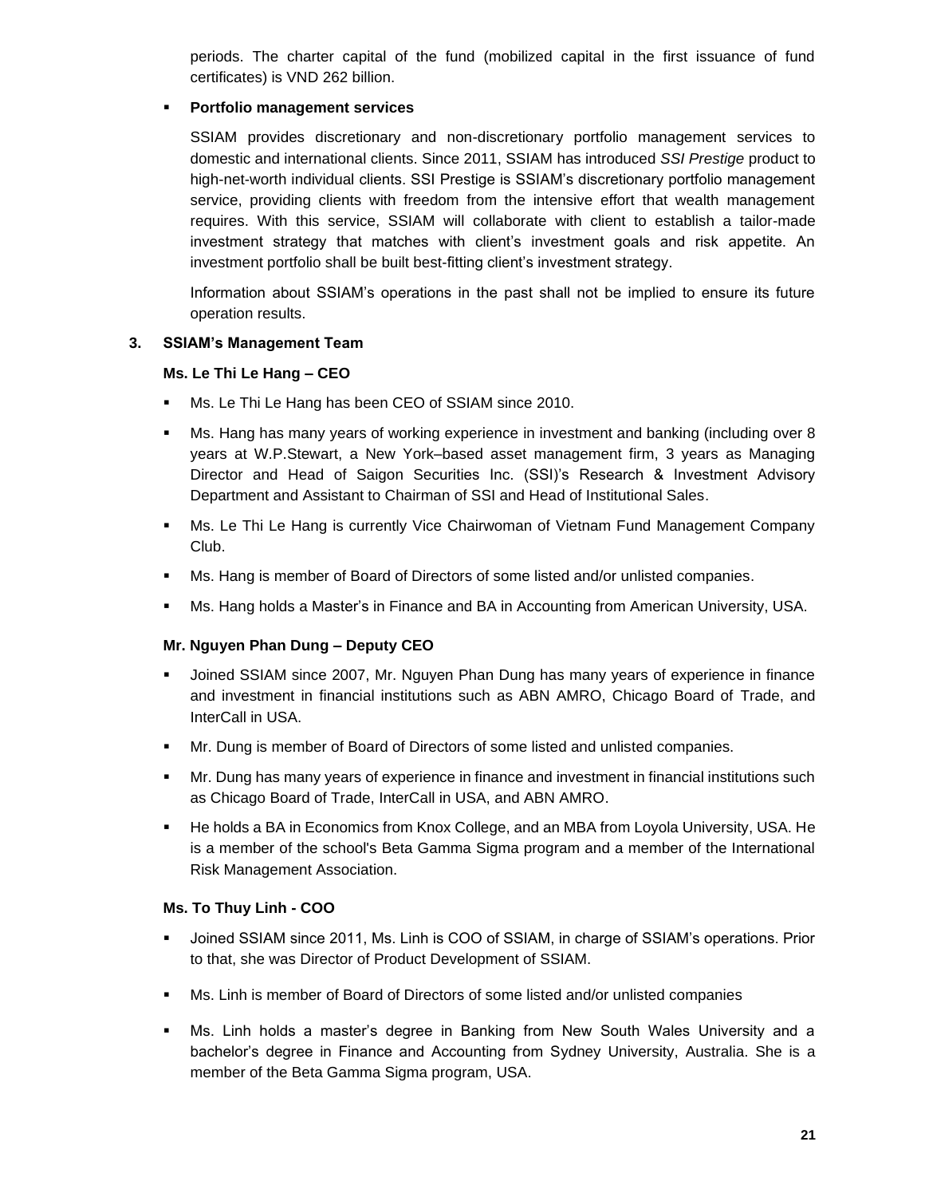periods. The charter capital of the fund (mobilized capital in the first issuance of fund certificates) is VND 262 billion.

- **Portfolio management services**

  SSIAM provides discretionary and non-discretionary portfolio management services to domestic and international clients. Since 2011, SSIAM has introduced *SSI Prestige* product to high-net-worth individual clients. SSI Prestige is SSIAM's discretionary portfolio management service, providing clients with freedom from the intensive effort that wealth management requires. With this service, SSIAM will collaborate with client to establish a tailor-made investment strategy that matches with client's investment goals and risk appetite. An investment portfolio shall be built best-fitting client's investment strategy.

  Information about SSIAM's operations in the past shall not be implied to ensure its future operation results.

## 3. SSIAM's Management Team

### Ms. Le Thi Le Hang – CEO

- Ms. Le Thi Le Hang has been CEO of SSIAM since 2010.
- Ms. Hang has many years of working experience in investment and banking (including over 8 years at W.P.Stewart, a New York–based asset management firm, 3 years as Managing Director and Head of Saigon Securities Inc. (SSI)'s Research & Investment Advisory Department and Assistant to Chairman of SSI and Head of Institutional Sales.
- Ms. Le Thi Le Hang is currently Vice Chairwoman of Vietnam Fund Management Company Club.
- Ms. Hang is member of Board of Directors of some listed and/or unlisted companies.
- Ms. Hang holds a Master's in Finance and BA in Accounting from American University, USA.

### Mr. Nguyen Phan Dung – Deputy CEO

- Joined SSIAM since 2007, Mr. Nguyen Phan Dung has many years of experience in finance and investment in financial institutions such as ABN AMRO, Chicago Board of Trade, and InterCall in USA.
- Mr. Dung is member of Board of Directors of some listed and unlisted companies.
- Mr. Dung has many years of experience in finance and investment in financial institutions such as Chicago Board of Trade, InterCall in USA, and ABN AMRO.
- He holds a BA in Economics from Knox College, and an MBA from Loyola University, USA. He is a member of the school's Beta Gamma Sigma program and a member of the International Risk Management Association.

### Ms. To Thuy Linh - COO

- Joined SSIAM since 2011, Ms. Linh is COO of SSIAM, in charge of SSIAM's operations. Prior to that, she was Director of Product Development of SSIAM.
- Ms. Linh is member of Board of Directors of some listed and/or unlisted companies
- Ms. Linh holds a master's degree in Banking from New South Wales University and a bachelor's degree in Finance and Accounting from Sydney University, Australia. She is a member of the Beta Gamma Sigma program, USA.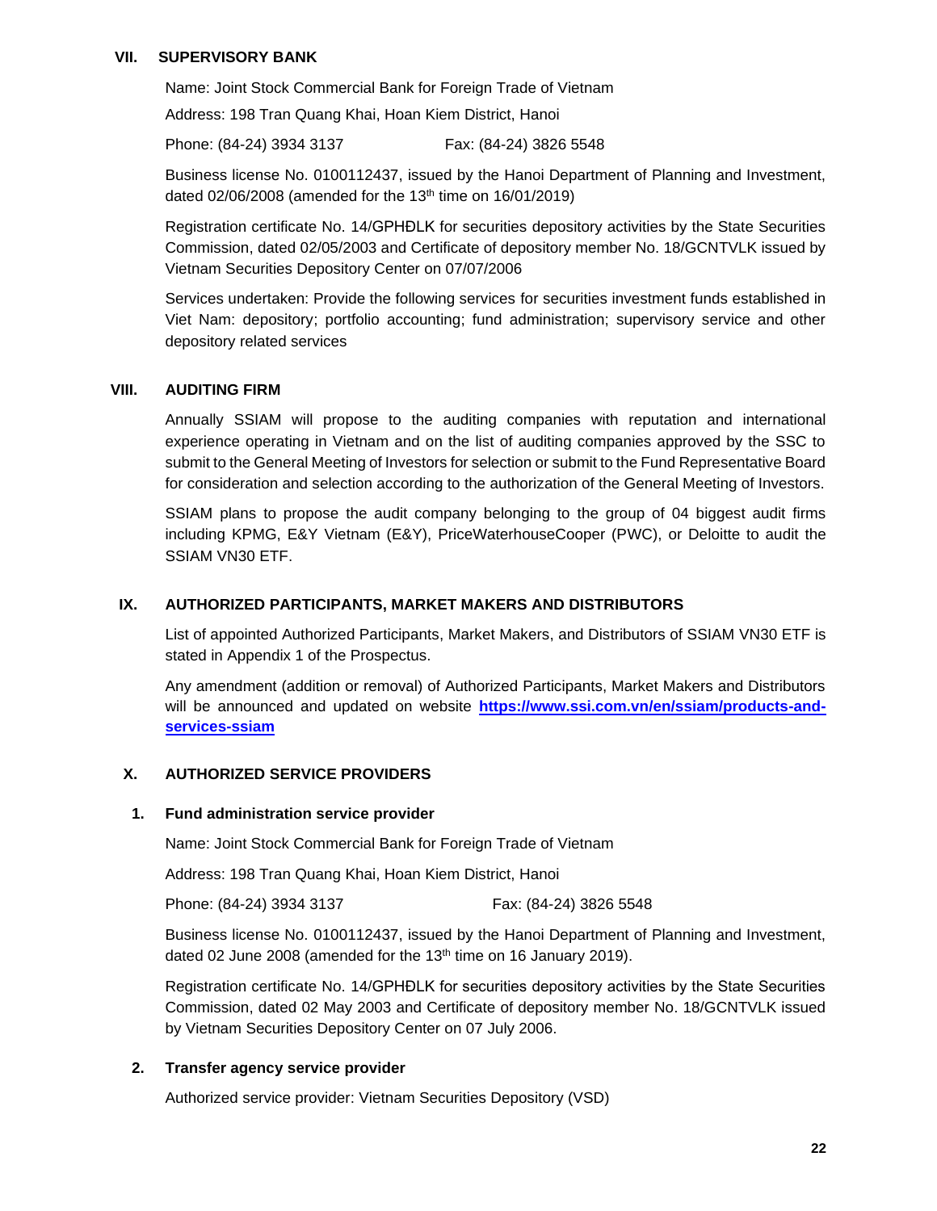## VII. SUPERVISORY BANK

Name: Joint Stock Commercial Bank for Foreign Trade of Vietnam

Address: 198 Tran Quang Khai, Hoan Kiem District, Hanoi

Phone: (84-24) 3934 3137 Fax: (84-24) 3826 5548

Business license No. 0100112437, issued by the Hanoi Department of Planning and Investment, dated 02/06/2008 (amended for the 13th time on 16/01/2019)

Registration certificate No. 14/GPHĐLK for securities depository activities by the State Securities Commission, dated 02/05/2003 and Certificate of depository member No. 18/GCNTVLK issued by Vietnam Securities Depository Center on 07/07/2006

Services undertaken: Provide the following services for securities investment funds established in Viet Nam: depository; portfolio accounting; fund administration; supervisory service and other depository related services

## VIII. AUDITING FIRM

Annually SSIAM will propose to the auditing companies with reputation and international experience operating in Vietnam and on the list of auditing companies approved by the SSC to submit to the General Meeting of Investors for selection or submit to the Fund Representative Board for consideration and selection according to the authorization of the General Meeting of Investors.

SSIAM plans to propose the audit company belonging to the group of 04 biggest audit firms including KPMG, E&Y Vietnam (E&Y), PriceWaterhouseCooper (PWC), or Deloitte to audit the SSIAM VN30 ETF.

## IX. AUTHORIZED PARTICIPANTS, MARKET MAKERS AND DISTRIBUTORS

List of appointed Authorized Participants, Market Makers, and Distributors of SSIAM VN30 ETF is stated in Appendix 1 of the Prospectus.

Any amendment (addition or removal) of Authorized Participants, Market Makers and Distributors will be announced and updated on website **https://www.ssi.com.vn/en/ssiam/products-and-services-ssiam**

## X. AUTHORIZED SERVICE PROVIDERS

### 1. Fund administration service provider

Name: Joint Stock Commercial Bank for Foreign Trade of Vietnam

Address: 198 Tran Quang Khai, Hoan Kiem District, Hanoi

Phone: (84-24) 3934 3137 Fax: (84-24) 3826 5548

Business license No. 0100112437, issued by the Hanoi Department of Planning and Investment, dated 02 June 2008 (amended for the 13th time on 16 January 2019).

Registration certificate No. 14/GPHĐLK for securities depository activities by the State Securities Commission, dated 02 May 2003 and Certificate of depository member No. 18/GCNTVLK issued by Vietnam Securities Depository Center on 07 July 2006.

### 2. Transfer agency service provider

Authorized service provider: Vietnam Securities Depository (VSD)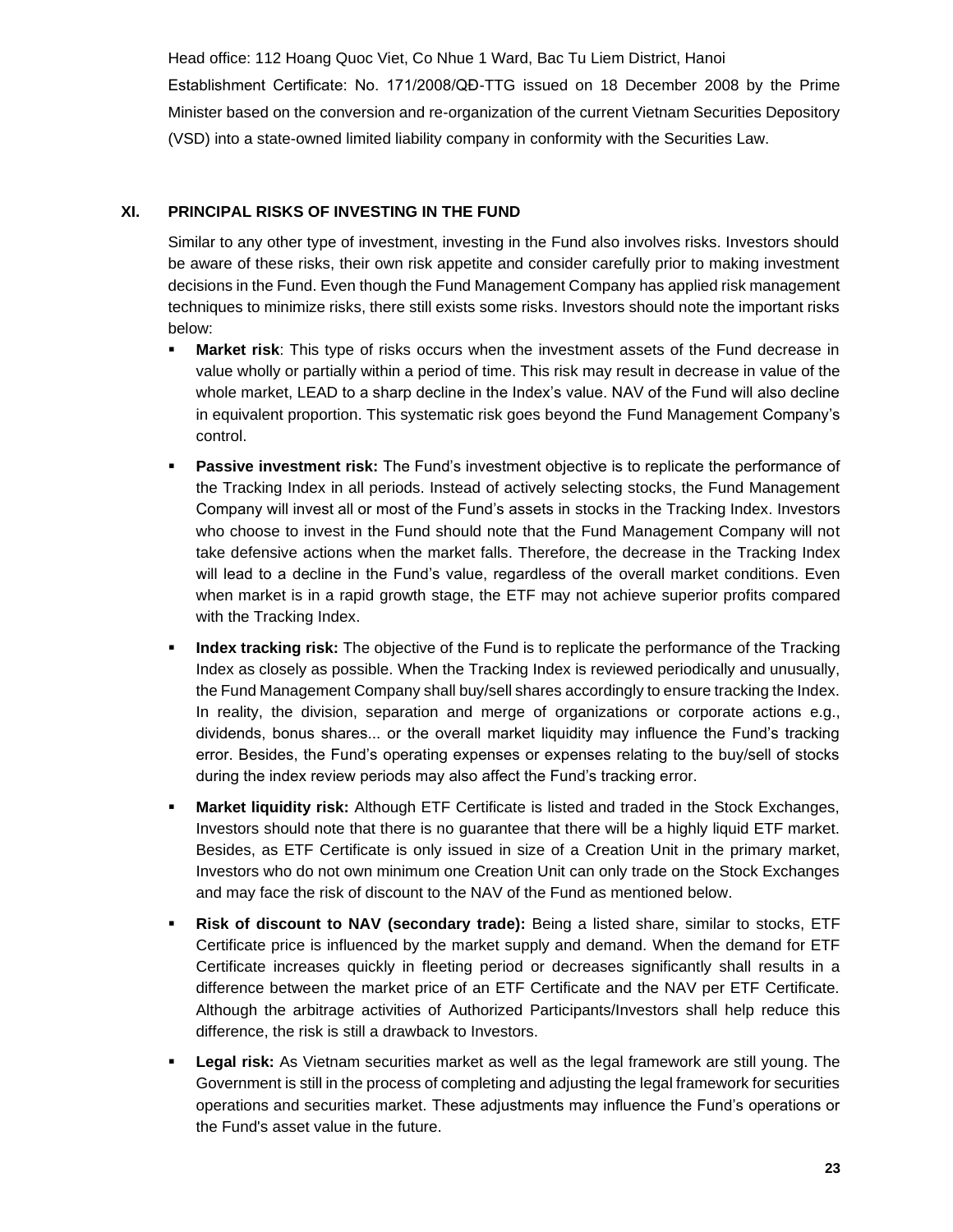Head office: 112 Hoang Quoc Viet, Co Nhue 1 Ward, Bac Tu Liem District, Hanoi

Establishment Certificate: No. 171/2008/QĐ-TTG issued on 18 December 2008 by the Prime Minister based on the conversion and re-organization of the current Vietnam Securities Depository (VSD) into a state-owned limited liability company in conformity with the Securities Law.

## XI. PRINCIPAL RISKS OF INVESTING IN THE FUND

Similar to any other type of investment, investing in the Fund also involves risks. Investors should be aware of these risks, their own risk appetite and consider carefully prior to making investment decisions in the Fund. Even though the Fund Management Company has applied risk management techniques to minimize risks, there still exists some risks. Investors should note the important risks below:

- **Market risk**: This type of risks occurs when the investment assets of the Fund decrease in value wholly or partially within a period of time. This risk may result in decrease in value of the whole market, LEAD to a sharp decline in the Index's value. NAV of the Fund will also decline in equivalent proportion. This systematic risk goes beyond the Fund Management Company's control.
- **Passive investment risk:** The Fund's investment objective is to replicate the performance of the Tracking Index in all periods. Instead of actively selecting stocks, the Fund Management Company will invest all or most of the Fund's assets in stocks in the Tracking Index. Investors who choose to invest in the Fund should note that the Fund Management Company will not take defensive actions when the market falls. Therefore, the decrease in the Tracking Index will lead to a decline in the Fund's value, regardless of the overall market conditions. Even when market is in a rapid growth stage, the ETF may not achieve superior profits compared with the Tracking Index.
- **Index tracking risk:** The objective of the Fund is to replicate the performance of the Tracking Index as closely as possible. When the Tracking Index is reviewed periodically and unusually, the Fund Management Company shall buy/sell shares accordingly to ensure tracking the Index. In reality, the division, separation and merge of organizations or corporate actions e.g., dividends, bonus shares... or the overall market liquidity may influence the Fund's tracking error. Besides, the Fund's operating expenses or expenses relating to the buy/sell of stocks during the index review periods may also affect the Fund's tracking error.
- **Market liquidity risk:** Although ETF Certificate is listed and traded in the Stock Exchanges, Investors should note that there is no guarantee that there will be a highly liquid ETF market. Besides, as ETF Certificate is only issued in size of a Creation Unit in the primary market, Investors who do not own minimum one Creation Unit can only trade on the Stock Exchanges and may face the risk of discount to the NAV of the Fund as mentioned below.
- **Risk of discount to NAV (secondary trade):** Being a listed share, similar to stocks, ETF Certificate price is influenced by the market supply and demand. When the demand for ETF Certificate increases quickly in fleeting period or decreases significantly shall results in a difference between the market price of an ETF Certificate and the NAV per ETF Certificate. Although the arbitrage activities of Authorized Participants/Investors shall help reduce this difference, the risk is still a drawback to Investors.
- **Legal risk:** As Vietnam securities market as well as the legal framework are still young. The Government is still in the process of completing and adjusting the legal framework for securities operations and securities market. These adjustments may influence the Fund's operations or the Fund's asset value in the future.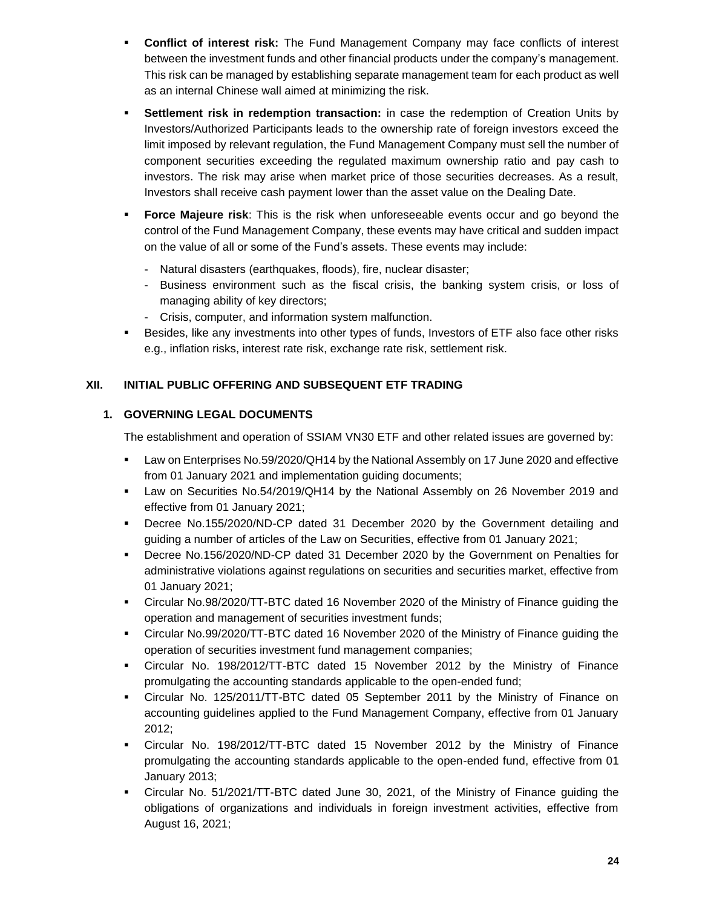- **Conflict of interest risk:** The Fund Management Company may face conflicts of interest between the investment funds and other financial products under the company's management. This risk can be managed by establishing separate management team for each product as well as an internal Chinese wall aimed at minimizing the risk.
- **Settlement risk in redemption transaction:** in case the redemption of Creation Units by Investors/Authorized Participants leads to the ownership rate of foreign investors exceed the limit imposed by relevant regulation, the Fund Management Company must sell the number of component securities exceeding the regulated maximum ownership ratio and pay cash to investors. The risk may arise when market price of those securities decreases. As a result, Investors shall receive cash payment lower than the asset value on the Dealing Date.
- **Force Majeure risk**: This is the risk when unforeseeable events occur and go beyond the control of the Fund Management Company, these events may have critical and sudden impact on the value of all or some of the Fund's assets. These events may include:
  - Natural disasters (earthquakes, floods), fire, nuclear disaster;
  - Business environment such as the fiscal crisis, the banking system crisis, or loss of managing ability of key directors;
  - Crisis, computer, and information system malfunction.
- Besides, like any investments into other types of funds, Investors of ETF also face other risks e.g., inflation risks, interest rate risk, exchange rate risk, settlement risk.

## XII. INITIAL PUBLIC OFFERING AND SUBSEQUENT ETF TRADING

### 1. GOVERNING LEGAL DOCUMENTS

The establishment and operation of SSIAM VN30 ETF and other related issues are governed by:

- Law on Enterprises No.59/2020/QH14 by the National Assembly on 17 June 2020 and effective from 01 January 2021 and implementation guiding documents;
- Law on Securities No.54/2019/QH14 by the National Assembly on 26 November 2019 and effective from 01 January 2021;
- Decree No.155/2020/ND-CP dated 31 December 2020 by the Government detailing and guiding a number of articles of the Law on Securities, effective from 01 January 2021;
- Decree No.156/2020/ND-CP dated 31 December 2020 by the Government on Penalties for administrative violations against regulations on securities and securities market, effective from 01 January 2021;
- Circular No.98/2020/TT-BTC dated 16 November 2020 of the Ministry of Finance guiding the operation and management of securities investment funds;
- Circular No.99/2020/TT-BTC dated 16 November 2020 of the Ministry of Finance guiding the operation of securities investment fund management companies;
- Circular No. 198/2012/TT-BTC dated 15 November 2012 by the Ministry of Finance promulgating the accounting standards applicable to the open-ended fund;
- Circular No. 125/2011/TT-BTC dated 05 September 2011 by the Ministry of Finance on accounting guidelines applied to the Fund Management Company, effective from 01 January 2012;
- Circular No. 198/2012/TT-BTC dated 15 November 2012 by the Ministry of Finance promulgating the accounting standards applicable to the open-ended fund, effective from 01 January 2013;
- Circular No. 51/2021/TT-BTC dated June 30, 2021, of the Ministry of Finance guiding the obligations of organizations and individuals in foreign investment activities, effective from August 16, 2021;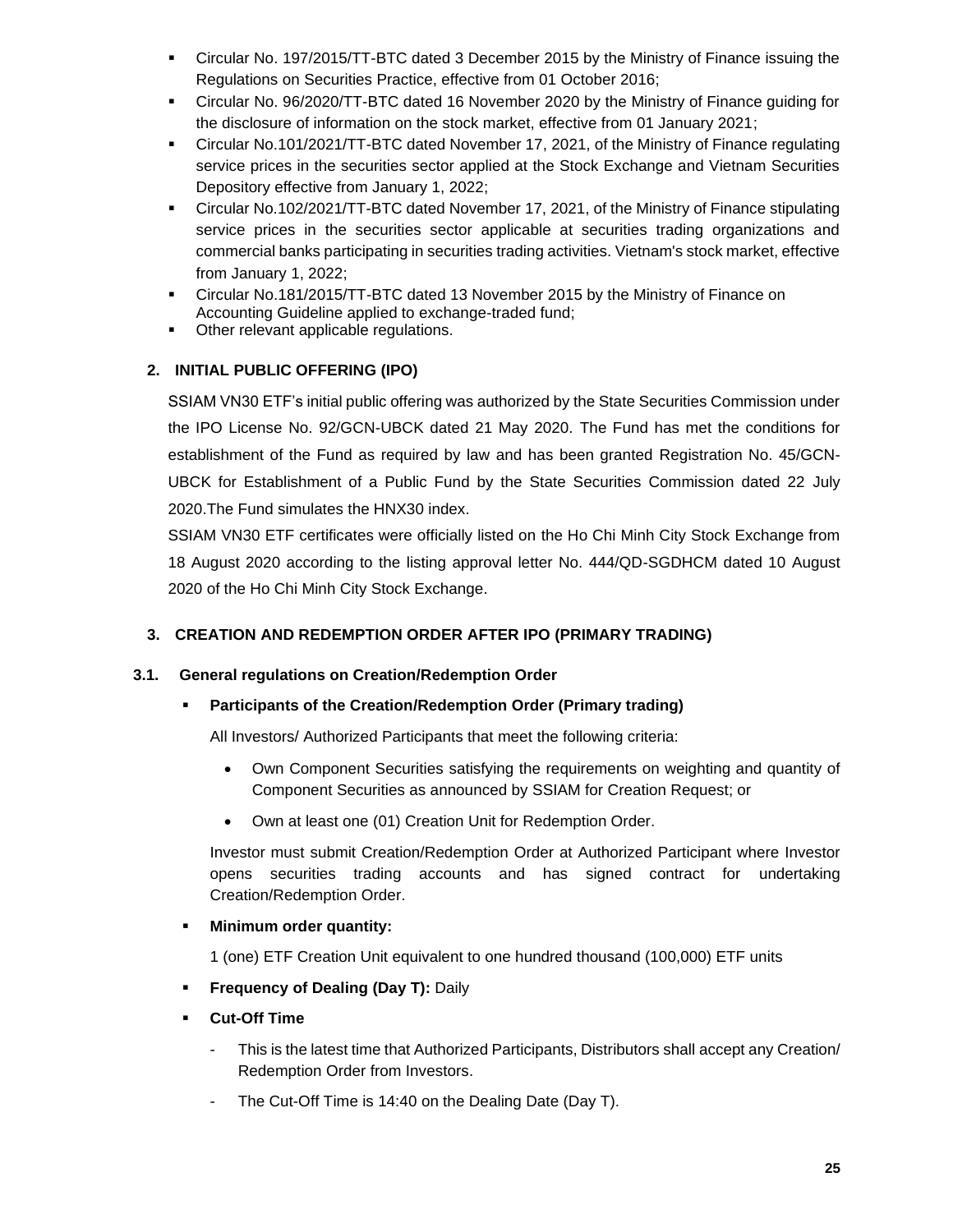- Circular No. 197/2015/TT-BTC dated 3 December 2015 by the Ministry of Finance issuing the Regulations on Securities Practice, effective from 01 October 2016;
- Circular No. 96/2020/TT-BTC dated 16 November 2020 by the Ministry of Finance guiding for the disclosure of information on the stock market, effective from 01 January 2021;
- Circular No.101/2021/TT-BTC dated November 17, 2021, of the Ministry of Finance regulating service prices in the securities sector applied at the Stock Exchange and Vietnam Securities Depository effective from January 1, 2022;
- Circular No.102/2021/TT-BTC dated November 17, 2021, of the Ministry of Finance stipulating service prices in the securities sector applicable at securities trading organizations and commercial banks participating in securities trading activities. Vietnam's stock market, effective from January 1, 2022;
- Circular No.181/2015/TT-BTC dated 13 November 2015 by the Ministry of Finance on Accounting Guideline applied to exchange-traded fund;
- Other relevant applicable regulations.

## 2. INITIAL PUBLIC OFFERING (IPO)

SSIAM VN30 ETF's initial public offering was authorized by the State Securities Commission under the IPO License No. 92/GCN-UBCK dated 21 May 2020. The Fund has met the conditions for establishment of the Fund as required by law and has been granted Registration No. 45/GCN-UBCK for Establishment of a Public Fund by the State Securities Commission dated 22 July 2020.The Fund simulates the HNX30 index.

SSIAM VN30 ETF certificates were officially listed on the Ho Chi Minh City Stock Exchange from 18 August 2020 according to the listing approval letter No. 444/QD-SGDHCM dated 10 August 2020 of the Ho Chi Minh City Stock Exchange.

## 3. CREATION AND REDEMPTION ORDER AFTER IPO (PRIMARY TRADING)

### 3.1. General regulations on Creation/Redemption Order

- **Participants of the Creation/Redemption Order (Primary trading)**

  All Investors/ Authorized Participants that meet the following criteria:

  - Own Component Securities satisfying the requirements on weighting and quantity of Component Securities as announced by SSIAM for Creation Request; or
  - Own at least one (01) Creation Unit for Redemption Order.

  Investor must submit Creation/Redemption Order at Authorized Participant where Investor opens securities trading accounts and has signed contract for undertaking Creation/Redemption Order.

- **Minimum order quantity:**

  1 (one) ETF Creation Unit equivalent to one hundred thousand (100,000) ETF units

- **Frequency of Dealing (Day T):** Daily

- **Cut-Off Time**

  - This is the latest time that Authorized Participants, Distributors shall accept any Creation/ Redemption Order from Investors.
  - The Cut-Off Time is 14:40 on the Dealing Date (Day T).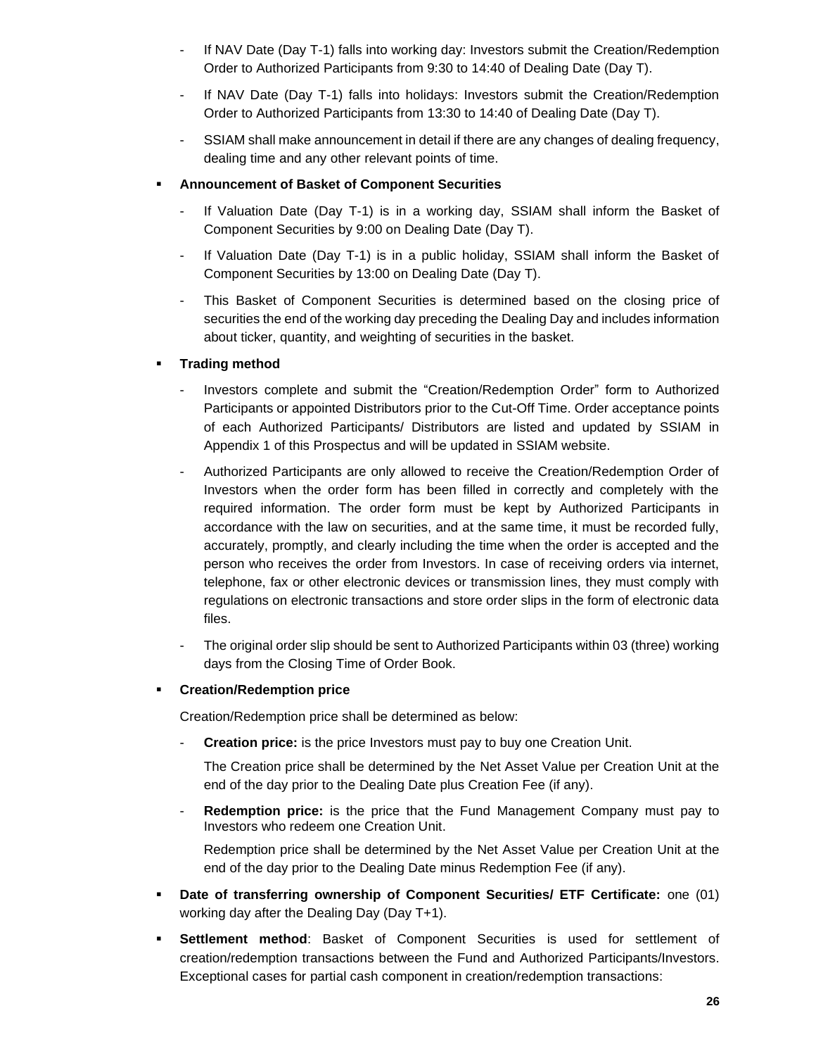- If NAV Date (Day T-1) falls into working day: Investors submit the Creation/Redemption Order to Authorized Participants from 9:30 to 14:40 of Dealing Date (Day T).
- If NAV Date (Day T-1) falls into holidays: Investors submit the Creation/Redemption Order to Authorized Participants from 13:30 to 14:40 of Dealing Date (Day T).
- SSIAM shall make announcement in detail if there are any changes of dealing frequency, dealing time and any other relevant points of time.

▪ **Announcement of Basket of Component Securities**

- If Valuation Date (Day T-1) is in a working day, SSIAM shall inform the Basket of Component Securities by 9:00 on Dealing Date (Day T).
- If Valuation Date (Day T-1) is in a public holiday, SSIAM shall inform the Basket of Component Securities by 13:00 on Dealing Date (Day T).
- This Basket of Component Securities is determined based on the closing price of securities the end of the working day preceding the Dealing Day and includes information about ticker, quantity, and weighting of securities in the basket.

▪ **Trading method**

- Investors complete and submit the "Creation/Redemption Order" form to Authorized Participants or appointed Distributors prior to the Cut-Off Time. Order acceptance points of each Authorized Participants/ Distributors are listed and updated by SSIAM in Appendix 1 of this Prospectus and will be updated in SSIAM website.
- Authorized Participants are only allowed to receive the Creation/Redemption Order of Investors when the order form has been filled in correctly and completely with the required information. The order form must be kept by Authorized Participants in accordance with the law on securities, and at the same time, it must be recorded fully, accurately, promptly, and clearly including the time when the order is accepted and the person who receives the order from Investors. In case of receiving orders via internet, telephone, fax or other electronic devices or transmission lines, they must comply with regulations on electronic transactions and store order slips in the form of electronic data files.
- The original order slip should be sent to Authorized Participants within 03 (three) working days from the Closing Time of Order Book.

▪ **Creation/Redemption price**

Creation/Redemption price shall be determined as below:

- **Creation price:** is the price Investors must pay to buy one Creation Unit.

  The Creation price shall be determined by the Net Asset Value per Creation Unit at the end of the day prior to the Dealing Date plus Creation Fee (if any).

- **Redemption price:** is the price that the Fund Management Company must pay to Investors who redeem one Creation Unit.

  Redemption price shall be determined by the Net Asset Value per Creation Unit at the end of the day prior to the Dealing Date minus Redemption Fee (if any).

▪ **Date of transferring ownership of Component Securities/ ETF Certificate:** one (01) working day after the Dealing Day (Day T+1).

▪ **Settlement method**: Basket of Component Securities is used for settlement of creation/redemption transactions between the Fund and Authorized Participants/Investors. Exceptional cases for partial cash component in creation/redemption transactions: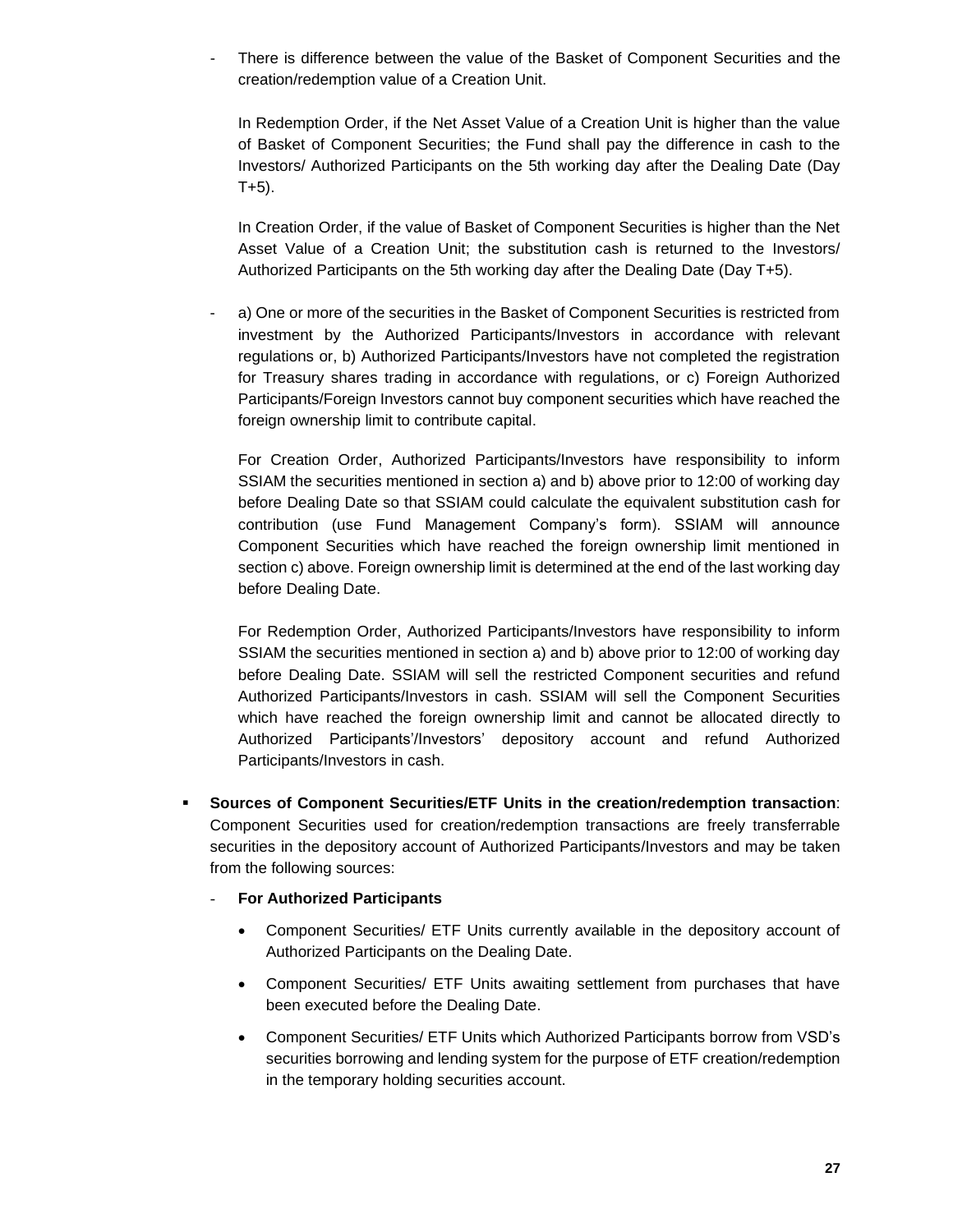- There is difference between the value of the Basket of Component Securities and the creation/redemption value of a Creation Unit.

  In Redemption Order, if the Net Asset Value of a Creation Unit is higher than the value of Basket of Component Securities; the Fund shall pay the difference in cash to the Investors/ Authorized Participants on the 5th working day after the Dealing Date (Day T+5).

  In Creation Order, if the value of Basket of Component Securities is higher than the Net Asset Value of a Creation Unit; the substitution cash is returned to the Investors/ Authorized Participants on the 5th working day after the Dealing Date (Day T+5).

- a) One or more of the securities in the Basket of Component Securities is restricted from investment by the Authorized Participants/Investors in accordance with relevant regulations or, b) Authorized Participants/Investors have not completed the registration for Treasury shares trading in accordance with regulations, or c) Foreign Authorized Participants/Foreign Investors cannot buy component securities which have reached the foreign ownership limit to contribute capital.

  For Creation Order, Authorized Participants/Investors have responsibility to inform SSIAM the securities mentioned in section a) and b) above prior to 12:00 of working day before Dealing Date so that SSIAM could calculate the equivalent substitution cash for contribution (use Fund Management Company's form). SSIAM will announce Component Securities which have reached the foreign ownership limit mentioned in section c) above. Foreign ownership limit is determined at the end of the last working day before Dealing Date.

  For Redemption Order, Authorized Participants/Investors have responsibility to inform SSIAM the securities mentioned in section a) and b) above prior to 12:00 of working day before Dealing Date. SSIAM will sell the restricted Component securities and refund Authorized Participants/Investors in cash. SSIAM will sell the Component Securities which have reached the foreign ownership limit and cannot be allocated directly to Authorized Participants'/Investors' depository account and refund Authorized Participants/Investors in cash.

- **Sources of Component Securities/ETF Units in the creation/redemption transaction**: Component Securities used for creation/redemption transactions are freely transferrable securities in the depository account of Authorized Participants/Investors and may be taken from the following sources:

  - **For Authorized Participants**

    - Component Securities/ ETF Units currently available in the depository account of Authorized Participants on the Dealing Date.
    - Component Securities/ ETF Units awaiting settlement from purchases that have been executed before the Dealing Date.
    - Component Securities/ ETF Units which Authorized Participants borrow from VSD's securities borrowing and lending system for the purpose of ETF creation/redemption in the temporary holding securities account.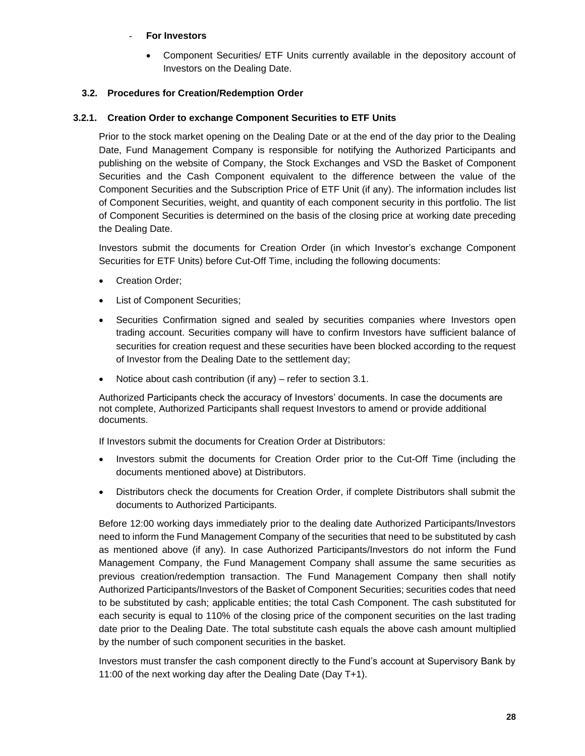- **For Investors**

  - Component Securities/ ETF Units currently available in the depository account of Investors on the Dealing Date.

### 3.2. Procedures for Creation/Redemption Order

#### 3.2.1. Creation Order to exchange Component Securities to ETF Units

Prior to the stock market opening on the Dealing Date or at the end of the day prior to the Dealing Date, Fund Management Company is responsible for notifying the Authorized Participants and publishing on the website of Company, the Stock Exchanges and VSD the Basket of Component Securities and the Cash Component equivalent to the difference between the value of the Component Securities and the Subscription Price of ETF Unit (if any). The information includes list of Component Securities, weight, and quantity of each component security in this portfolio. The list of Component Securities is determined on the basis of the closing price at working date preceding the Dealing Date.

Investors submit the documents for Creation Order (in which Investor's exchange Component Securities for ETF Units) before Cut-Off Time, including the following documents:

- Creation Order;
- List of Component Securities;
- Securities Confirmation signed and sealed by securities companies where Investors open trading account. Securities company will have to confirm Investors have sufficient balance of securities for creation request and these securities have been blocked according to the request of Investor from the Dealing Date to the settlement day;
- Notice about cash contribution (if any) – refer to section 3.1.

Authorized Participants check the accuracy of Investors' documents. In case the documents are not complete, Authorized Participants shall request Investors to amend or provide additional documents.

If Investors submit the documents for Creation Order at Distributors:

- Investors submit the documents for Creation Order prior to the Cut-Off Time (including the documents mentioned above) at Distributors.
- Distributors check the documents for Creation Order, if complete Distributors shall submit the documents to Authorized Participants.

Before 12:00 working days immediately prior to the dealing date Authorized Participants/Investors need to inform the Fund Management Company of the securities that need to be substituted by cash as mentioned above (if any). In case Authorized Participants/Investors do not inform the Fund Management Company, the Fund Management Company shall assume the same securities as previous creation/redemption transaction. The Fund Management Company then shall notify Authorized Participants/Investors of the Basket of Component Securities; securities codes that need to be substituted by cash; applicable entities; the total Cash Component. The cash substituted for each security is equal to 110% of the closing price of the component securities on the last trading date prior to the Dealing Date. The total substitute cash equals the above cash amount multiplied by the number of such component securities in the basket.

Investors must transfer the cash component directly to the Fund's account at Supervisory Bank by 11:00 of the next working day after the Dealing Date (Day T+1).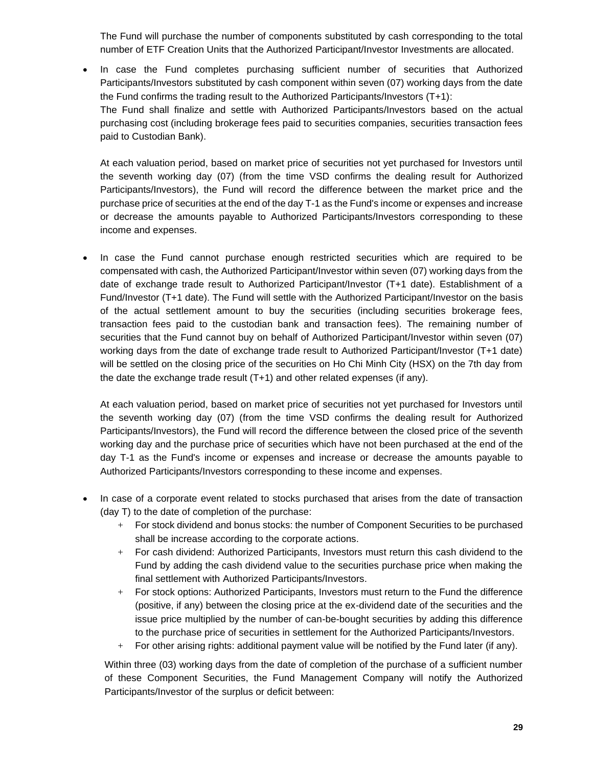The Fund will purchase the number of components substituted by cash corresponding to the total number of ETF Creation Units that the Authorized Participant/Investor Investments are allocated.

- In case the Fund completes purchasing sufficient number of securities that Authorized Participants/Investors substituted by cash component within seven (07) working days from the date the Fund confirms the trading result to the Authorized Participants/Investors (T+1):
  The Fund shall finalize and settle with Authorized Participants/Investors based on the actual purchasing cost (including brokerage fees paid to securities companies, securities transaction fees paid to Custodian Bank).

  At each valuation period, based on market price of securities not yet purchased for Investors until the seventh working day (07) (from the time VSD confirms the dealing result for Authorized Participants/Investors), the Fund will record the difference between the market price and the purchase price of securities at the end of the day T-1 as the Fund's income or expenses and increase or decrease the amounts payable to Authorized Participants/Investors corresponding to these income and expenses.

- In case the Fund cannot purchase enough restricted securities which are required to be compensated with cash, the Authorized Participant/Investor within seven (07) working days from the date of exchange trade result to Authorized Participant/Investor (T+1 date). Establishment of a Fund/Investor (T+1 date). The Fund will settle with the Authorized Participant/Investor on the basis of the actual settlement amount to buy the securities (including securities brokerage fees, transaction fees paid to the custodian bank and transaction fees). The remaining number of securities that the Fund cannot buy on behalf of Authorized Participant/Investor within seven (07) working days from the date of exchange trade result to Authorized Participant/Investor (T+1 date) will be settled on the closing price of the securities on Ho Chi Minh City (HSX) on the 7th day from the date the exchange trade result (T+1) and other related expenses (if any).

  At each valuation period, based on market price of securities not yet purchased for Investors until the seventh working day (07) (from the time VSD confirms the dealing result for Authorized Participants/Investors), the Fund will record the difference between the closed price of the seventh working day and the purchase price of securities which have not been purchased at the end of the day T-1 as the Fund's income or expenses and increase or decrease the amounts payable to Authorized Participants/Investors corresponding to these income and expenses.

- In case of a corporate event related to stocks purchased that arises from the date of transaction (day T) to the date of completion of the purchase:
  - For stock dividend and bonus stocks: the number of Component Securities to be purchased shall be increase according to the corporate actions.
  - For cash dividend: Authorized Participants, Investors must return this cash dividend to the Fund by adding the cash dividend value to the securities purchase price when making the final settlement with Authorized Participants/Investors.
  - For stock options: Authorized Participants, Investors must return to the Fund the difference (positive, if any) between the closing price at the ex-dividend date of the securities and the issue price multiplied by the number of can-be-bought securities by adding this difference to the purchase price of securities in settlement for the Authorized Participants/Investors.
  - For other arising rights: additional payment value will be notified by the Fund later (if any).

  Within three (03) working days from the date of completion of the purchase of a sufficient number of these Component Securities, the Fund Management Company will notify the Authorized Participants/Investor of the surplus or deficit between: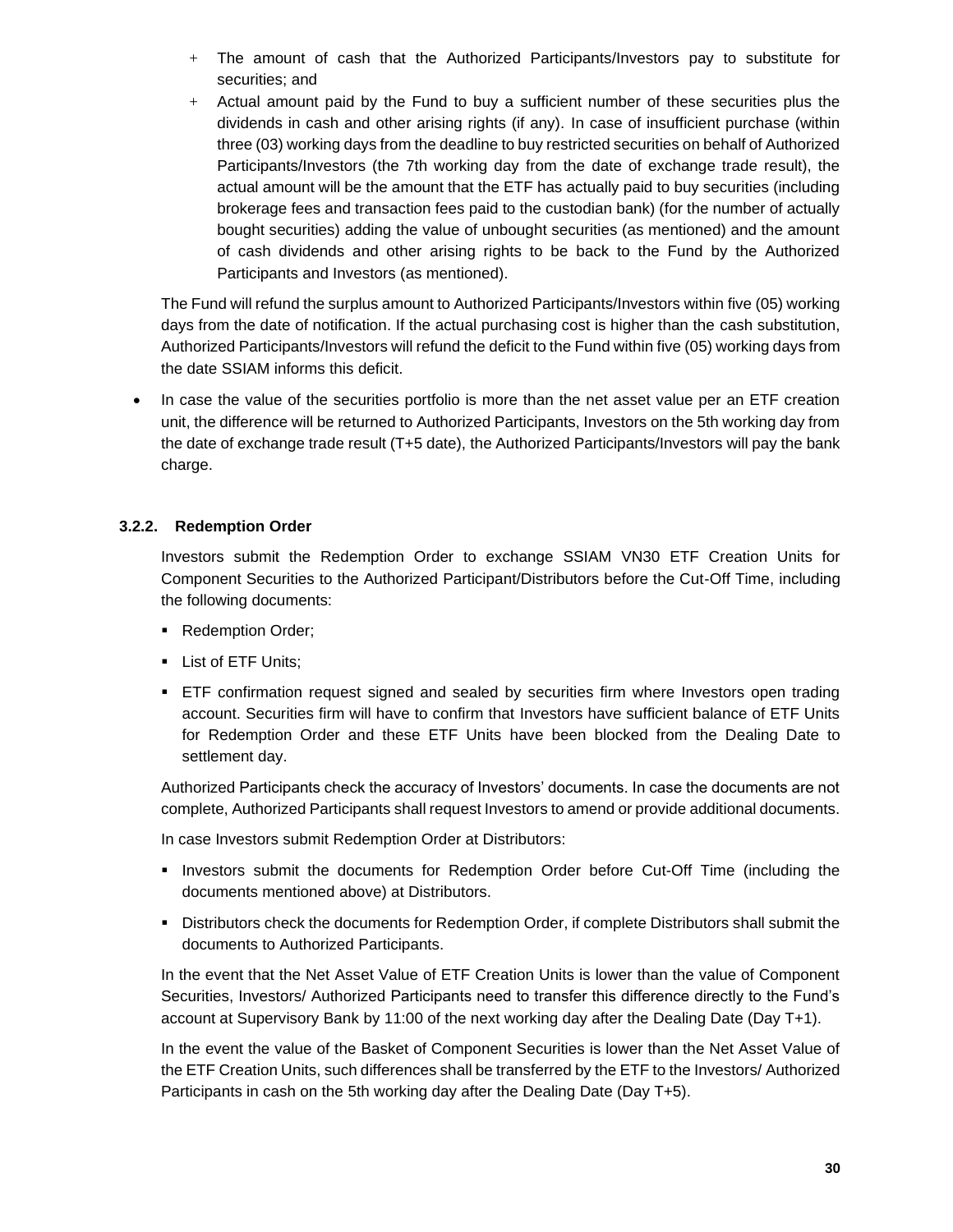- The amount of cash that the Authorized Participants/Investors pay to substitute for securities; and
- Actual amount paid by the Fund to buy a sufficient number of these securities plus the dividends in cash and other arising rights (if any). In case of insufficient purchase (within three (03) working days from the deadline to buy restricted securities on behalf of Authorized Participants/Investors (the 7th working day from the date of exchange trade result), the actual amount will be the amount that the ETF has actually paid to buy securities (including brokerage fees and transaction fees paid to the custodian bank) (for the number of actually bought securities) adding the value of unbought securities (as mentioned) and the amount of cash dividends and other arising rights to be back to the Fund by the Authorized Participants and Investors (as mentioned).

The Fund will refund the surplus amount to Authorized Participants/Investors within five (05) working days from the date of notification. If the actual purchasing cost is higher than the cash substitution, Authorized Participants/Investors will refund the deficit to the Fund within five (05) working days from the date SSIAM informs this deficit.

- In case the value of the securities portfolio is more than the net asset value per an ETF creation unit, the difference will be returned to Authorized Participants, Investors on the 5th working day from the date of exchange trade result (T+5 date), the Authorized Participants/Investors will pay the bank charge.

### 3.2.2. Redemption Order

Investors submit the Redemption Order to exchange SSIAM VN30 ETF Creation Units for Component Securities to the Authorized Participant/Distributors before the Cut-Off Time, including the following documents:

- Redemption Order;
- List of ETF Units;
- ETF confirmation request signed and sealed by securities firm where Investors open trading account. Securities firm will have to confirm that Investors have sufficient balance of ETF Units for Redemption Order and these ETF Units have been blocked from the Dealing Date to settlement day.

Authorized Participants check the accuracy of Investors' documents. In case the documents are not complete, Authorized Participants shall request Investors to amend or provide additional documents.

In case Investors submit Redemption Order at Distributors:

- Investors submit the documents for Redemption Order before Cut-Off Time (including the documents mentioned above) at Distributors.
- Distributors check the documents for Redemption Order, if complete Distributors shall submit the documents to Authorized Participants.

In the event that the Net Asset Value of ETF Creation Units is lower than the value of Component Securities, Investors/ Authorized Participants need to transfer this difference directly to the Fund's account at Supervisory Bank by 11:00 of the next working day after the Dealing Date (Day T+1).

In the event the value of the Basket of Component Securities is lower than the Net Asset Value of the ETF Creation Units, such differences shall be transferred by the ETF to the Investors/ Authorized Participants in cash on the 5th working day after the Dealing Date (Day T+5).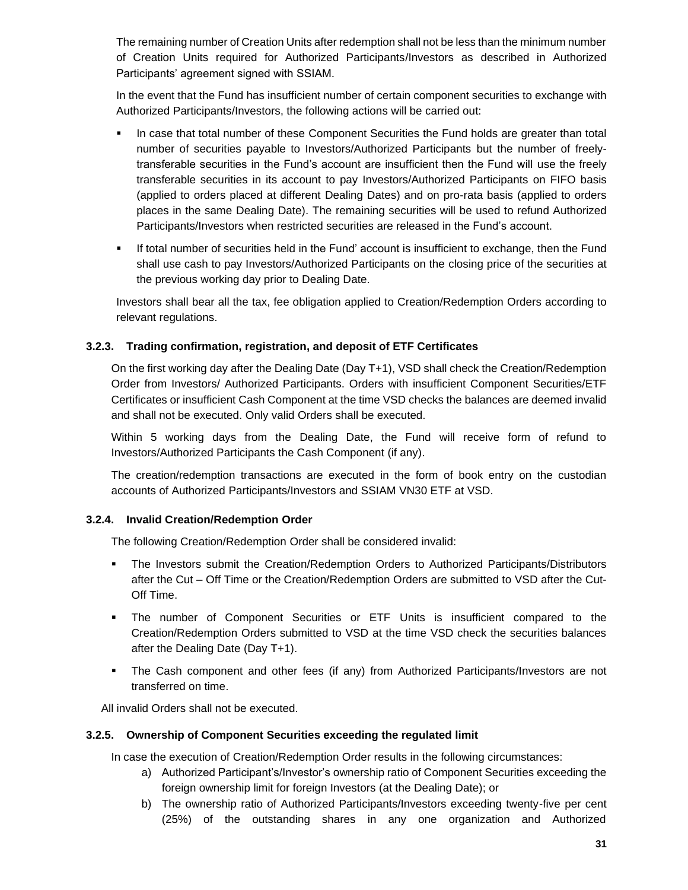The remaining number of Creation Units after redemption shall not be less than the minimum number of Creation Units required for Authorized Participants/Investors as described in Authorized Participants' agreement signed with SSIAM.

In the event that the Fund has insufficient number of certain component securities to exchange with Authorized Participants/Investors, the following actions will be carried out:

- In case that total number of these Component Securities the Fund holds are greater than total number of securities payable to Investors/Authorized Participants but the number of freely-transferable securities in the Fund's account are insufficient then the Fund will use the freely transferable securities in its account to pay Investors/Authorized Participants on FIFO basis (applied to orders placed at different Dealing Dates) and on pro-rata basis (applied to orders places in the same Dealing Date). The remaining securities will be used to refund Authorized Participants/Investors when restricted securities are released in the Fund's account.
- If total number of securities held in the Fund' account is insufficient to exchange, then the Fund shall use cash to pay Investors/Authorized Participants on the closing price of the securities at the previous working day prior to Dealing Date.

Investors shall bear all the tax, fee obligation applied to Creation/Redemption Orders according to relevant regulations.

#### 3.2.3. Trading confirmation, registration, and deposit of ETF Certificates

On the first working day after the Dealing Date (Day T+1), VSD shall check the Creation/Redemption Order from Investors/ Authorized Participants. Orders with insufficient Component Securities/ETF Certificates or insufficient Cash Component at the time VSD checks the balances are deemed invalid and shall not be executed. Only valid Orders shall be executed.

Within 5 working days from the Dealing Date, the Fund will receive form of refund to Investors/Authorized Participants the Cash Component (if any).

The creation/redemption transactions are executed in the form of book entry on the custodian accounts of Authorized Participants/Investors and SSIAM VN30 ETF at VSD.

#### 3.2.4. Invalid Creation/Redemption Order

The following Creation/Redemption Order shall be considered invalid:

- The Investors submit the Creation/Redemption Orders to Authorized Participants/Distributors after the Cut – Off Time or the Creation/Redemption Orders are submitted to VSD after the Cut-Off Time.
- The number of Component Securities or ETF Units is insufficient compared to the Creation/Redemption Orders submitted to VSD at the time VSD check the securities balances after the Dealing Date (Day T+1).
- The Cash component and other fees (if any) from Authorized Participants/Investors are not transferred on time.

All invalid Orders shall not be executed.

#### 3.2.5. Ownership of Component Securities exceeding the regulated limit

In case the execution of Creation/Redemption Order results in the following circumstances:

a) Authorized Participant's/Investor's ownership ratio of Component Securities exceeding the foreign ownership limit for foreign Investors (at the Dealing Date); or

b) The ownership ratio of Authorized Participants/Investors exceeding twenty-five per cent (25%) of the outstanding shares in any one organization and Authorized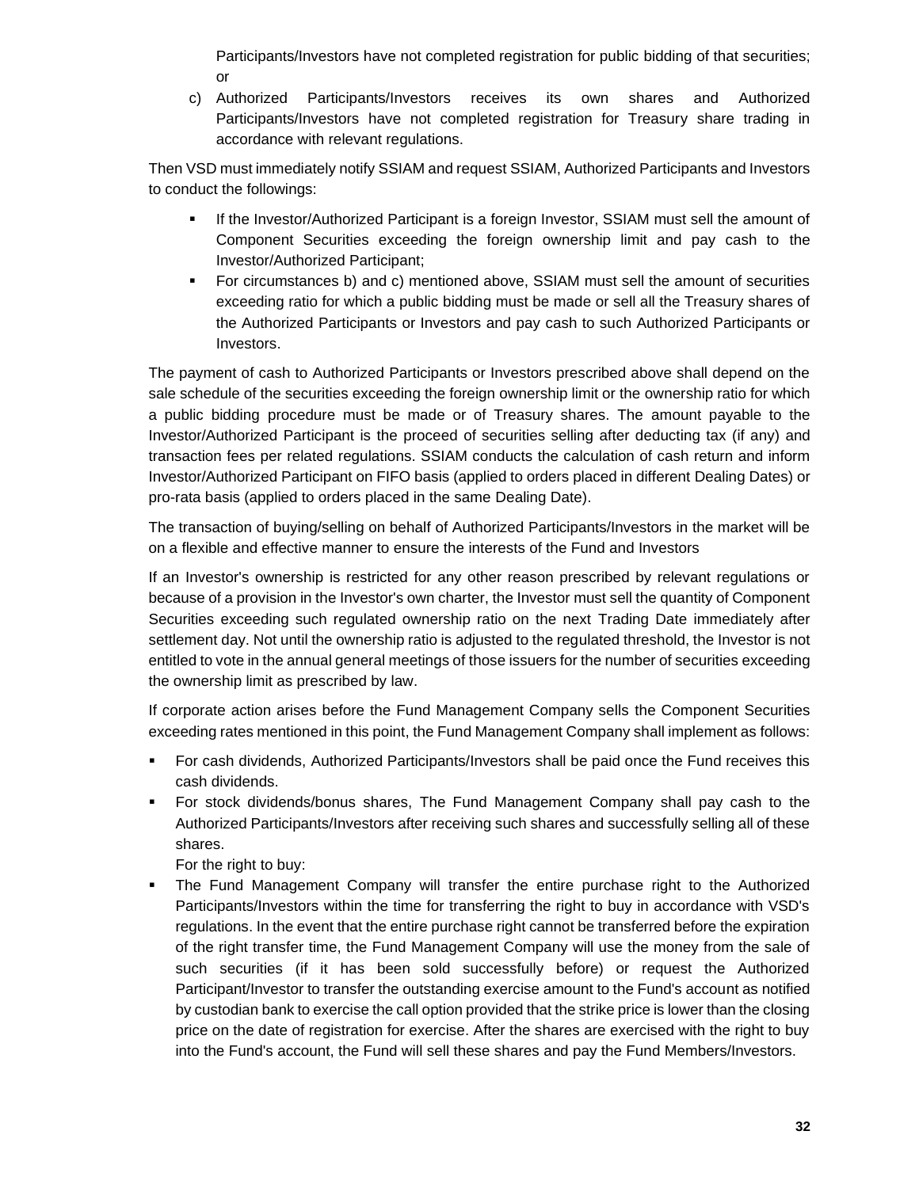Participants/Investors have not completed registration for public bidding of that securities; or

c) Authorized Participants/Investors receives its own shares and Authorized Participants/Investors have not completed registration for Treasury share trading in accordance with relevant regulations.

Then VSD must immediately notify SSIAM and request SSIAM, Authorized Participants and Investors to conduct the followings:

- If the Investor/Authorized Participant is a foreign Investor, SSIAM must sell the amount of Component Securities exceeding the foreign ownership limit and pay cash to the Investor/Authorized Participant;
- For circumstances b) and c) mentioned above, SSIAM must sell the amount of securities exceeding ratio for which a public bidding must be made or sell all the Treasury shares of the Authorized Participants or Investors and pay cash to such Authorized Participants or Investors.

The payment of cash to Authorized Participants or Investors prescribed above shall depend on the sale schedule of the securities exceeding the foreign ownership limit or the ownership ratio for which a public bidding procedure must be made or of Treasury shares. The amount payable to the Investor/Authorized Participant is the proceed of securities selling after deducting tax (if any) and transaction fees per related regulations. SSIAM conducts the calculation of cash return and inform Investor/Authorized Participant on FIFO basis (applied to orders placed in different Dealing Dates) or pro-rata basis (applied to orders placed in the same Dealing Date).

The transaction of buying/selling on behalf of Authorized Participants/Investors in the market will be on a flexible and effective manner to ensure the interests of the Fund and Investors

If an Investor's ownership is restricted for any other reason prescribed by relevant regulations or because of a provision in the Investor's own charter, the Investor must sell the quantity of Component Securities exceeding such regulated ownership ratio on the next Trading Date immediately after settlement day. Not until the ownership ratio is adjusted to the regulated threshold, the Investor is not entitled to vote in the annual general meetings of those issuers for the number of securities exceeding the ownership limit as prescribed by law.

If corporate action arises before the Fund Management Company sells the Component Securities exceeding rates mentioned in this point, the Fund Management Company shall implement as follows:

- For cash dividends, Authorized Participants/Investors shall be paid once the Fund receives this cash dividends.
- For stock dividends/bonus shares, The Fund Management Company shall pay cash to the Authorized Participants/Investors after receiving such shares and successfully selling all of these shares.

  For the right to buy:
- The Fund Management Company will transfer the entire purchase right to the Authorized Participants/Investors within the time for transferring the right to buy in accordance with VSD's regulations. In the event that the entire purchase right cannot be transferred before the expiration of the right transfer time, the Fund Management Company will use the money from the sale of such securities (if it has been sold successfully before) or request the Authorized Participant/Investor to transfer the outstanding exercise amount to the Fund's account as notified by custodian bank to exercise the call option provided that the strike price is lower than the closing price on the date of registration for exercise. After the shares are exercised with the right to buy into the Fund's account, the Fund will sell these shares and pay the Fund Members/Investors.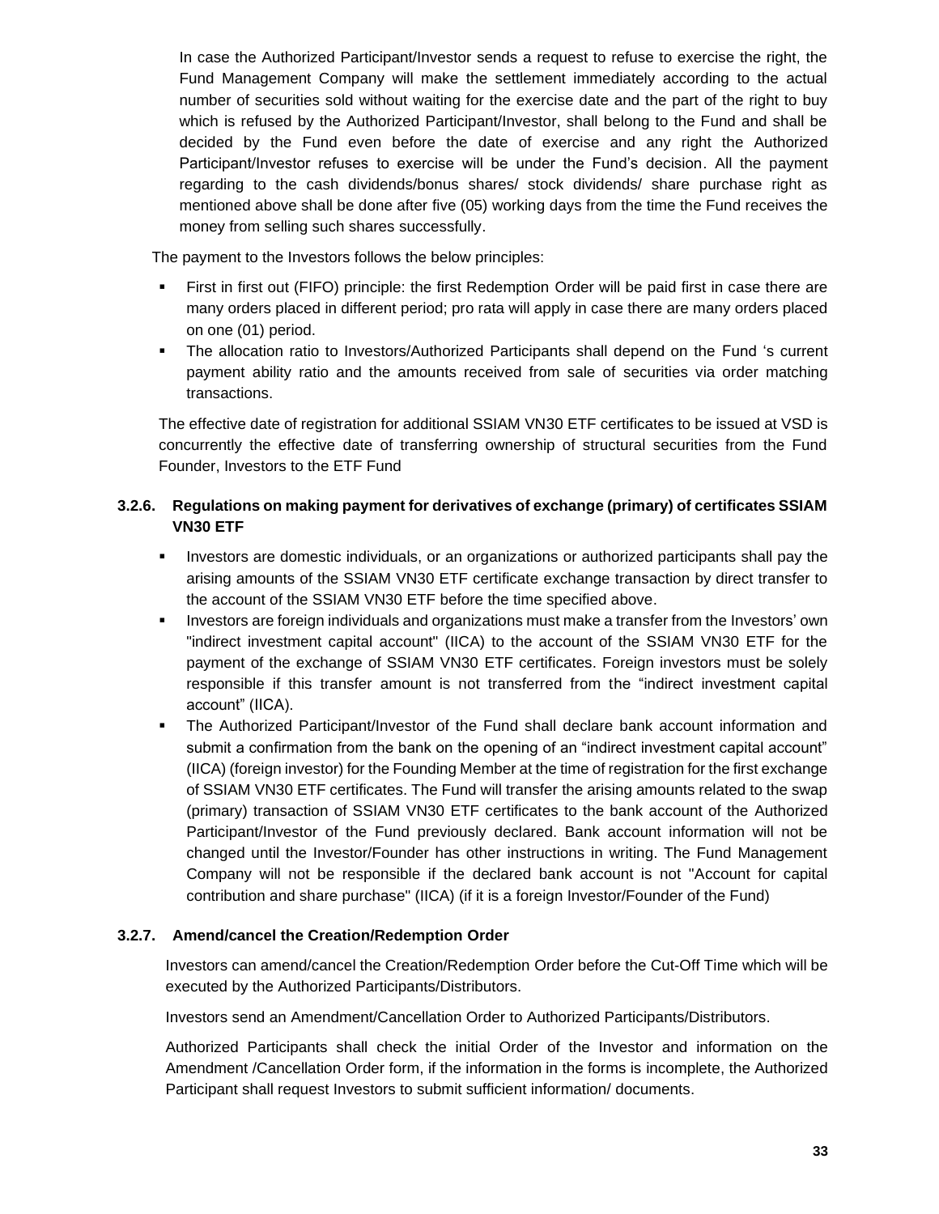In case the Authorized Participant/Investor sends a request to refuse to exercise the right, the Fund Management Company will make the settlement immediately according to the actual number of securities sold without waiting for the exercise date and the part of the right to buy which is refused by the Authorized Participant/Investor, shall belong to the Fund and shall be decided by the Fund even before the date of exercise and any right the Authorized Participant/Investor refuses to exercise will be under the Fund's decision. All the payment regarding to the cash dividends/bonus shares/ stock dividends/ share purchase right as mentioned above shall be done after five (05) working days from the time the Fund receives the money from selling such shares successfully.

The payment to the Investors follows the below principles:

- First in first out (FIFO) principle: the first Redemption Order will be paid first in case there are many orders placed in different period; pro rata will apply in case there are many orders placed on one (01) period.
- The allocation ratio to Investors/Authorized Participants shall depend on the Fund 's current payment ability ratio and the amounts received from sale of securities via order matching transactions.

The effective date of registration for additional SSIAM VN30 ETF certificates to be issued at VSD is concurrently the effective date of transferring ownership of structural securities from the Fund Founder, Investors to the ETF Fund

### 3.2.6. Regulations on making payment for derivatives of exchange (primary) of certificates SSIAM VN30 ETF

- Investors are domestic individuals, or an organizations or authorized participants shall pay the arising amounts of the SSIAM VN30 ETF certificate exchange transaction by direct transfer to the account of the SSIAM VN30 ETF before the time specified above.
- Investors are foreign individuals and organizations must make a transfer from the Investors' own "indirect investment capital account" (IICA) to the account of the SSIAM VN30 ETF for the payment of the exchange of SSIAM VN30 ETF certificates. Foreign investors must be solely responsible if this transfer amount is not transferred from the "indirect investment capital account" (IICA).
- The Authorized Participant/Investor of the Fund shall declare bank account information and submit a confirmation from the bank on the opening of an "indirect investment capital account" (IICA) (foreign investor) for the Founding Member at the time of registration for the first exchange of SSIAM VN30 ETF certificates. The Fund will transfer the arising amounts related to the swap (primary) transaction of SSIAM VN30 ETF certificates to the bank account of the Authorized Participant/Investor of the Fund previously declared. Bank account information will not be changed until the Investor/Founder has other instructions in writing. The Fund Management Company will not be responsible if the declared bank account is not "Account for capital contribution and share purchase" (IICA) (if it is a foreign Investor/Founder of the Fund)

### 3.2.7. Amend/cancel the Creation/Redemption Order

Investors can amend/cancel the Creation/Redemption Order before the Cut-Off Time which will be executed by the Authorized Participants/Distributors.

Investors send an Amendment/Cancellation Order to Authorized Participants/Distributors.

Authorized Participants shall check the initial Order of the Investor and information on the Amendment /Cancellation Order form, if the information in the forms is incomplete, the Authorized Participant shall request Investors to submit sufficient information/ documents.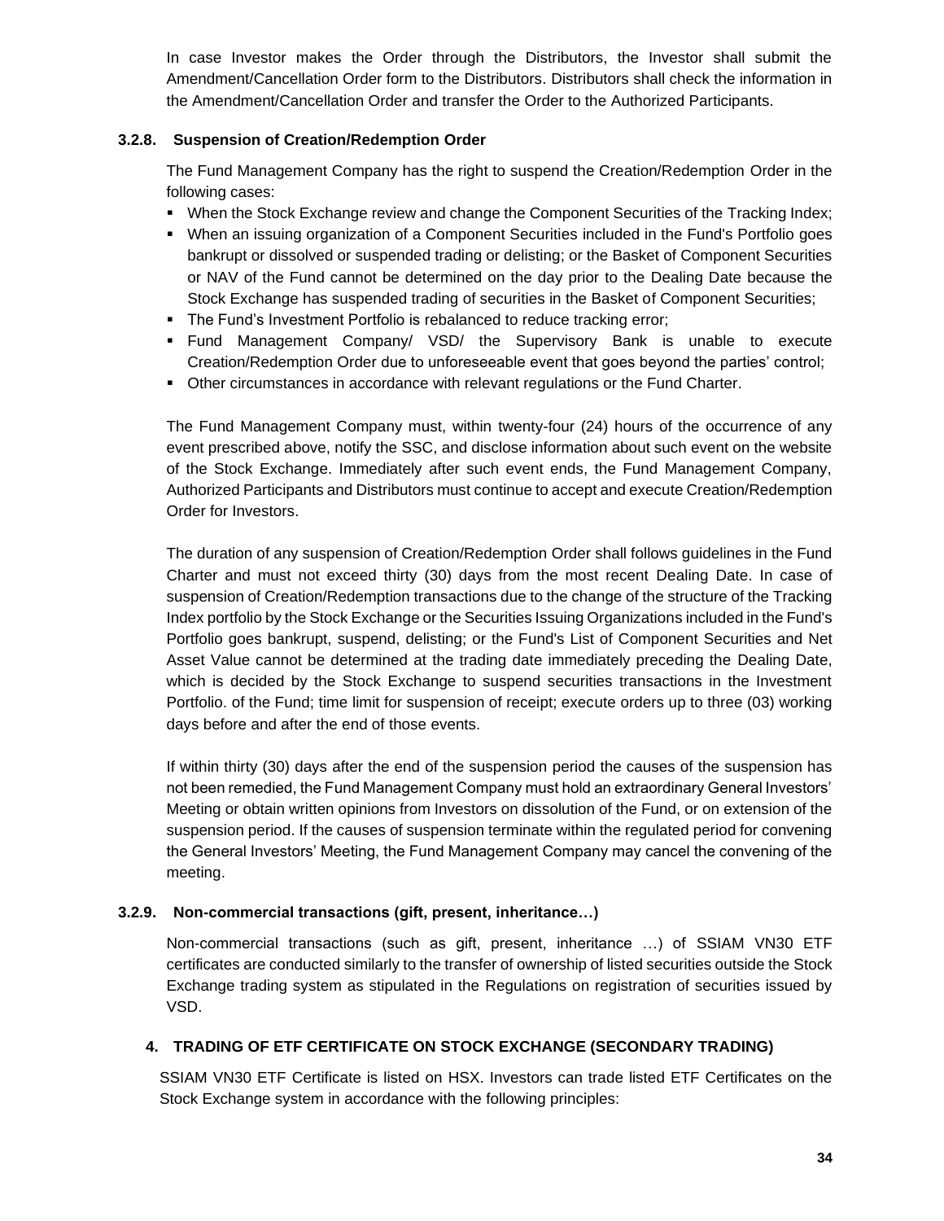In case Investor makes the Order through the Distributors, the Investor shall submit the Amendment/Cancellation Order form to the Distributors. Distributors shall check the information in the Amendment/Cancellation Order and transfer the Order to the Authorized Participants.

### 3.2.8. Suspension of Creation/Redemption Order

The Fund Management Company has the right to suspend the Creation/Redemption Order in the following cases:

- When the Stock Exchange review and change the Component Securities of the Tracking Index;
- When an issuing organization of a Component Securities included in the Fund's Portfolio goes bankrupt or dissolved or suspended trading or delisting; or the Basket of Component Securities or NAV of the Fund cannot be determined on the day prior to the Dealing Date because the Stock Exchange has suspended trading of securities in the Basket of Component Securities;
- The Fund's Investment Portfolio is rebalanced to reduce tracking error;
- Fund Management Company/ VSD/ the Supervisory Bank is unable to execute Creation/Redemption Order due to unforeseeable event that goes beyond the parties' control;
- Other circumstances in accordance with relevant regulations or the Fund Charter.

The Fund Management Company must, within twenty-four (24) hours of the occurrence of any event prescribed above, notify the SSC, and disclose information about such event on the website of the Stock Exchange. Immediately after such event ends, the Fund Management Company, Authorized Participants and Distributors must continue to accept and execute Creation/Redemption Order for Investors.

The duration of any suspension of Creation/Redemption Order shall follows guidelines in the Fund Charter and must not exceed thirty (30) days from the most recent Dealing Date. In case of suspension of Creation/Redemption transactions due to the change of the structure of the Tracking Index portfolio by the Stock Exchange or the Securities Issuing Organizations included in the Fund's Portfolio goes bankrupt, suspend, delisting; or the Fund's List of Component Securities and Net Asset Value cannot be determined at the trading date immediately preceding the Dealing Date, which is decided by the Stock Exchange to suspend securities transactions in the Investment Portfolio. of the Fund; time limit for suspension of receipt; execute orders up to three (03) working days before and after the end of those events.

If within thirty (30) days after the end of the suspension period the causes of the suspension has not been remedied, the Fund Management Company must hold an extraordinary General Investors' Meeting or obtain written opinions from Investors on dissolution of the Fund, or on extension of the suspension period. If the causes of suspension terminate within the regulated period for convening the General Investors' Meeting, the Fund Management Company may cancel the convening of the meeting.

### 3.2.9. Non-commercial transactions (gift, present, inheritance…)

Non-commercial transactions (such as gift, present, inheritance …) of SSIAM VN30 ETF certificates are conducted similarly to the transfer of ownership of listed securities outside the Stock Exchange trading system as stipulated in the Regulations on registration of securities issued by VSD.

## 4. TRADING OF ETF CERTIFICATE ON STOCK EXCHANGE (SECONDARY TRADING)

SSIAM VN30 ETF Certificate is listed on HSX. Investors can trade listed ETF Certificates on the Stock Exchange system in accordance with the following principles: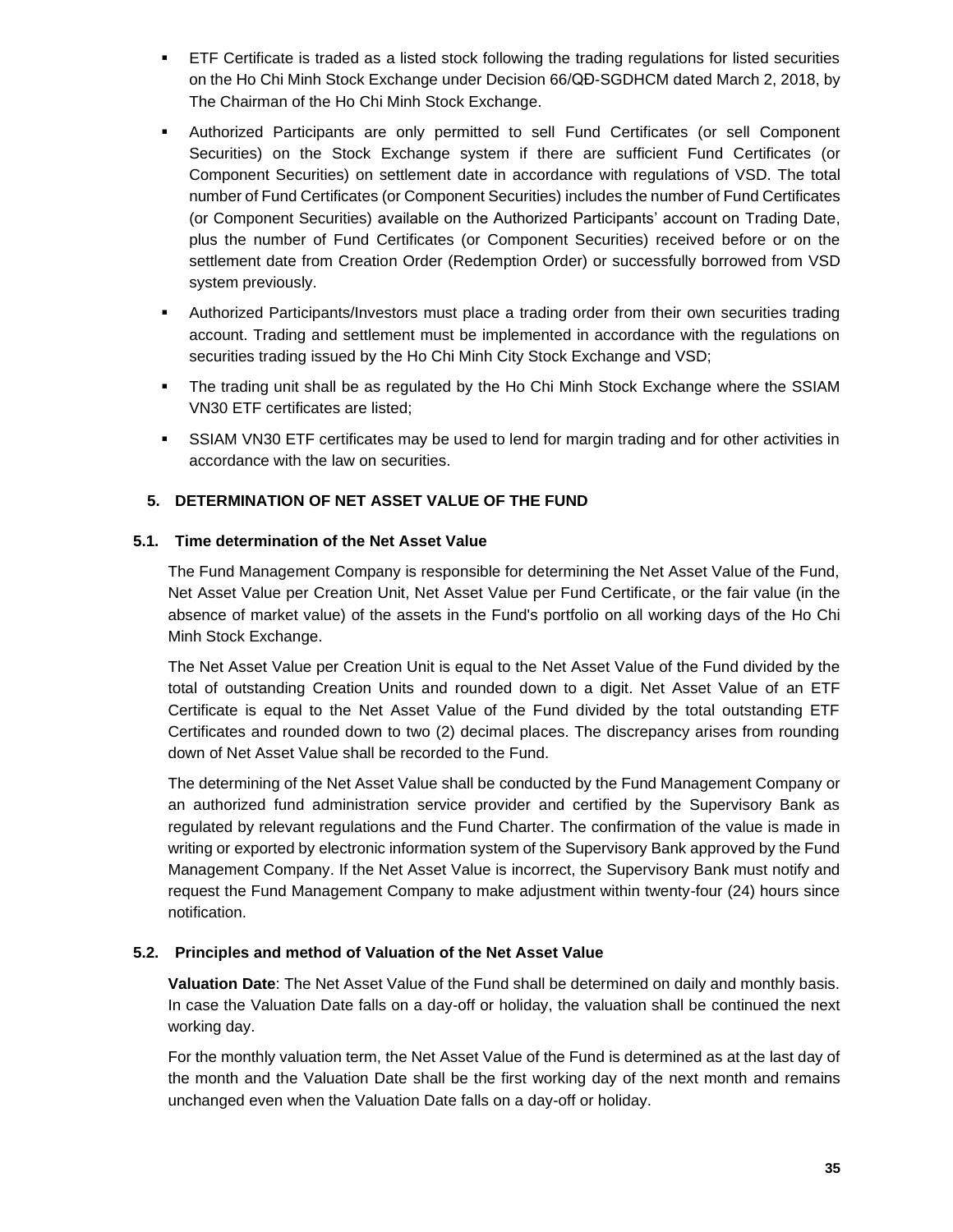- ETF Certificate is traded as a listed stock following the trading regulations for listed securities on the Ho Chi Minh Stock Exchange under Decision 66/QĐ-SGDHCM dated March 2, 2018, by The Chairman of the Ho Chi Minh Stock Exchange.
- Authorized Participants are only permitted to sell Fund Certificates (or sell Component Securities) on the Stock Exchange system if there are sufficient Fund Certificates (or Component Securities) on settlement date in accordance with regulations of VSD. The total number of Fund Certificates (or Component Securities) includes the number of Fund Certificates (or Component Securities) available on the Authorized Participants' account on Trading Date, plus the number of Fund Certificates (or Component Securities) received before or on the settlement date from Creation Order (Redemption Order) or successfully borrowed from VSD system previously.
- Authorized Participants/Investors must place a trading order from their own securities trading account. Trading and settlement must be implemented in accordance with the regulations on securities trading issued by the Ho Chi Minh City Stock Exchange and VSD;
- The trading unit shall be as regulated by the Ho Chi Minh Stock Exchange where the SSIAM VN30 ETF certificates are listed;
- SSIAM VN30 ETF certificates may be used to lend for margin trading and for other activities in accordance with the law on securities.

## 5. DETERMINATION OF NET ASSET VALUE OF THE FUND

### 5.1. Time determination of the Net Asset Value

The Fund Management Company is responsible for determining the Net Asset Value of the Fund, Net Asset Value per Creation Unit, Net Asset Value per Fund Certificate, or the fair value (in the absence of market value) of the assets in the Fund's portfolio on all working days of the Ho Chi Minh Stock Exchange.

The Net Asset Value per Creation Unit is equal to the Net Asset Value of the Fund divided by the total of outstanding Creation Units and rounded down to a digit. Net Asset Value of an ETF Certificate is equal to the Net Asset Value of the Fund divided by the total outstanding ETF Certificates and rounded down to two (2) decimal places. The discrepancy arises from rounding down of Net Asset Value shall be recorded to the Fund.

The determining of the Net Asset Value shall be conducted by the Fund Management Company or an authorized fund administration service provider and certified by the Supervisory Bank as regulated by relevant regulations and the Fund Charter. The confirmation of the value is made in writing or exported by electronic information system of the Supervisory Bank approved by the Fund Management Company. If the Net Asset Value is incorrect, the Supervisory Bank must notify and request the Fund Management Company to make adjustment within twenty-four (24) hours since notification.

### 5.2. Principles and method of Valuation of the Net Asset Value

**Valuation Date**: The Net Asset Value of the Fund shall be determined on daily and monthly basis. In case the Valuation Date falls on a day-off or holiday, the valuation shall be continued the next working day.

For the monthly valuation term, the Net Asset Value of the Fund is determined as at the last day of the month and the Valuation Date shall be the first working day of the next month and remains unchanged even when the Valuation Date falls on a day-off or holiday.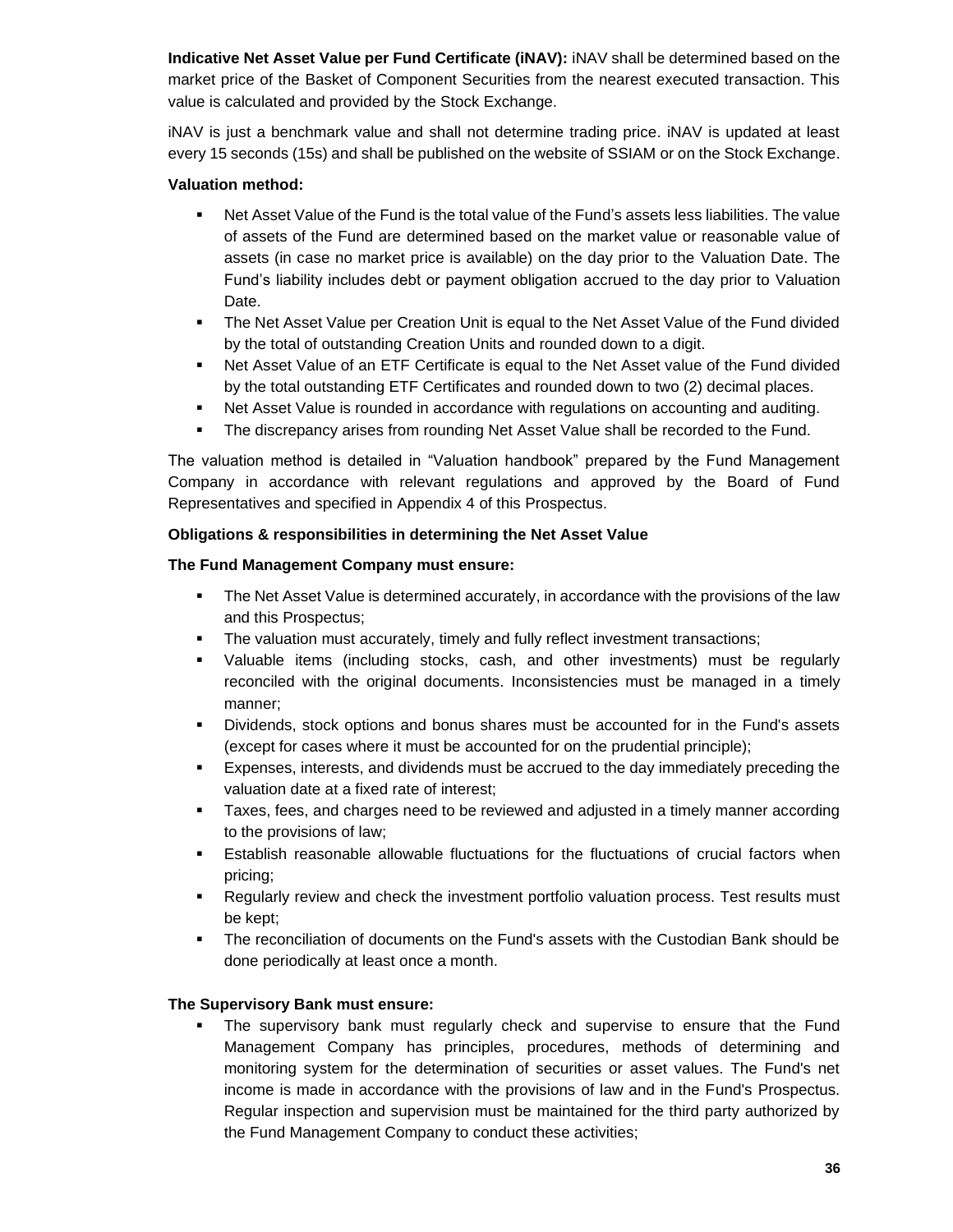**Indicative Net Asset Value per Fund Certificate (iNAV):** iNAV shall be determined based on the market price of the Basket of Component Securities from the nearest executed transaction. This value is calculated and provided by the Stock Exchange.

iNAV is just a benchmark value and shall not determine trading price. iNAV is updated at least every 15 seconds (15s) and shall be published on the website of SSIAM or on the Stock Exchange.

**Valuation method:**

- Net Asset Value of the Fund is the total value of the Fund's assets less liabilities. The value of assets of the Fund are determined based on the market value or reasonable value of assets (in case no market price is available) on the day prior to the Valuation Date. The Fund's liability includes debt or payment obligation accrued to the day prior to Valuation Date.
- The Net Asset Value per Creation Unit is equal to the Net Asset Value of the Fund divided by the total of outstanding Creation Units and rounded down to a digit.
- Net Asset Value of an ETF Certificate is equal to the Net Asset value of the Fund divided by the total outstanding ETF Certificates and rounded down to two (2) decimal places.
- Net Asset Value is rounded in accordance with regulations on accounting and auditing.
- The discrepancy arises from rounding Net Asset Value shall be recorded to the Fund.

The valuation method is detailed in "Valuation handbook" prepared by the Fund Management Company in accordance with relevant regulations and approved by the Board of Fund Representatives and specified in Appendix 4 of this Prospectus.

**Obligations & responsibilities in determining the Net Asset Value**

**The Fund Management Company must ensure:**

- The Net Asset Value is determined accurately, in accordance with the provisions of the law and this Prospectus;
- The valuation must accurately, timely and fully reflect investment transactions;
- Valuable items (including stocks, cash, and other investments) must be regularly reconciled with the original documents. Inconsistencies must be managed in a timely manner;
- Dividends, stock options and bonus shares must be accounted for in the Fund's assets (except for cases where it must be accounted for on the prudential principle);
- Expenses, interests, and dividends must be accrued to the day immediately preceding the valuation date at a fixed rate of interest;
- Taxes, fees, and charges need to be reviewed and adjusted in a timely manner according to the provisions of law;
- Establish reasonable allowable fluctuations for the fluctuations of crucial factors when pricing;
- Regularly review and check the investment portfolio valuation process. Test results must be kept;
- The reconciliation of documents on the Fund's assets with the Custodian Bank should be done periodically at least once a month.

**The Supervisory Bank must ensure:**

- The supervisory bank must regularly check and supervise to ensure that the Fund Management Company has principles, procedures, methods of determining and monitoring system for the determination of securities or asset values. The Fund's net income is made in accordance with the provisions of law and in the Fund's Prospectus. Regular inspection and supervision must be maintained for the third party authorized by the Fund Management Company to conduct these activities;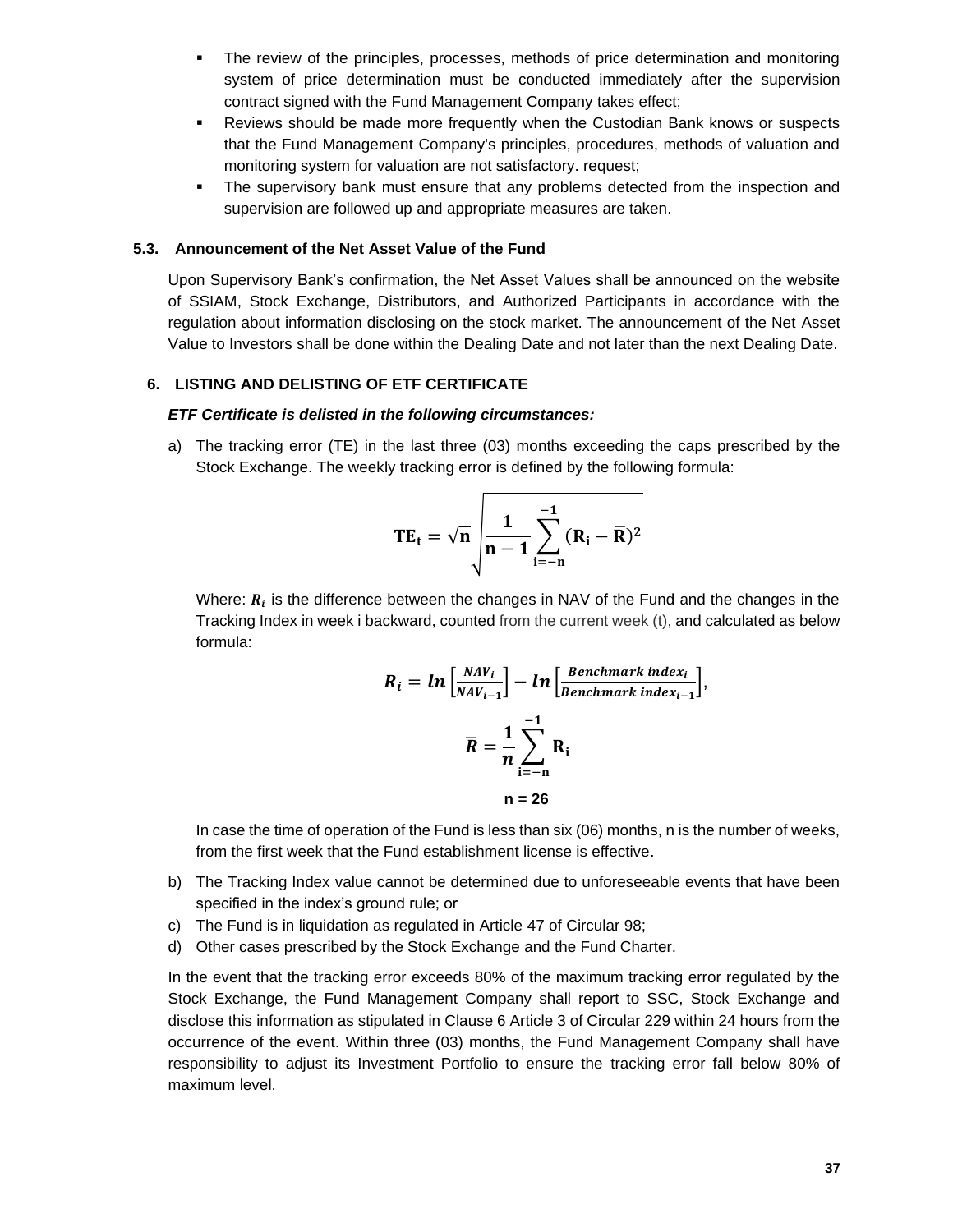- The review of the principles, processes, methods of price determination and monitoring system of price determination must be conducted immediately after the supervision contract signed with the Fund Management Company takes effect;
- Reviews should be made more frequently when the Custodian Bank knows or suspects that the Fund Management Company's principles, procedures, methods of valuation and monitoring system for valuation are not satisfactory. request;
- The supervisory bank must ensure that any problems detected from the inspection and supervision are followed up and appropriate measures are taken.

### 5.3. Announcement of the Net Asset Value of the Fund

Upon Supervisory Bank's confirmation, the Net Asset Values shall be announced on the website of SSIAM, Stock Exchange, Distributors, and Authorized Participants in accordance with the regulation about information disclosing on the stock market. The announcement of the Net Asset Value to Investors shall be done within the Dealing Date and not later than the next Dealing Date.

## 6. LISTING AND DELISTING OF ETF CERTIFICATE

***ETF Certificate is delisted in the following circumstances:***

a) The tracking error (TE) in the last three (03) months exceeding the caps prescribed by the Stock Exchange. The weekly tracking error is defined by the following formula:

$$\mathbf{TE_t} = \sqrt{\mathbf{n}}\sqrt{\frac{\mathbf{1}}{\mathbf{n-1}}\sum_{\mathbf{i=-n}}^{\mathbf{-1}}(\mathbf{R_i} - \overline{\mathbf{R}})^{\mathbf{2}}}$$

Where: $R_i$ is the difference between the changes in NAV of the Fund and the changes in the Tracking Index in week i backward, counted from the current week (t), and calculated as below formula:

$$R_i = ln\left[\frac{NAV_i}{NAV_{i-1}}\right] - ln\left[\frac{Benchmark\ index_i}{Benchmark\ index_{i-1}}\right],$$

$$\overline{R} = \frac{1}{n}\sum_{i=-n}^{-1} R_i$$

$$n = 26$$

In case the time of operation of the Fund is less than six (06) months, n is the number of weeks, from the first week that the Fund establishment license is effective.

b) The Tracking Index value cannot be determined due to unforeseeable events that have been specified in the index's ground rule; or

c) The Fund is in liquidation as regulated in Article 47 of Circular 98;

d) Other cases prescribed by the Stock Exchange and the Fund Charter.

In the event that the tracking error exceeds 80% of the maximum tracking error regulated by the Stock Exchange, the Fund Management Company shall report to SSC, Stock Exchange and disclose this information as stipulated in Clause 6 Article 3 of Circular 229 within 24 hours from the occurrence of the event. Within three (03) months, the Fund Management Company shall have responsibility to adjust its Investment Portfolio to ensure the tracking error fall below 80% of maximum level.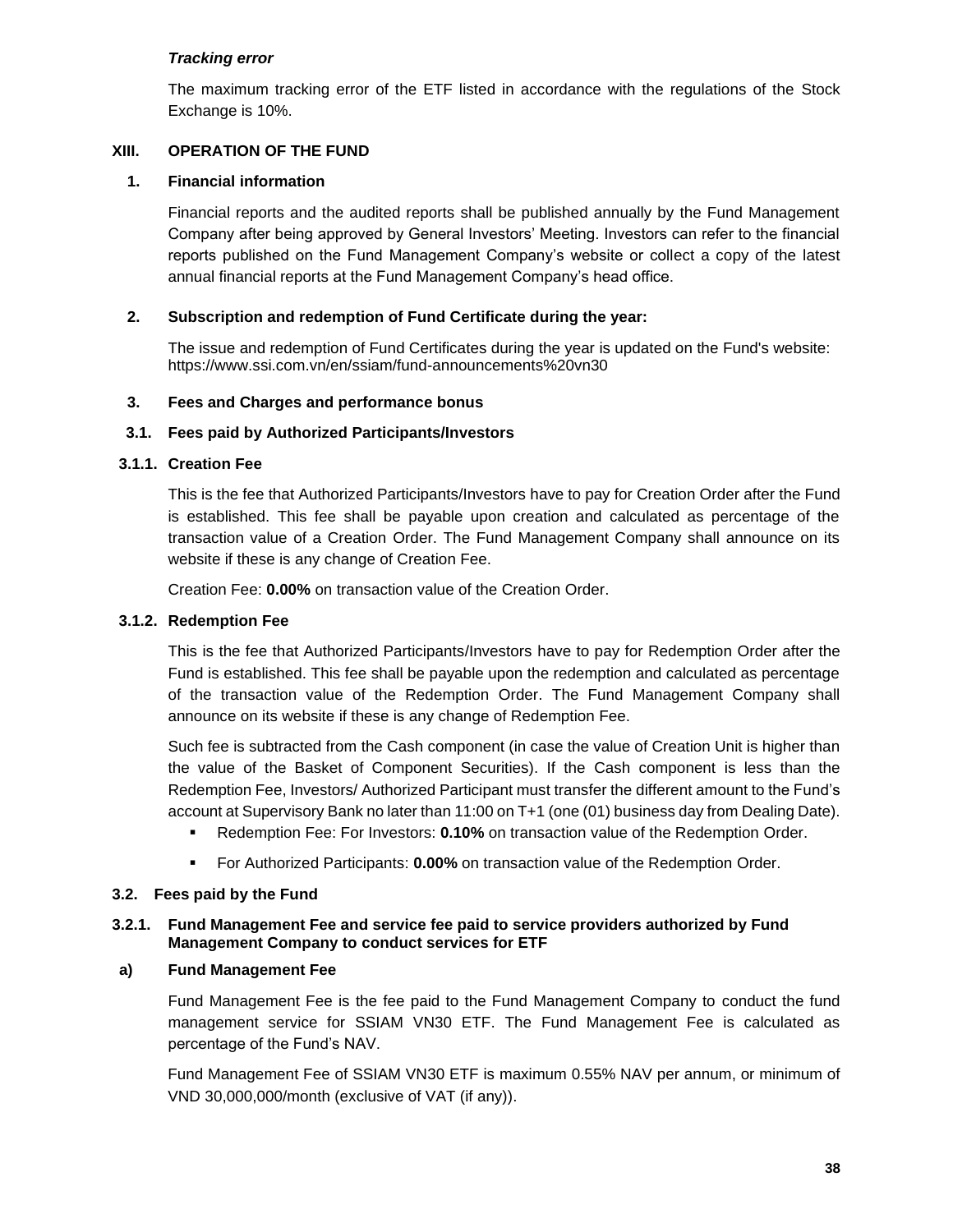***Tracking error***

The maximum tracking error of the ETF listed in accordance with the regulations of the Stock Exchange is 10%.

## XIII. OPERATION OF THE FUND

### 1. Financial information

Financial reports and the audited reports shall be published annually by the Fund Management Company after being approved by General Investors' Meeting. Investors can refer to the financial reports published on the Fund Management Company's website or collect a copy of the latest annual financial reports at the Fund Management Company's head office.

### 2. Subscription and redemption of Fund Certificate during the year:

The issue and redemption of Fund Certificates during the year is updated on the Fund's website: https://www.ssi.com.vn/en/ssiam/fund-announcements%20vn30

### 3. Fees and Charges and performance bonus

### 3.1. Fees paid by Authorized Participants/Investors

#### 3.1.1. Creation Fee

This is the fee that Authorized Participants/Investors have to pay for Creation Order after the Fund is established. This fee shall be payable upon creation and calculated as percentage of the transaction value of a Creation Order. The Fund Management Company shall announce on its website if these is any change of Creation Fee.

Creation Fee: **0.00%** on transaction value of the Creation Order.

#### 3.1.2. Redemption Fee

This is the fee that Authorized Participants/Investors have to pay for Redemption Order after the Fund is established. This fee shall be payable upon the redemption and calculated as percentage of the transaction value of the Redemption Order. The Fund Management Company shall announce on its website if these is any change of Redemption Fee.

Such fee is subtracted from the Cash component (in case the value of Creation Unit is higher than the value of the Basket of Component Securities). If the Cash component is less than the Redemption Fee, Investors/ Authorized Participant must transfer the different amount to the Fund's account at Supervisory Bank no later than 11:00 on T+1 (one (01) business day from Dealing Date).

- Redemption Fee: For Investors: **0.10%** on transaction value of the Redemption Order.
- For Authorized Participants: **0.00%** on transaction value of the Redemption Order.

### 3.2. Fees paid by the Fund

#### 3.2.1. Fund Management Fee and service fee paid to service providers authorized by Fund Management Company to conduct services for ETF

#### a) Fund Management Fee

Fund Management Fee is the fee paid to the Fund Management Company to conduct the fund management service for SSIAM VN30 ETF. The Fund Management Fee is calculated as percentage of the Fund's NAV.

Fund Management Fee of SSIAM VN30 ETF is maximum 0.55% NAV per annum, or minimum of VND 30,000,000/month (exclusive of VAT (if any)).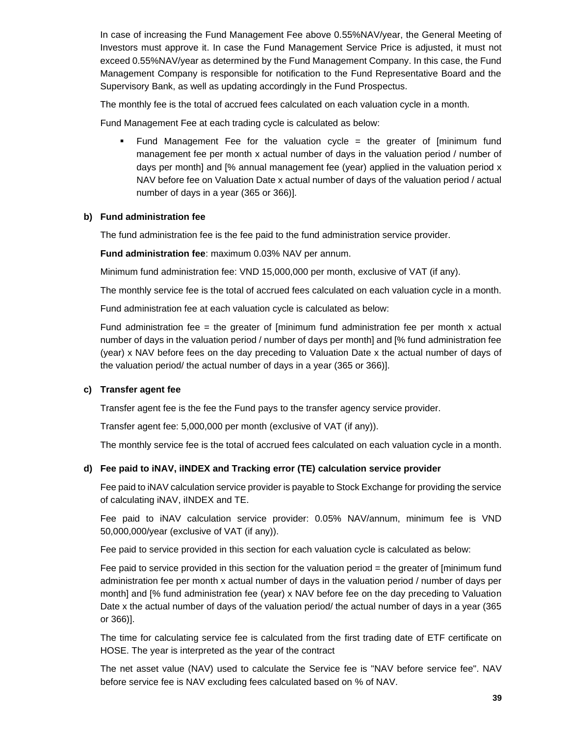In case of increasing the Fund Management Fee above 0.55%NAV/year, the General Meeting of Investors must approve it. In case the Fund Management Service Price is adjusted, it must not exceed 0.55%NAV/year as determined by the Fund Management Company. In this case, the Fund Management Company is responsible for notification to the Fund Representative Board and the Supervisory Bank, as well as updating accordingly in the Fund Prospectus.

The monthly fee is the total of accrued fees calculated on each valuation cycle in a month.

Fund Management Fee at each trading cycle is calculated as below:

- Fund Management Fee for the valuation cycle = the greater of [minimum fund management fee per month x actual number of days in the valuation period / number of days per month] and [% annual management fee (year) applied in the valuation period x NAV before fee on Valuation Date x actual number of days of the valuation period / actual number of days in a year (365 or 366)].

**b) Fund administration fee**

The fund administration fee is the fee paid to the fund administration service provider.

**Fund administration fee**: maximum 0.03% NAV per annum.

Minimum fund administration fee: VND 15,000,000 per month, exclusive of VAT (if any).

The monthly service fee is the total of accrued fees calculated on each valuation cycle in a month.

Fund administration fee at each valuation cycle is calculated as below:

Fund administration fee = the greater of [minimum fund administration fee per month x actual number of days in the valuation period / number of days per month] and [% fund administration fee (year) x NAV before fees on the day preceding to Valuation Date x the actual number of days of the valuation period/ the actual number of days in a year (365 or 366)].

**c) Transfer agent fee**

Transfer agent fee is the fee the Fund pays to the transfer agency service provider.

Transfer agent fee: 5,000,000 per month (exclusive of VAT (if any)).

The monthly service fee is the total of accrued fees calculated on each valuation cycle in a month.

**d) Fee paid to iNAV, iINDEX and Tracking error (TE) calculation service provider**

Fee paid to iNAV calculation service provider is payable to Stock Exchange for providing the service of calculating iNAV, iINDEX and TE.

Fee paid to iNAV calculation service provider: 0.05% NAV/annum, minimum fee is VND 50,000,000/year (exclusive of VAT (if any)).

Fee paid to service provided in this section for each valuation cycle is calculated as below:

Fee paid to service provided in this section for the valuation period = the greater of [minimum fund administration fee per month x actual number of days in the valuation period / number of days per month] and [% fund administration fee (year) x NAV before fee on the day preceding to Valuation Date x the actual number of days of the valuation period/ the actual number of days in a year (365 or 366)].

The time for calculating service fee is calculated from the first trading date of ETF certificate on HOSE. The year is interpreted as the year of the contract

The net asset value (NAV) used to calculate the Service fee is "NAV before service fee". NAV before service fee is NAV excluding fees calculated based on % of NAV.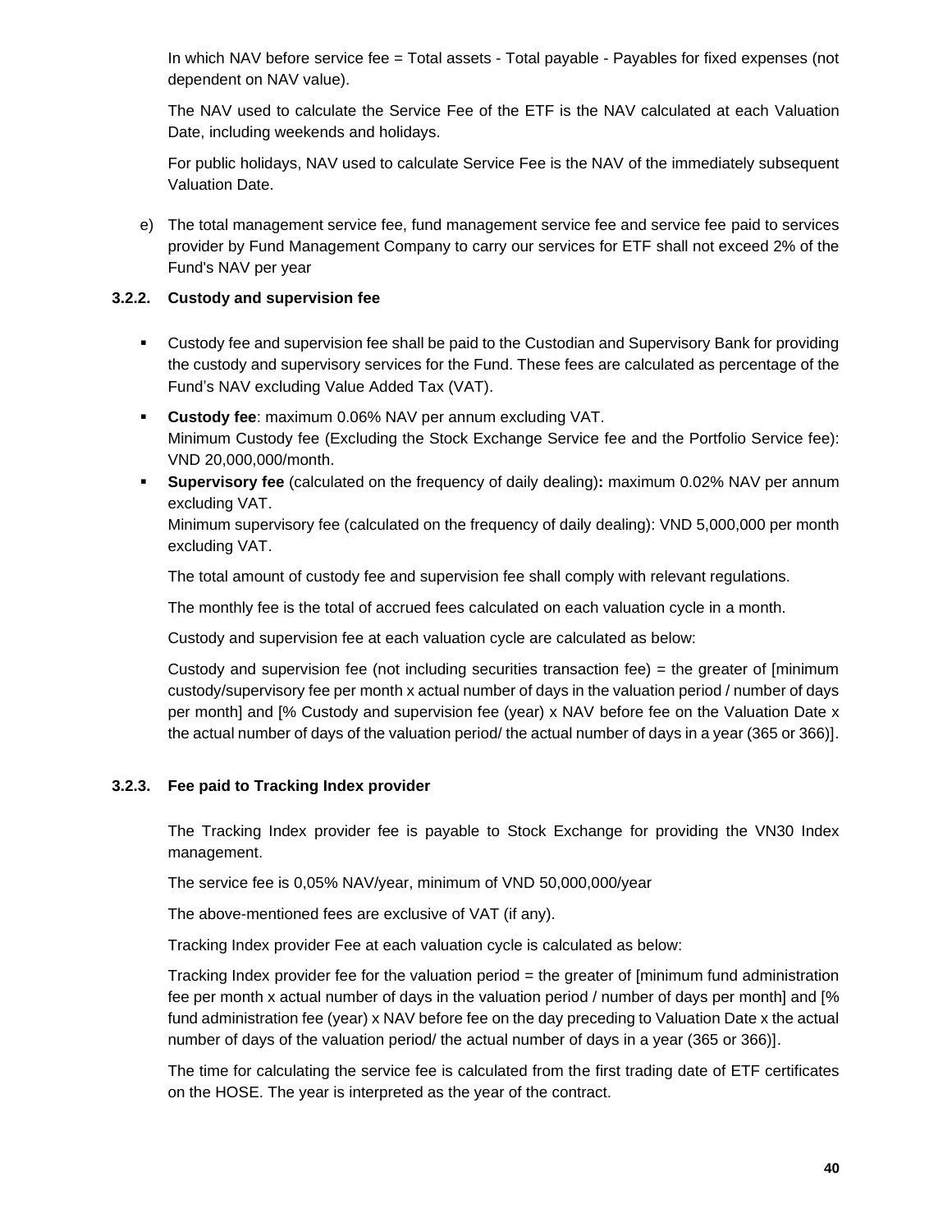In which NAV before service fee = Total assets - Total payable - Payables for fixed expenses (not dependent on NAV value).

The NAV used to calculate the Service Fee of the ETF is the NAV calculated at each Valuation Date, including weekends and holidays.

For public holidays, NAV used to calculate Service Fee is the NAV of the immediately subsequent Valuation Date.

e) The total management service fee, fund management service fee and service fee paid to services provider by Fund Management Company to carry our services for ETF shall not exceed 2% of the Fund's NAV per year

### 3.2.2. Custody and supervision fee

- Custody fee and supervision fee shall be paid to the Custodian and Supervisory Bank for providing the custody and supervisory services for the Fund. These fees are calculated as percentage of the Fund's NAV excluding Value Added Tax (VAT).
- **Custody fee**: maximum 0.06% NAV per annum excluding VAT.
  Minimum Custody fee (Excluding the Stock Exchange Service fee and the Portfolio Service fee): VND 20,000,000/month.
- **Supervisory fee** (calculated on the frequency of daily dealing)**:** maximum 0.02% NAV per annum excluding VAT.
  Minimum supervisory fee (calculated on the frequency of daily dealing): VND 5,000,000 per month excluding VAT.

The total amount of custody fee and supervision fee shall comply with relevant regulations.

The monthly fee is the total of accrued fees calculated on each valuation cycle in a month.

Custody and supervision fee at each valuation cycle are calculated as below:

Custody and supervision fee (not including securities transaction fee) = the greater of [minimum custody/supervisory fee per month x actual number of days in the valuation period / number of days per month] and [% Custody and supervision fee (year) x NAV before fee on the Valuation Date x the actual number of days of the valuation period/ the actual number of days in a year (365 or 366)].

### 3.2.3. Fee paid to Tracking Index provider

The Tracking Index provider fee is payable to Stock Exchange for providing the VN30 Index management.

The service fee is 0,05% NAV/year, minimum of VND 50,000,000/year

The above-mentioned fees are exclusive of VAT (if any).

Tracking Index provider Fee at each valuation cycle is calculated as below:

Tracking Index provider fee for the valuation period = the greater of [minimum fund administration fee per month x actual number of days in the valuation period / number of days per month] and [% fund administration fee (year) x NAV before fee on the day preceding to Valuation Date x the actual number of days of the valuation period/ the actual number of days in a year (365 or 366)].

The time for calculating the service fee is calculated from the first trading date of ETF certificates on the HOSE. The year is interpreted as the year of the contract.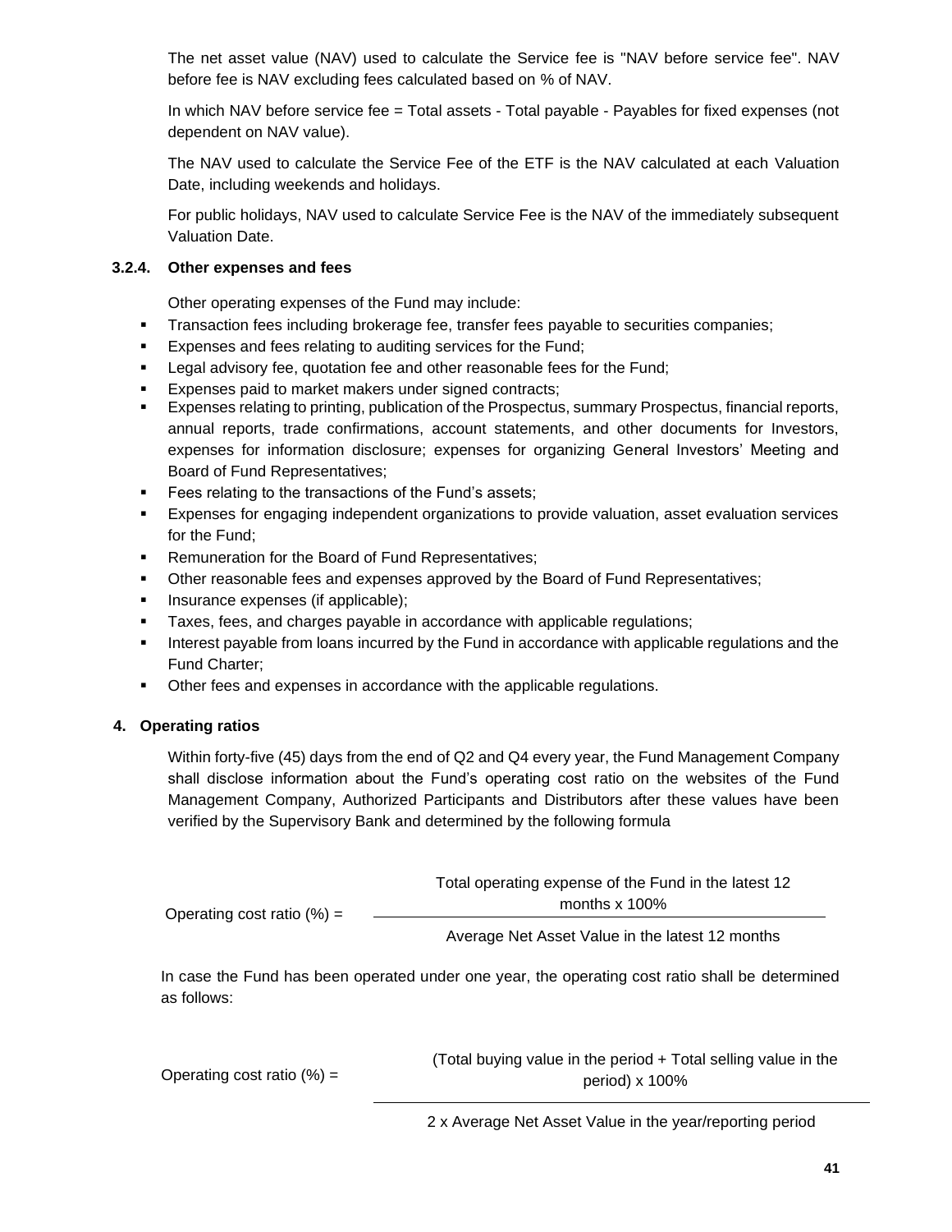The net asset value (NAV) used to calculate the Service fee is "NAV before service fee". NAV before fee is NAV excluding fees calculated based on % of NAV.

In which NAV before service fee = Total assets - Total payable - Payables for fixed expenses (not dependent on NAV value).

The NAV used to calculate the Service Fee of the ETF is the NAV calculated at each Valuation Date, including weekends and holidays.

For public holidays, NAV used to calculate Service Fee is the NAV of the immediately subsequent Valuation Date.

#### 3.2.4. Other expenses and fees

Other operating expenses of the Fund may include:

- Transaction fees including brokerage fee, transfer fees payable to securities companies;
- Expenses and fees relating to auditing services for the Fund;
- Legal advisory fee, quotation fee and other reasonable fees for the Fund;
- Expenses paid to market makers under signed contracts;
- Expenses relating to printing, publication of the Prospectus, summary Prospectus, financial reports, annual reports, trade confirmations, account statements, and other documents for Investors, expenses for information disclosure; expenses for organizing General Investors' Meeting and Board of Fund Representatives;
- Fees relating to the transactions of the Fund's assets;
- Expenses for engaging independent organizations to provide valuation, asset evaluation services for the Fund;
- Remuneration for the Board of Fund Representatives;
- Other reasonable fees and expenses approved by the Board of Fund Representatives;
- Insurance expenses (if applicable);
- Taxes, fees, and charges payable in accordance with applicable regulations;
- Interest payable from loans incurred by the Fund in accordance with applicable regulations and the Fund Charter;
- Other fees and expenses in accordance with the applicable regulations.

## 4. Operating ratios

Within forty-five (45) days from the end of Q2 and Q4 every year, the Fund Management Company shall disclose information about the Fund's operating cost ratio on the websites of the Fund Management Company, Authorized Participants and Distributors after these values have been verified by the Supervisory Bank and determined by the following formula

$$\text{Operating cost ratio (\%)} = \frac{\text{Total operating expense of the Fund in the latest 12 months} \times 100\%}{\text{Average Net Asset Value in the latest 12 months}}$$

In case the Fund has been operated under one year, the operating cost ratio shall be determined as follows:

$$\text{Operating cost ratio (\%)} = \frac{(\text{Total buying value in the period} + \text{Total selling value in the period}) \times 100\%}{2 \times \text{Average Net Asset Value in the year/reporting period}}$$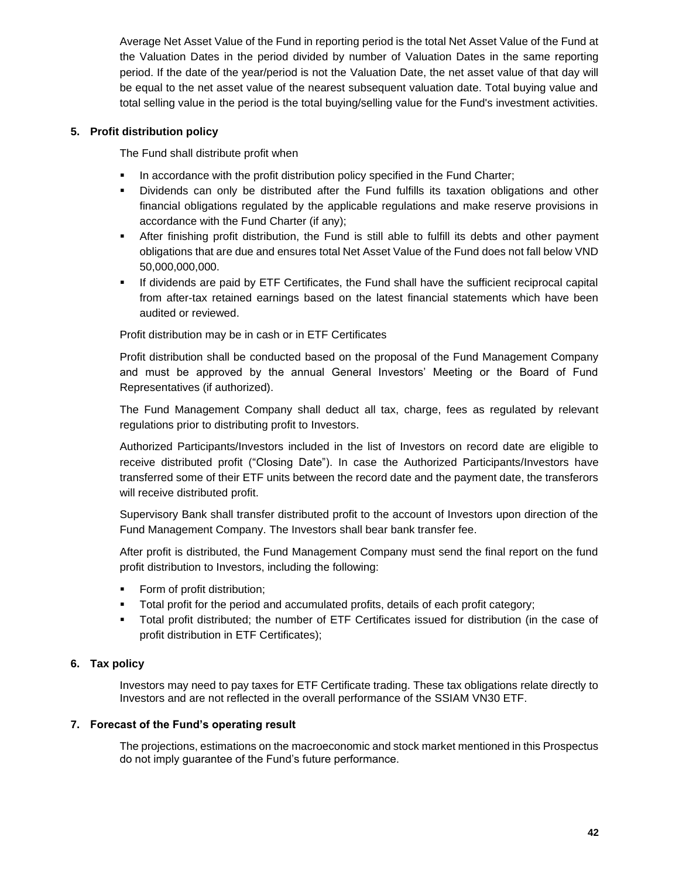Average Net Asset Value of the Fund in reporting period is the total Net Asset Value of the Fund at the Valuation Dates in the period divided by number of Valuation Dates in the same reporting period. If the date of the year/period is not the Valuation Date, the net asset value of that day will be equal to the net asset value of the nearest subsequent valuation date. Total buying value and total selling value in the period is the total buying/selling value for the Fund's investment activities.

## 5. Profit distribution policy

The Fund shall distribute profit when

- In accordance with the profit distribution policy specified in the Fund Charter;
- Dividends can only be distributed after the Fund fulfills its taxation obligations and other financial obligations regulated by the applicable regulations and make reserve provisions in accordance with the Fund Charter (if any);
- After finishing profit distribution, the Fund is still able to fulfill its debts and other payment obligations that are due and ensures total Net Asset Value of the Fund does not fall below VND 50,000,000,000.
- If dividends are paid by ETF Certificates, the Fund shall have the sufficient reciprocal capital from after-tax retained earnings based on the latest financial statements which have been audited or reviewed.

Profit distribution may be in cash or in ETF Certificates

Profit distribution shall be conducted based on the proposal of the Fund Management Company and must be approved by the annual General Investors' Meeting or the Board of Fund Representatives (if authorized).

The Fund Management Company shall deduct all tax, charge, fees as regulated by relevant regulations prior to distributing profit to Investors.

Authorized Participants/Investors included in the list of Investors on record date are eligible to receive distributed profit ("Closing Date"). In case the Authorized Participants/Investors have transferred some of their ETF units between the record date and the payment date, the transferors will receive distributed profit.

Supervisory Bank shall transfer distributed profit to the account of Investors upon direction of the Fund Management Company. The Investors shall bear bank transfer fee.

After profit is distributed, the Fund Management Company must send the final report on the fund profit distribution to Investors, including the following:

- Form of profit distribution;
- Total profit for the period and accumulated profits, details of each profit category;
- Total profit distributed; the number of ETF Certificates issued for distribution (in the case of profit distribution in ETF Certificates);

## 6. Tax policy

Investors may need to pay taxes for ETF Certificate trading. These tax obligations relate directly to Investors and are not reflected in the overall performance of the SSIAM VN30 ETF.

## 7. Forecast of the Fund's operating result

The projections, estimations on the macroeconomic and stock market mentioned in this Prospectus do not imply guarantee of the Fund's future performance.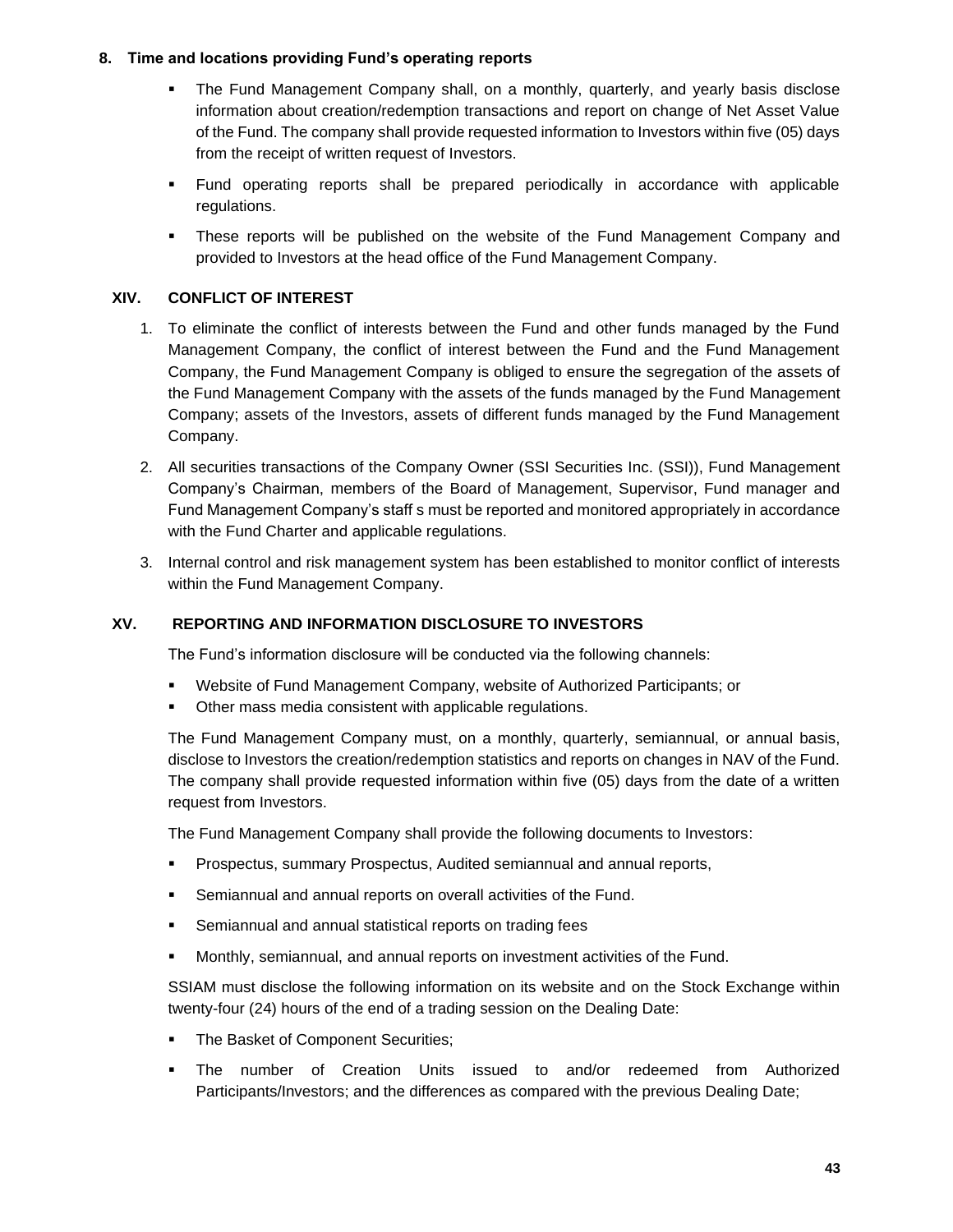### 8. Time and locations providing Fund's operating reports

- The Fund Management Company shall, on a monthly, quarterly, and yearly basis disclose information about creation/redemption transactions and report on change of Net Asset Value of the Fund. The company shall provide requested information to Investors within five (05) days from the receipt of written request of Investors.
- Fund operating reports shall be prepared periodically in accordance with applicable regulations.
- These reports will be published on the website of the Fund Management Company and provided to Investors at the head office of the Fund Management Company.

## XIV. CONFLICT OF INTEREST

1. To eliminate the conflict of interests between the Fund and other funds managed by the Fund Management Company, the conflict of interest between the Fund and the Fund Management Company, the Fund Management Company is obliged to ensure the segregation of the assets of the Fund Management Company with the assets of the funds managed by the Fund Management Company; assets of the Investors, assets of different funds managed by the Fund Management Company.
2. All securities transactions of the Company Owner (SSI Securities Inc. (SSI)), Fund Management Company's Chairman, members of the Board of Management, Supervisor, Fund manager and Fund Management Company's staff s must be reported and monitored appropriately in accordance with the Fund Charter and applicable regulations.
3. Internal control and risk management system has been established to monitor conflict of interests within the Fund Management Company.

## XV. REPORTING AND INFORMATION DISCLOSURE TO INVESTORS

The Fund's information disclosure will be conducted via the following channels:

- Website of Fund Management Company, website of Authorized Participants; or
- Other mass media consistent with applicable regulations.

The Fund Management Company must, on a monthly, quarterly, semiannual, or annual basis, disclose to Investors the creation/redemption statistics and reports on changes in NAV of the Fund. The company shall provide requested information within five (05) days from the date of a written request from Investors.

The Fund Management Company shall provide the following documents to Investors:

- Prospectus, summary Prospectus, Audited semiannual and annual reports,
- Semiannual and annual reports on overall activities of the Fund.
- Semiannual and annual statistical reports on trading fees
- Monthly, semiannual, and annual reports on investment activities of the Fund.

SSIAM must disclose the following information on its website and on the Stock Exchange within twenty-four (24) hours of the end of a trading session on the Dealing Date:

- The Basket of Component Securities;
- The number of Creation Units issued to and/or redeemed from Authorized Participants/Investors; and the differences as compared with the previous Dealing Date;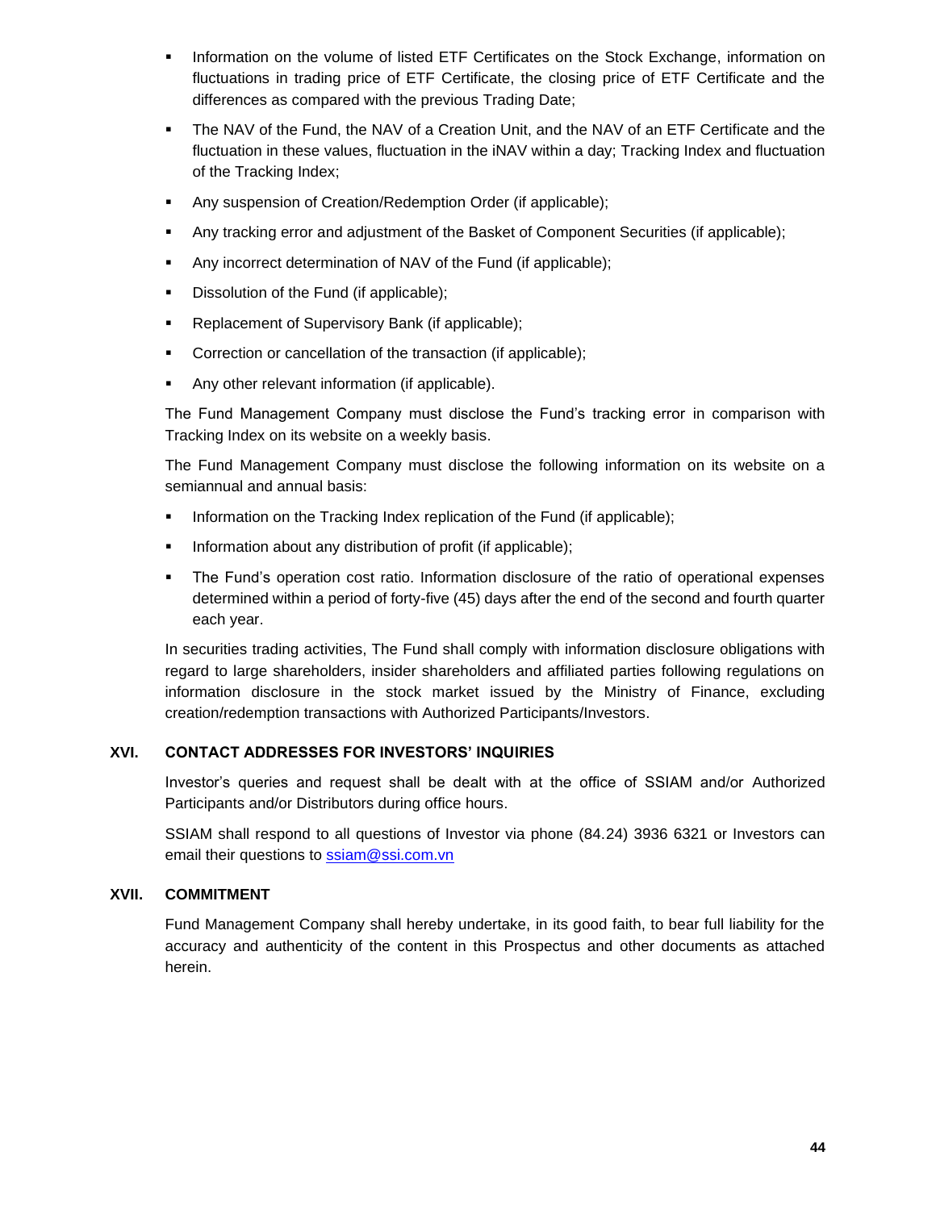- Information on the volume of listed ETF Certificates on the Stock Exchange, information on fluctuations in trading price of ETF Certificate, the closing price of ETF Certificate and the differences as compared with the previous Trading Date;
- The NAV of the Fund, the NAV of a Creation Unit, and the NAV of an ETF Certificate and the fluctuation in these values, fluctuation in the iNAV within a day; Tracking Index and fluctuation of the Tracking Index;
- Any suspension of Creation/Redemption Order (if applicable);
- Any tracking error and adjustment of the Basket of Component Securities (if applicable);
- Any incorrect determination of NAV of the Fund (if applicable);
- Dissolution of the Fund (if applicable);
- Replacement of Supervisory Bank (if applicable);
- Correction or cancellation of the transaction (if applicable);
- Any other relevant information (if applicable).

The Fund Management Company must disclose the Fund's tracking error in comparison with Tracking Index on its website on a weekly basis.

The Fund Management Company must disclose the following information on its website on a semiannual and annual basis:

- Information on the Tracking Index replication of the Fund (if applicable);
- Information about any distribution of profit (if applicable);
- The Fund's operation cost ratio. Information disclosure of the ratio of operational expenses determined within a period of forty-five (45) days after the end of the second and fourth quarter each year.

In securities trading activities, The Fund shall comply with information disclosure obligations with regard to large shareholders, insider shareholders and affiliated parties following regulations on information disclosure in the stock market issued by the Ministry of Finance, excluding creation/redemption transactions with Authorized Participants/Investors.

## XVI. CONTACT ADDRESSES FOR INVESTORS' INQUIRIES

Investor's queries and request shall be dealt with at the office of SSIAM and/or Authorized Participants and/or Distributors during office hours.

SSIAM shall respond to all questions of Investor via phone (84.24) 3936 6321 or Investors can email their questions to ssiam@ssi.com.vn

## XVII. COMMITMENT

Fund Management Company shall hereby undertake, in its good faith, to bear full liability for the accuracy and authenticity of the content in this Prospectus and other documents as attached herein.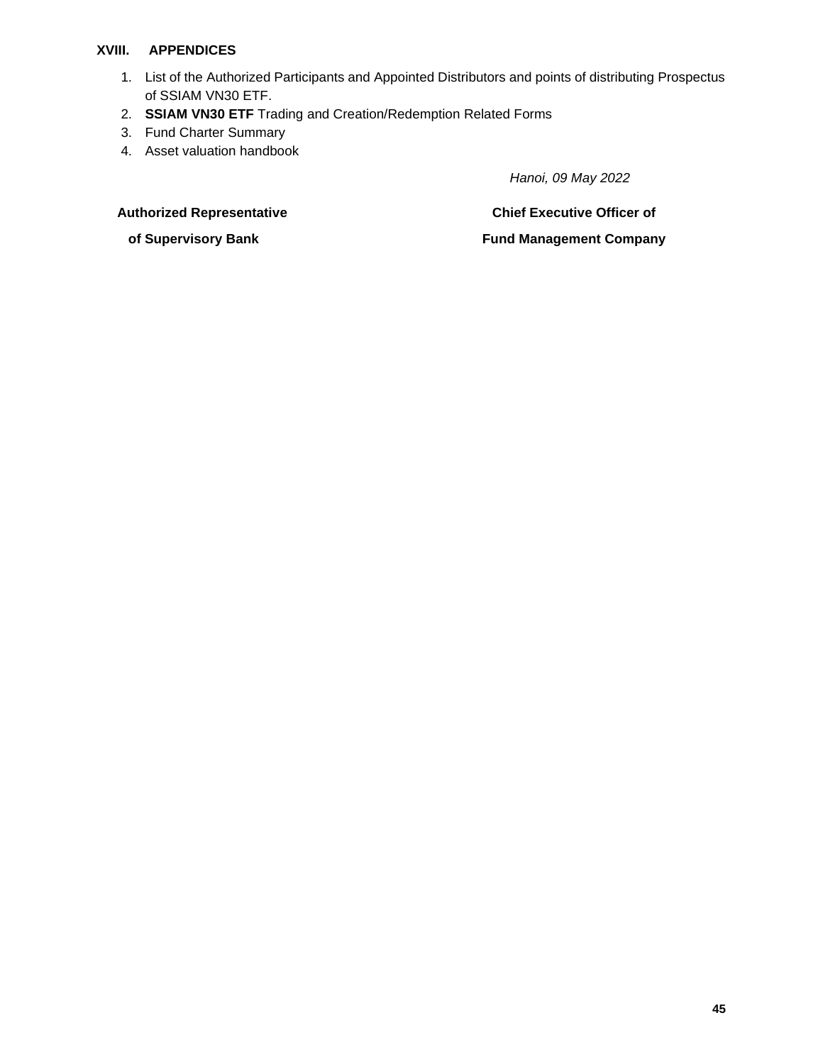## XVIII. APPENDICES

1. List of the Authorized Participants and Appointed Distributors and points of distributing Prospectus of SSIAM VN30 ETF.
2. **SSIAM VN30 ETF** Trading and Creation/Redemption Related Forms
3. Fund Charter Summary
4. Asset valuation handbook

*Hanoi, 09 May 2022*

| **Authorized Representative of Supervisory Bank** | **Chief Executive Officer of Fund Management Company** |
|---|---|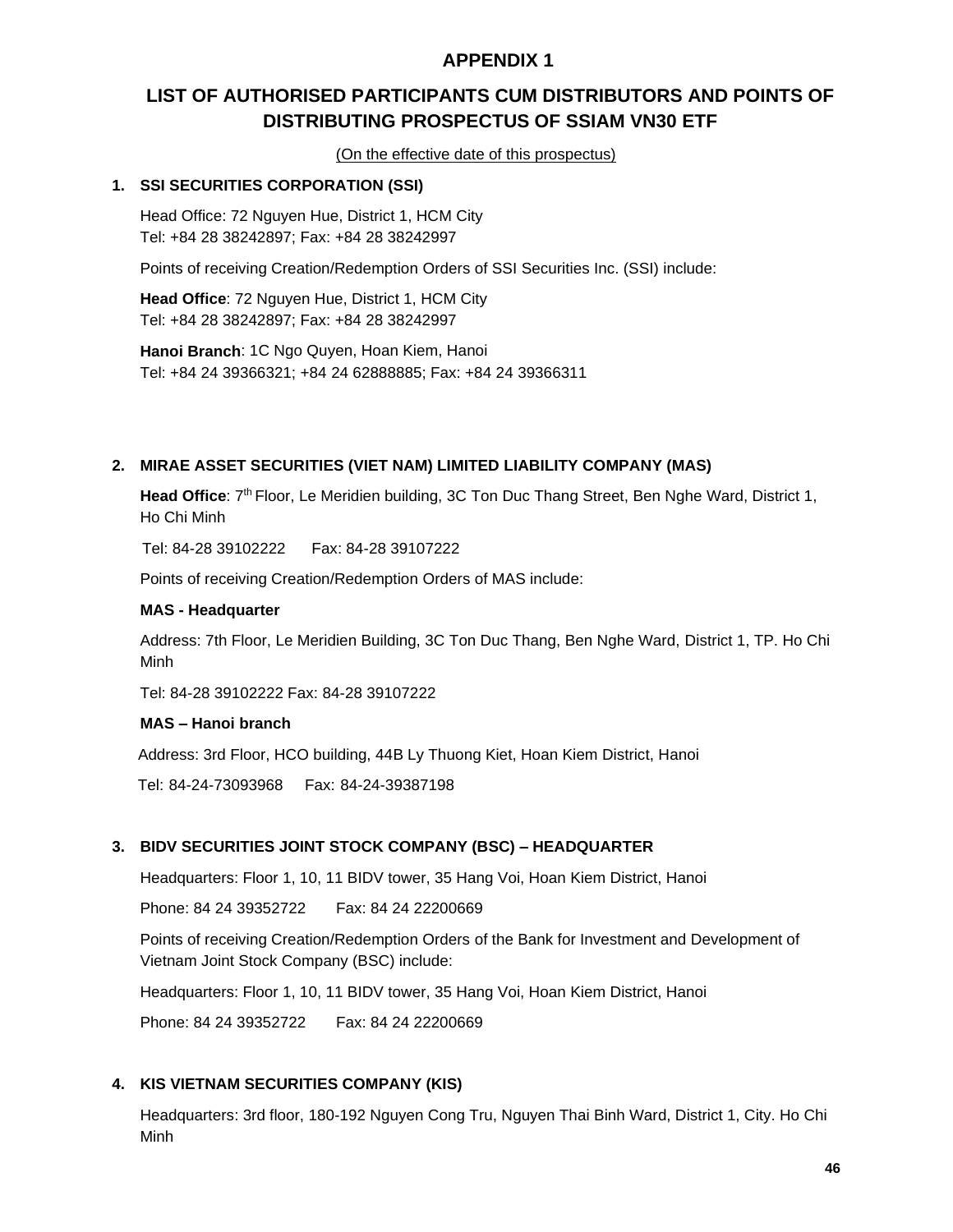# APPENDIX 1

## LIST OF AUTHORISED PARTICIPANTS CUM DISTRIBUTORS AND POINTS OF DISTRIBUTING PROSPECTUS OF SSIAM VN30 ETF

(On the effective date of this prospectus)

### 1. SSI SECURITIES CORPORATION (SSI)

Head Office: 72 Nguyen Hue, District 1, HCM City
Tel: +84 28 38242897; Fax: +84 28 38242997

Points of receiving Creation/Redemption Orders of SSI Securities Inc. (SSI) include:

**Head Office**: 72 Nguyen Hue, District 1, HCM City
Tel: +84 28 38242897; Fax: +84 28 38242997

**Hanoi Branch**: 1C Ngo Quyen, Hoan Kiem, Hanoi
Tel: +84 24 39366321; +84 24 62888885; Fax: +84 24 39366311

### 2. MIRAE ASSET SECURITIES (VIET NAM) LIMITED LIABILITY COMPANY (MAS)

**Head Office**: 7th Floor, Le Meridien building, 3C Ton Duc Thang Street, Ben Nghe Ward, District 1, Ho Chi Minh

Tel: 84-28 39102222 Fax: 84-28 39107222

Points of receiving Creation/Redemption Orders of MAS include:

**MAS - Headquarter**

Address: 7th Floor, Le Meridien Building, 3C Ton Duc Thang, Ben Nghe Ward, District 1, TP. Ho Chi Minh

Tel: 84-28 39102222 Fax: 84-28 39107222

**MAS – Hanoi branch**

Address: 3rd Floor, HCO building, 44B Ly Thuong Kiet, Hoan Kiem District, Hanoi

Tel: 84-24-73093968 Fax: 84-24-39387198

### 3. BIDV SECURITIES JOINT STOCK COMPANY (BSC) – HEADQUARTER

Headquarters: Floor 1, 10, 11 BIDV tower, 35 Hang Voi, Hoan Kiem District, Hanoi

Phone: 84 24 39352722 Fax: 84 24 22200669

Points of receiving Creation/Redemption Orders of the Bank for Investment and Development of Vietnam Joint Stock Company (BSC) include:

Headquarters: Floor 1, 10, 11 BIDV tower, 35 Hang Voi, Hoan Kiem District, Hanoi

Phone: 84 24 39352722 Fax: 84 24 22200669

### 4. KIS VIETNAM SECURITIES COMPANY (KIS)

Headquarters: 3rd floor, 180-192 Nguyen Cong Tru, Nguyen Thai Binh Ward, District 1, City. Ho Chi Minh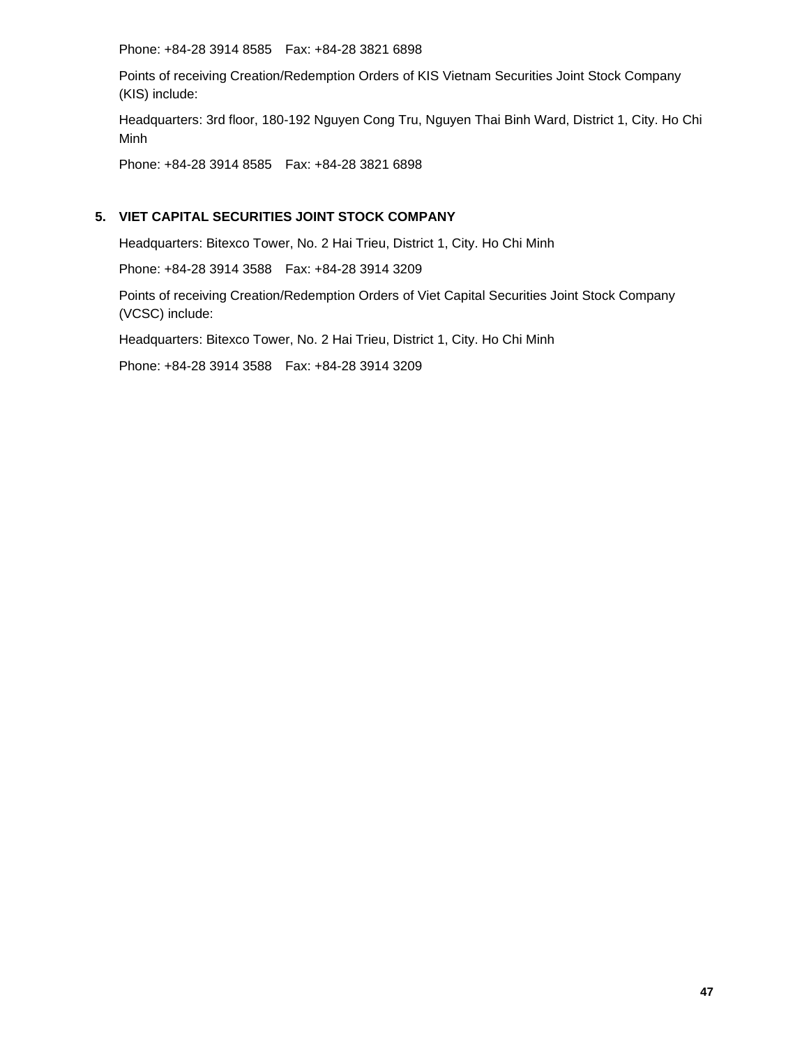Phone: +84-28 3914 8585    Fax: +84-28 3821 6898

Points of receiving Creation/Redemption Orders of KIS Vietnam Securities Joint Stock Company (KIS) include:

Headquarters: 3rd floor, 180-192 Nguyen Cong Tru, Nguyen Thai Binh Ward, District 1, City. Ho Chi Minh

Phone: +84-28 3914 8585    Fax: +84-28 3821 6898

**5. VIET CAPITAL SECURITIES JOINT STOCK COMPANY**

Headquarters: Bitexco Tower, No. 2 Hai Trieu, District 1, City. Ho Chi Minh

Phone: +84-28 3914 3588    Fax: +84-28 3914 3209

Points of receiving Creation/Redemption Orders of Viet Capital Securities Joint Stock Company (VCSC) include:

Headquarters: Bitexco Tower, No. 2 Hai Trieu, District 1, City. Ho Chi Minh

Phone: +84-28 3914 3588    Fax: +84-28 3914 3209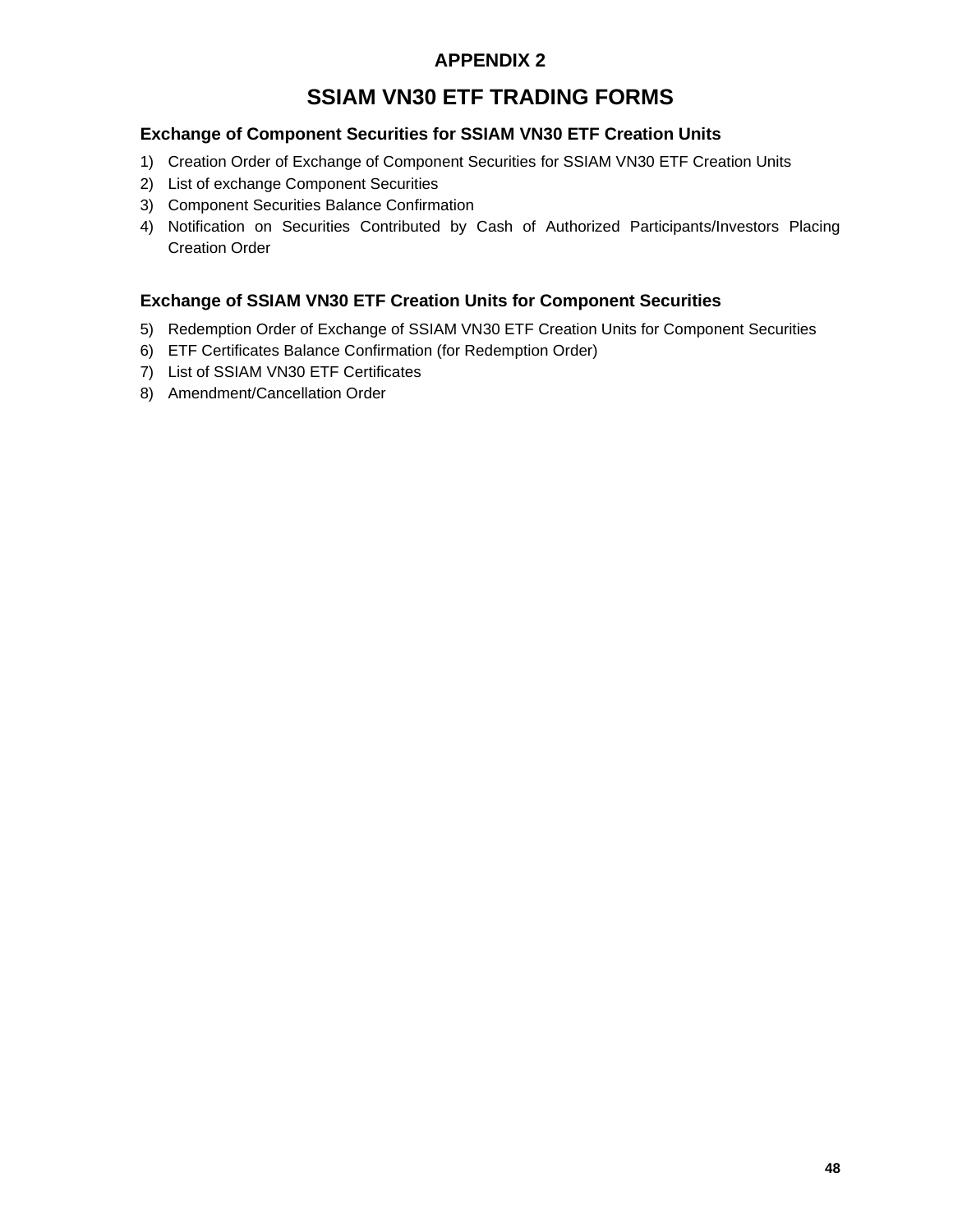# APPENDIX 2

# SSIAM VN30 ETF TRADING FORMS

### Exchange of Component Securities for SSIAM VN30 ETF Creation Units

1) Creation Order of Exchange of Component Securities for SSIAM VN30 ETF Creation Units
2) List of exchange Component Securities
3) Component Securities Balance Confirmation
4) Notification on Securities Contributed by Cash of Authorized Participants/Investors Placing Creation Order

### Exchange of SSIAM VN30 ETF Creation Units for Component Securities

5) Redemption Order of Exchange of SSIAM VN30 ETF Creation Units for Component Securities
6) ETF Certificates Balance Confirmation (for Redemption Order)
7) List of SSIAM VN30 ETF Certificates
8) Amendment/Cancellation Order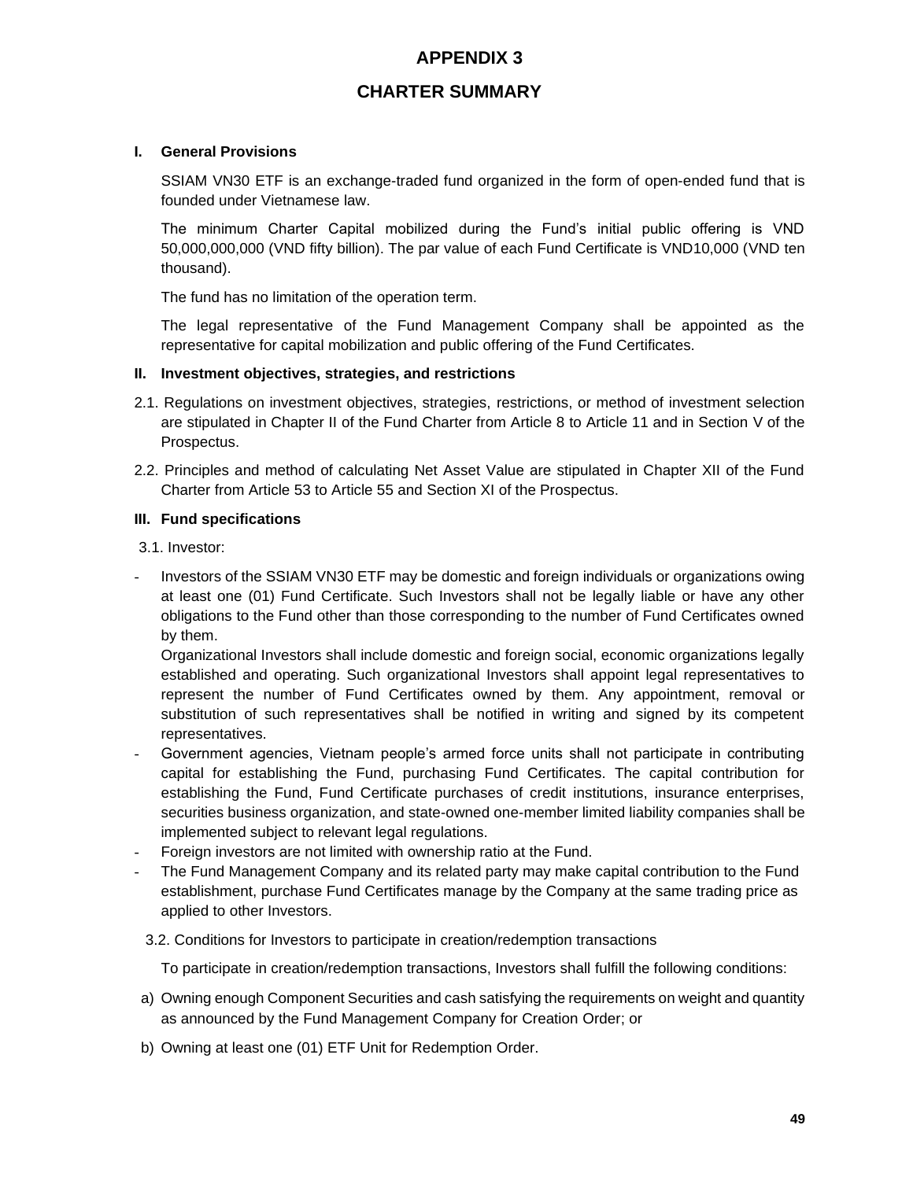# APPENDIX 3

# CHARTER SUMMARY

## I. General Provisions

SSIAM VN30 ETF is an exchange-traded fund organized in the form of open-ended fund that is founded under Vietnamese law.

The minimum Charter Capital mobilized during the Fund's initial public offering is VND 50,000,000,000 (VND fifty billion). The par value of each Fund Certificate is VND10,000 (VND ten thousand).

The fund has no limitation of the operation term.

The legal representative of the Fund Management Company shall be appointed as the representative for capital mobilization and public offering of the Fund Certificates.

## II. Investment objectives, strategies, and restrictions

2.1. Regulations on investment objectives, strategies, restrictions, or method of investment selection are stipulated in Chapter II of the Fund Charter from Article 8 to Article 11 and in Section V of the Prospectus.

2.2. Principles and method of calculating Net Asset Value are stipulated in Chapter XII of the Fund Charter from Article 53 to Article 55 and Section XI of the Prospectus.

## III. Fund specifications

3.1. Investor:

- Investors of the SSIAM VN30 ETF may be domestic and foreign individuals or organizations owing at least one (01) Fund Certificate. Such Investors shall not be legally liable or have any other obligations to the Fund other than those corresponding to the number of Fund Certificates owned by them.
  Organizational Investors shall include domestic and foreign social, economic organizations legally established and operating. Such organizational Investors shall appoint legal representatives to represent the number of Fund Certificates owned by them. Any appointment, removal or substitution of such representatives shall be notified in writing and signed by its competent representatives.
- Government agencies, Vietnam people's armed force units shall not participate in contributing capital for establishing the Fund, purchasing Fund Certificates. The capital contribution for establishing the Fund, Fund Certificate purchases of credit institutions, insurance enterprises, securities business organization, and state-owned one-member limited liability companies shall be implemented subject to relevant legal regulations.
- Foreign investors are not limited with ownership ratio at the Fund.
- The Fund Management Company and its related party may make capital contribution to the Fund establishment, purchase Fund Certificates manage by the Company at the same trading price as applied to other Investors.

3.2. Conditions for Investors to participate in creation/redemption transactions

To participate in creation/redemption transactions, Investors shall fulfill the following conditions:

a) Owning enough Component Securities and cash satisfying the requirements on weight and quantity as announced by the Fund Management Company for Creation Order; or

b) Owning at least one (01) ETF Unit for Redemption Order.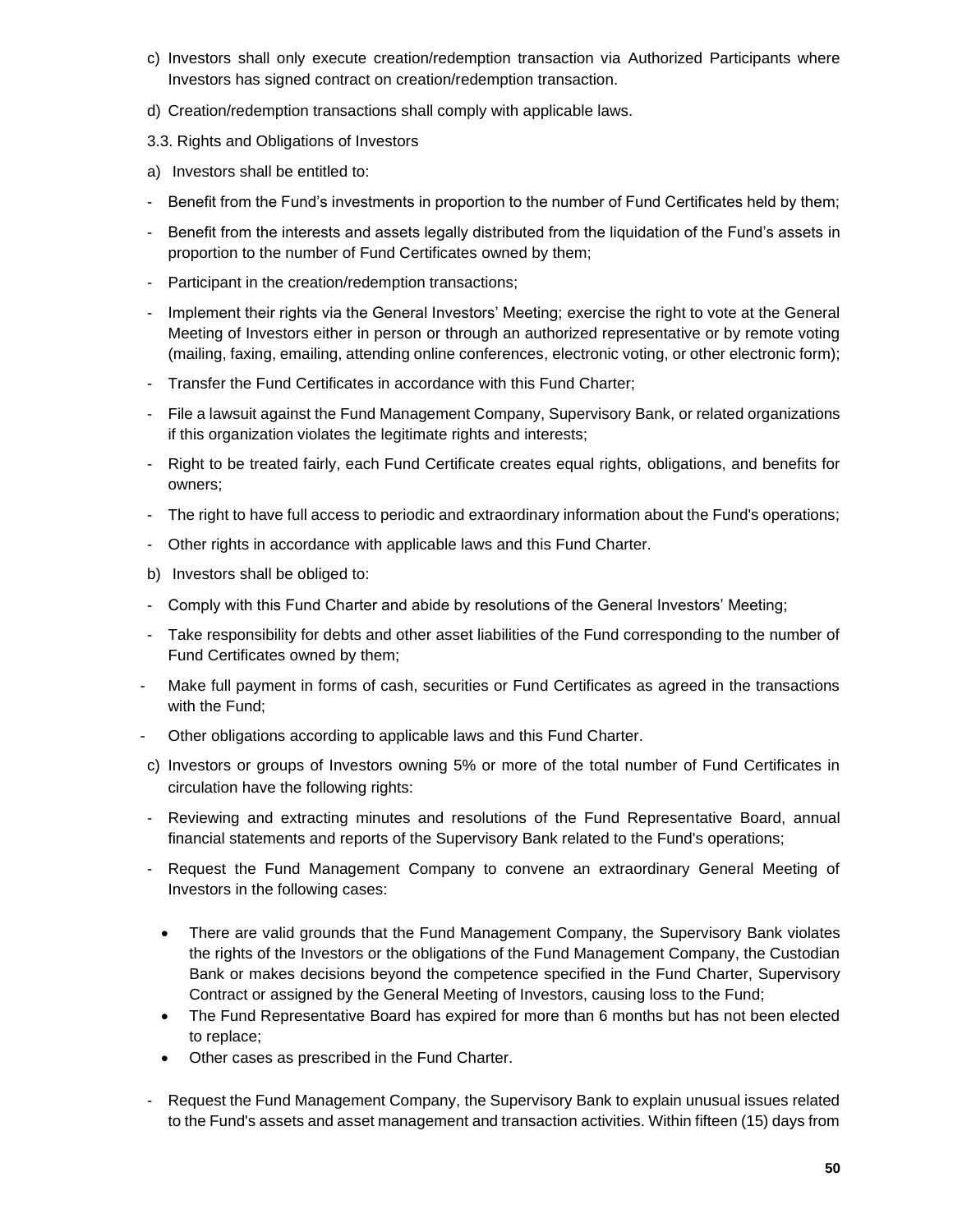c) Investors shall only execute creation/redemption transaction via Authorized Participants where Investors has signed contract on creation/redemption transaction.

d) Creation/redemption transactions shall comply with applicable laws.

3.3. Rights and Obligations of Investors

a) Investors shall be entitled to:

- Benefit from the Fund's investments in proportion to the number of Fund Certificates held by them;
- Benefit from the interests and assets legally distributed from the liquidation of the Fund's assets in proportion to the number of Fund Certificates owned by them;
- Participant in the creation/redemption transactions;
- Implement their rights via the General Investors' Meeting; exercise the right to vote at the General Meeting of Investors either in person or through an authorized representative or by remote voting (mailing, faxing, emailing, attending online conferences, electronic voting, or other electronic form);
- Transfer the Fund Certificates in accordance with this Fund Charter;
- File a lawsuit against the Fund Management Company, Supervisory Bank, or related organizations if this organization violates the legitimate rights and interests;
- Right to be treated fairly, each Fund Certificate creates equal rights, obligations, and benefits for owners;
- The right to have full access to periodic and extraordinary information about the Fund's operations;
- Other rights in accordance with applicable laws and this Fund Charter.

b) Investors shall be obliged to:

- Comply with this Fund Charter and abide by resolutions of the General Investors' Meeting;
- Take responsibility for debts and other asset liabilities of the Fund corresponding to the number of Fund Certificates owned by them;
- Make full payment in forms of cash, securities or Fund Certificates as agreed in the transactions with the Fund;
- Other obligations according to applicable laws and this Fund Charter.

c) Investors or groups of Investors owning 5% or more of the total number of Fund Certificates in circulation have the following rights:

- Reviewing and extracting minutes and resolutions of the Fund Representative Board, annual financial statements and reports of the Supervisory Bank related to the Fund's operations;
- Request the Fund Management Company to convene an extraordinary General Meeting of Investors in the following cases:
  - There are valid grounds that the Fund Management Company, the Supervisory Bank violates the rights of the Investors or the obligations of the Fund Management Company, the Custodian Bank or makes decisions beyond the competence specified in the Fund Charter, Supervisory Contract or assigned by the General Meeting of Investors, causing loss to the Fund;
  - The Fund Representative Board has expired for more than 6 months but has not been elected to replace;
  - Other cases as prescribed in the Fund Charter.
- Request the Fund Management Company, the Supervisory Bank to explain unusual issues related to the Fund's assets and asset management and transaction activities. Within fifteen (15) days from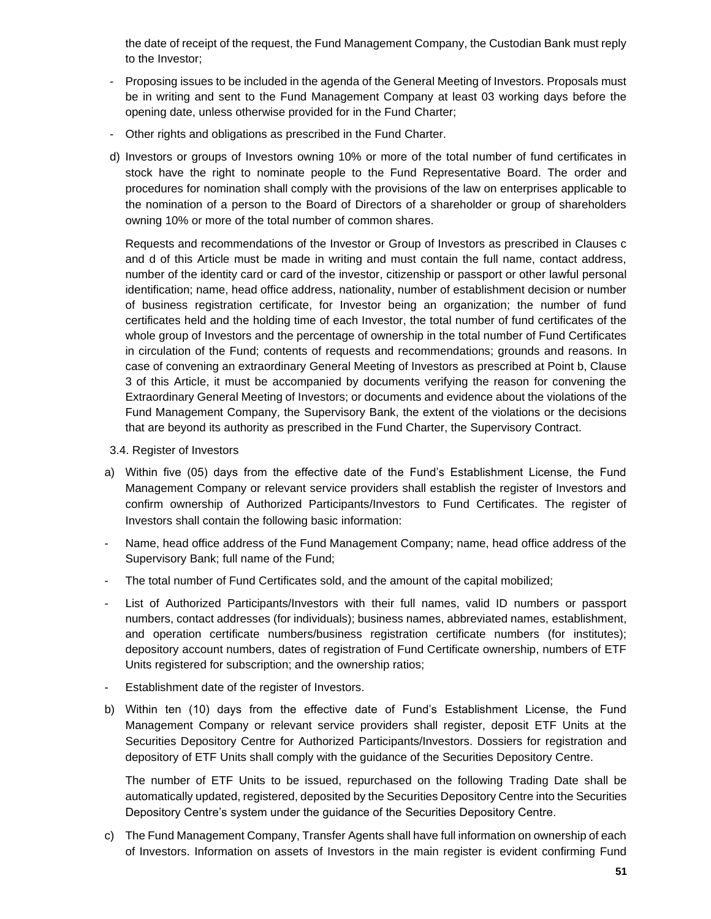the date of receipt of the request, the Fund Management Company, the Custodian Bank must reply to the Investor;

- Proposing issues to be included in the agenda of the General Meeting of Investors. Proposals must be in writing and sent to the Fund Management Company at least 03 working days before the opening date, unless otherwise provided for in the Fund Charter;
- Other rights and obligations as prescribed in the Fund Charter.

d) Investors or groups of Investors owning 10% or more of the total number of fund certificates in stock have the right to nominate people to the Fund Representative Board. The order and procedures for nomination shall comply with the provisions of the law on enterprises applicable to the nomination of a person to the Board of Directors of a shareholder or group of shareholders owning 10% or more of the total number of common shares.

Requests and recommendations of the Investor or Group of Investors as prescribed in Clauses c and d of this Article must be made in writing and must contain the full name, contact address, number of the identity card or card of the investor, citizenship or passport or other lawful personal identification; name, head office address, nationality, number of establishment decision or number of business registration certificate, for Investor being an organization; the number of fund certificates held and the holding time of each Investor, the total number of fund certificates of the whole group of Investors and the percentage of ownership in the total number of Fund Certificates in circulation of the Fund; contents of requests and recommendations; grounds and reasons. In case of convening an extraordinary General Meeting of Investors as prescribed at Point b, Clause 3 of this Article, it must be accompanied by documents verifying the reason for convening the Extraordinary General Meeting of Investors; or documents and evidence about the violations of the Fund Management Company, the Supervisory Bank, the extent of the violations or the decisions that are beyond its authority as prescribed in the Fund Charter, the Supervisory Contract.

3.4. Register of Investors

a) Within five (05) days from the effective date of the Fund's Establishment License, the Fund Management Company or relevant service providers shall establish the register of Investors and confirm ownership of Authorized Participants/Investors to Fund Certificates. The register of Investors shall contain the following basic information:

- Name, head office address of the Fund Management Company; name, head office address of the Supervisory Bank; full name of the Fund;
- The total number of Fund Certificates sold, and the amount of the capital mobilized;
- List of Authorized Participants/Investors with their full names, valid ID numbers or passport numbers, contact addresses (for individuals); business names, abbreviated names, establishment, and operation certificate numbers/business registration certificate numbers (for institutes); depository account numbers, dates of registration of Fund Certificate ownership, numbers of ETF Units registered for subscription; and the ownership ratios;
- Establishment date of the register of Investors.

b) Within ten (10) days from the effective date of Fund's Establishment License, the Fund Management Company or relevant service providers shall register, deposit ETF Units at the Securities Depository Centre for Authorized Participants/Investors. Dossiers for registration and depository of ETF Units shall comply with the guidance of the Securities Depository Centre.

The number of ETF Units to be issued, repurchased on the following Trading Date shall be automatically updated, registered, deposited by the Securities Depository Centre into the Securities Depository Centre's system under the guidance of the Securities Depository Centre.

c) The Fund Management Company, Transfer Agents shall have full information on ownership of each of Investors. Information on assets of Investors in the main register is evident confirming Fund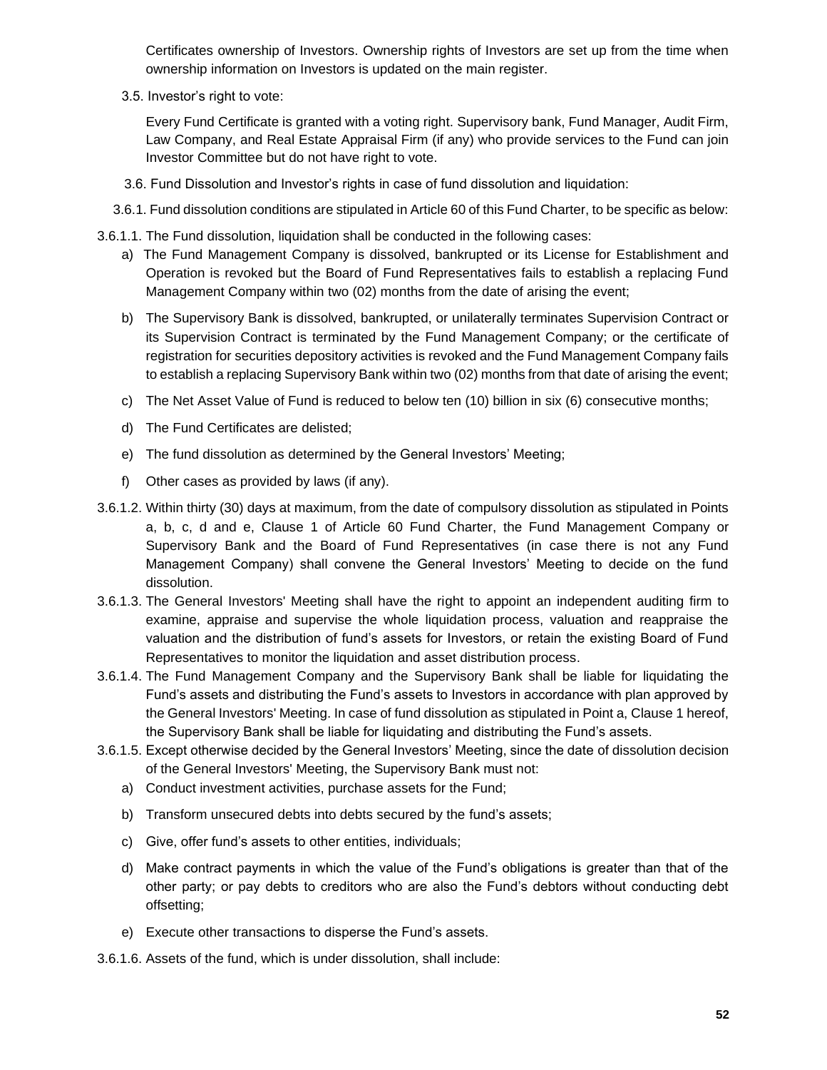Certificates ownership of Investors. Ownership rights of Investors are set up from the time when ownership information on Investors is updated on the main register.

3.5. Investor's right to vote:

Every Fund Certificate is granted with a voting right. Supervisory bank, Fund Manager, Audit Firm, Law Company, and Real Estate Appraisal Firm (if any) who provide services to the Fund can join Investor Committee but do not have right to vote.

3.6. Fund Dissolution and Investor's rights in case of fund dissolution and liquidation:

3.6.1. Fund dissolution conditions are stipulated in Article 60 of this Fund Charter, to be specific as below:

3.6.1.1. The Fund dissolution, liquidation shall be conducted in the following cases:

a) The Fund Management Company is dissolved, bankrupted or its License for Establishment and Operation is revoked but the Board of Fund Representatives fails to establish a replacing Fund Management Company within two (02) months from the date of arising the event;

b) The Supervisory Bank is dissolved, bankrupted, or unilaterally terminates Supervision Contract or its Supervision Contract is terminated by the Fund Management Company; or the certificate of registration for securities depository activities is revoked and the Fund Management Company fails to establish a replacing Supervisory Bank within two (02) months from that date of arising the event;

c) The Net Asset Value of Fund is reduced to below ten (10) billion in six (6) consecutive months;

d) The Fund Certificates are delisted;

e) The fund dissolution as determined by the General Investors' Meeting;

f) Other cases as provided by laws (if any).

3.6.1.2. Within thirty (30) days at maximum, from the date of compulsory dissolution as stipulated in Points a, b, c, d and e, Clause 1 of Article 60 Fund Charter, the Fund Management Company or Supervisory Bank and the Board of Fund Representatives (in case there is not any Fund Management Company) shall convene the General Investors' Meeting to decide on the fund dissolution.

3.6.1.3. The General Investors' Meeting shall have the right to appoint an independent auditing firm to examine, appraise and supervise the whole liquidation process, valuation and reappraise the valuation and the distribution of fund's assets for Investors, or retain the existing Board of Fund Representatives to monitor the liquidation and asset distribution process.

3.6.1.4. The Fund Management Company and the Supervisory Bank shall be liable for liquidating the Fund's assets and distributing the Fund's assets to Investors in accordance with plan approved by the General Investors' Meeting. In case of fund dissolution as stipulated in Point a, Clause 1 hereof, the Supervisory Bank shall be liable for liquidating and distributing the Fund's assets.

3.6.1.5. Except otherwise decided by the General Investors' Meeting, since the date of dissolution decision of the General Investors' Meeting, the Supervisory Bank must not:

a) Conduct investment activities, purchase assets for the Fund;

b) Transform unsecured debts into debts secured by the fund's assets;

c) Give, offer fund's assets to other entities, individuals;

d) Make contract payments in which the value of the Fund's obligations is greater than that of the other party; or pay debts to creditors who are also the Fund's debtors without conducting debt offsetting;

e) Execute other transactions to disperse the Fund's assets.

3.6.1.6. Assets of the fund, which is under dissolution, shall include: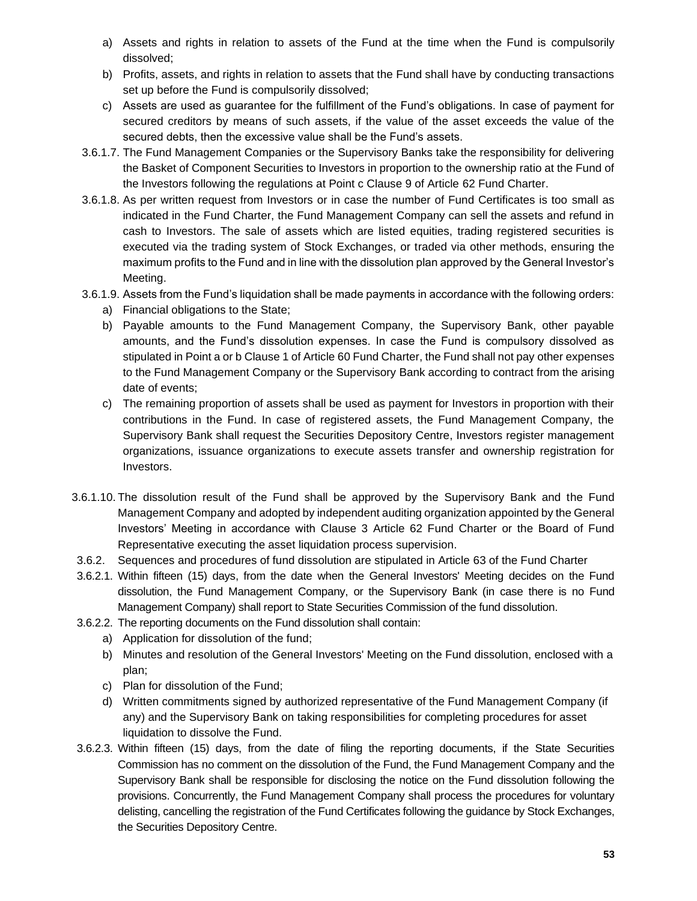a) Assets and rights in relation to assets of the Fund at the time when the Fund is compulsorily dissolved;

b) Profits, assets, and rights in relation to assets that the Fund shall have by conducting transactions set up before the Fund is compulsorily dissolved;

c) Assets are used as guarantee for the fulfillment of the Fund's obligations. In case of payment for secured creditors by means of such assets, if the value of the asset exceeds the value of the secured debts, then the excessive value shall be the Fund's assets.

3.6.1.7. The Fund Management Companies or the Supervisory Banks take the responsibility for delivering the Basket of Component Securities to Investors in proportion to the ownership ratio at the Fund of the Investors following the regulations at Point c Clause 9 of Article 62 Fund Charter.

3.6.1.8. As per written request from Investors or in case the number of Fund Certificates is too small as indicated in the Fund Charter, the Fund Management Company can sell the assets and refund in cash to Investors. The sale of assets which are listed equities, trading registered securities is executed via the trading system of Stock Exchanges, or traded via other methods, ensuring the maximum profits to the Fund and in line with the dissolution plan approved by the General Investor's Meeting.

3.6.1.9. Assets from the Fund's liquidation shall be made payments in accordance with the following orders:

a) Financial obligations to the State;

b) Payable amounts to the Fund Management Company, the Supervisory Bank, other payable amounts, and the Fund's dissolution expenses. In case the Fund is compulsory dissolved as stipulated in Point a or b Clause 1 of Article 60 Fund Charter, the Fund shall not pay other expenses to the Fund Management Company or the Supervisory Bank according to contract from the arising date of events;

c) The remaining proportion of assets shall be used as payment for Investors in proportion with their contributions in the Fund. In case of registered assets, the Fund Management Company, the Supervisory Bank shall request the Securities Depository Centre, Investors register management organizations, issuance organizations to execute assets transfer and ownership registration for Investors.

3.6.1.10. The dissolution result of the Fund shall be approved by the Supervisory Bank and the Fund Management Company and adopted by independent auditing organization appointed by the General Investors' Meeting in accordance with Clause 3 Article 62 Fund Charter or the Board of Fund Representative executing the asset liquidation process supervision.

3.6.2. Sequences and procedures of fund dissolution are stipulated in Article 63 of the Fund Charter

3.6.2.1. Within fifteen (15) days, from the date when the General Investors' Meeting decides on the Fund dissolution, the Fund Management Company, or the Supervisory Bank (in case there is no Fund Management Company) shall report to State Securities Commission of the fund dissolution.

3.6.2.2. The reporting documents on the Fund dissolution shall contain:

a) Application for dissolution of the fund;

b) Minutes and resolution of the General Investors' Meeting on the Fund dissolution, enclosed with a plan;

c) Plan for dissolution of the Fund;

d) Written commitments signed by authorized representative of the Fund Management Company (if any) and the Supervisory Bank on taking responsibilities for completing procedures for asset liquidation to dissolve the Fund.

3.6.2.3. Within fifteen (15) days, from the date of filing the reporting documents, if the State Securities Commission has no comment on the dissolution of the Fund, the Fund Management Company and the Supervisory Bank shall be responsible for disclosing the notice on the Fund dissolution following the provisions. Concurrently, the Fund Management Company shall process the procedures for voluntary delisting, cancelling the registration of the Fund Certificates following the guidance by Stock Exchanges, the Securities Depository Centre.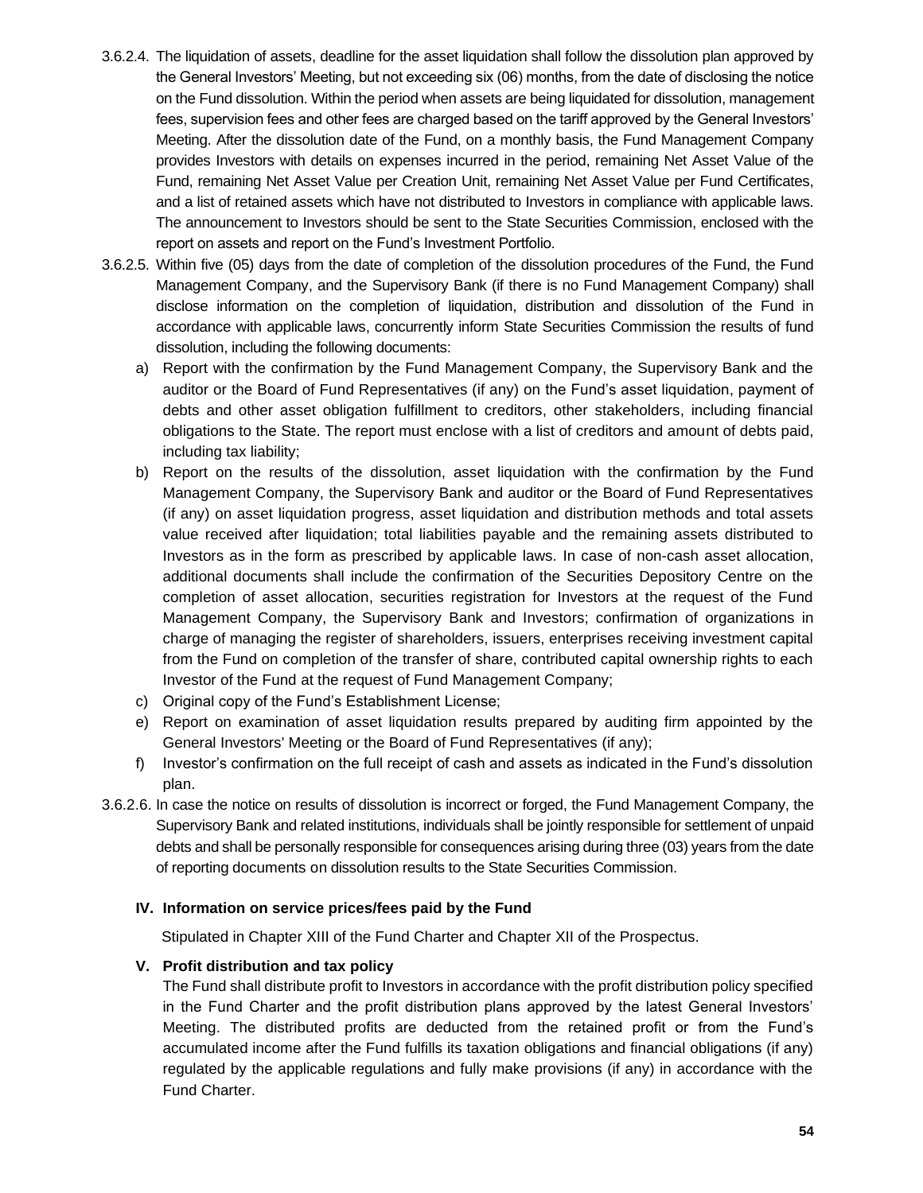3.6.2.4. The liquidation of assets, deadline for the asset liquidation shall follow the dissolution plan approved by the General Investors' Meeting, but not exceeding six (06) months, from the date of disclosing the notice on the Fund dissolution. Within the period when assets are being liquidated for dissolution, management fees, supervision fees and other fees are charged based on the tariff approved by the General Investors' Meeting. After the dissolution date of the Fund, on a monthly basis, the Fund Management Company provides Investors with details on expenses incurred in the period, remaining Net Asset Value of the Fund, remaining Net Asset Value per Creation Unit, remaining Net Asset Value per Fund Certificates, and a list of retained assets which have not distributed to Investors in compliance with applicable laws. The announcement to Investors should be sent to the State Securities Commission, enclosed with the report on assets and report on the Fund's Investment Portfolio.

3.6.2.5. Within five (05) days from the date of completion of the dissolution procedures of the Fund, the Fund Management Company, and the Supervisory Bank (if there is no Fund Management Company) shall disclose information on the completion of liquidation, distribution and dissolution of the Fund in accordance with applicable laws, concurrently inform State Securities Commission the results of fund dissolution, including the following documents:

a) Report with the confirmation by the Fund Management Company, the Supervisory Bank and the auditor or the Board of Fund Representatives (if any) on the Fund's asset liquidation, payment of debts and other asset obligation fulfillment to creditors, other stakeholders, including financial obligations to the State. The report must enclose with a list of creditors and amount of debts paid, including tax liability;

b) Report on the results of the dissolution, asset liquidation with the confirmation by the Fund Management Company, the Supervisory Bank and auditor or the Board of Fund Representatives (if any) on asset liquidation progress, asset liquidation and distribution methods and total assets value received after liquidation; total liabilities payable and the remaining assets distributed to Investors as in the form as prescribed by applicable laws. In case of non-cash asset allocation, additional documents shall include the confirmation of the Securities Depository Centre on the completion of asset allocation, securities registration for Investors at the request of the Fund Management Company, the Supervisory Bank and Investors; confirmation of organizations in charge of managing the register of shareholders, issuers, enterprises receiving investment capital from the Fund on completion of the transfer of share, contributed capital ownership rights to each Investor of the Fund at the request of Fund Management Company;

c) Original copy of the Fund's Establishment License;

e) Report on examination of asset liquidation results prepared by auditing firm appointed by the General Investors' Meeting or the Board of Fund Representatives (if any);

f) Investor's confirmation on the full receipt of cash and assets as indicated in the Fund's dissolution plan.

3.6.2.6. In case the notice on results of dissolution is incorrect or forged, the Fund Management Company, the Supervisory Bank and related institutions, individuals shall be jointly responsible for settlement of unpaid debts and shall be personally responsible for consequences arising during three (03) years from the date of reporting documents on dissolution results to the State Securities Commission.

## IV. Information on service prices/fees paid by the Fund

Stipulated in Chapter XIII of the Fund Charter and Chapter XII of the Prospectus.

## V. Profit distribution and tax policy

The Fund shall distribute profit to Investors in accordance with the profit distribution policy specified in the Fund Charter and the profit distribution plans approved by the latest General Investors' Meeting. The distributed profits are deducted from the retained profit or from the Fund's accumulated income after the Fund fulfills its taxation obligations and financial obligations (if any) regulated by the applicable regulations and fully make provisions (if any) in accordance with the Fund Charter.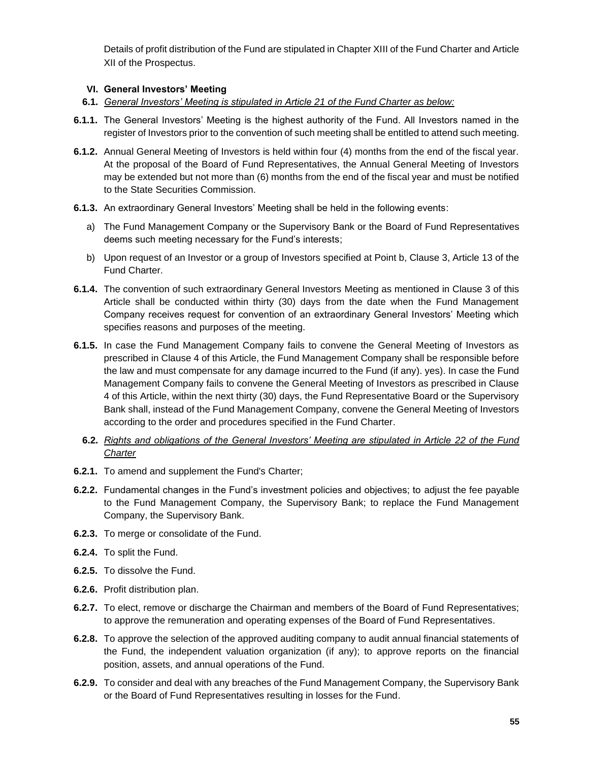Details of profit distribution of the Fund are stipulated in Chapter XIII of the Fund Charter and Article XII of the Prospectus.

## VI. General Investors' Meeting

**6.1.** *General Investors' Meeting is stipulated in Article 21 of the Fund Charter as below:*

**6.1.1.** The General Investors' Meeting is the highest authority of the Fund. All Investors named in the register of Investors prior to the convention of such meeting shall be entitled to attend such meeting.

**6.1.2.** Annual General Meeting of Investors is held within four (4) months from the end of the fiscal year. At the proposal of the Board of Fund Representatives, the Annual General Meeting of Investors may be extended but not more than (6) months from the end of the fiscal year and must be notified to the State Securities Commission.

**6.1.3.** An extraordinary General Investors' Meeting shall be held in the following events:

a) The Fund Management Company or the Supervisory Bank or the Board of Fund Representatives deems such meeting necessary for the Fund's interests;

b) Upon request of an Investor or a group of Investors specified at Point b, Clause 3, Article 13 of the Fund Charter.

**6.1.4.** The convention of such extraordinary General Investors Meeting as mentioned in Clause 3 of this Article shall be conducted within thirty (30) days from the date when the Fund Management Company receives request for convention of an extraordinary General Investors' Meeting which specifies reasons and purposes of the meeting.

**6.1.5.** In case the Fund Management Company fails to convene the General Meeting of Investors as prescribed in Clause 4 of this Article, the Fund Management Company shall be responsible before the law and must compensate for any damage incurred to the Fund (if any). yes). In case the Fund Management Company fails to convene the General Meeting of Investors as prescribed in Clause 4 of this Article, within the next thirty (30) days, the Fund Representative Board or the Supervisory Bank shall, instead of the Fund Management Company, convene the General Meeting of Investors according to the order and procedures specified in the Fund Charter.

**6.2.** *Rights and obligations of the General Investors' Meeting are stipulated in Article 22 of the Fund Charter*

**6.2.1.** To amend and supplement the Fund's Charter;

**6.2.2.** Fundamental changes in the Fund's investment policies and objectives; to adjust the fee payable to the Fund Management Company, the Supervisory Bank; to replace the Fund Management Company, the Supervisory Bank.

**6.2.3.** To merge or consolidate of the Fund.

**6.2.4.** To split the Fund.

**6.2.5.** To dissolve the Fund.

**6.2.6.** Profit distribution plan.

**6.2.7.** To elect, remove or discharge the Chairman and members of the Board of Fund Representatives; to approve the remuneration and operating expenses of the Board of Fund Representatives.

**6.2.8.** To approve the selection of the approved auditing company to audit annual financial statements of the Fund, the independent valuation organization (if any); to approve reports on the financial position, assets, and annual operations of the Fund.

**6.2.9.** To consider and deal with any breaches of the Fund Management Company, the Supervisory Bank or the Board of Fund Representatives resulting in losses for the Fund.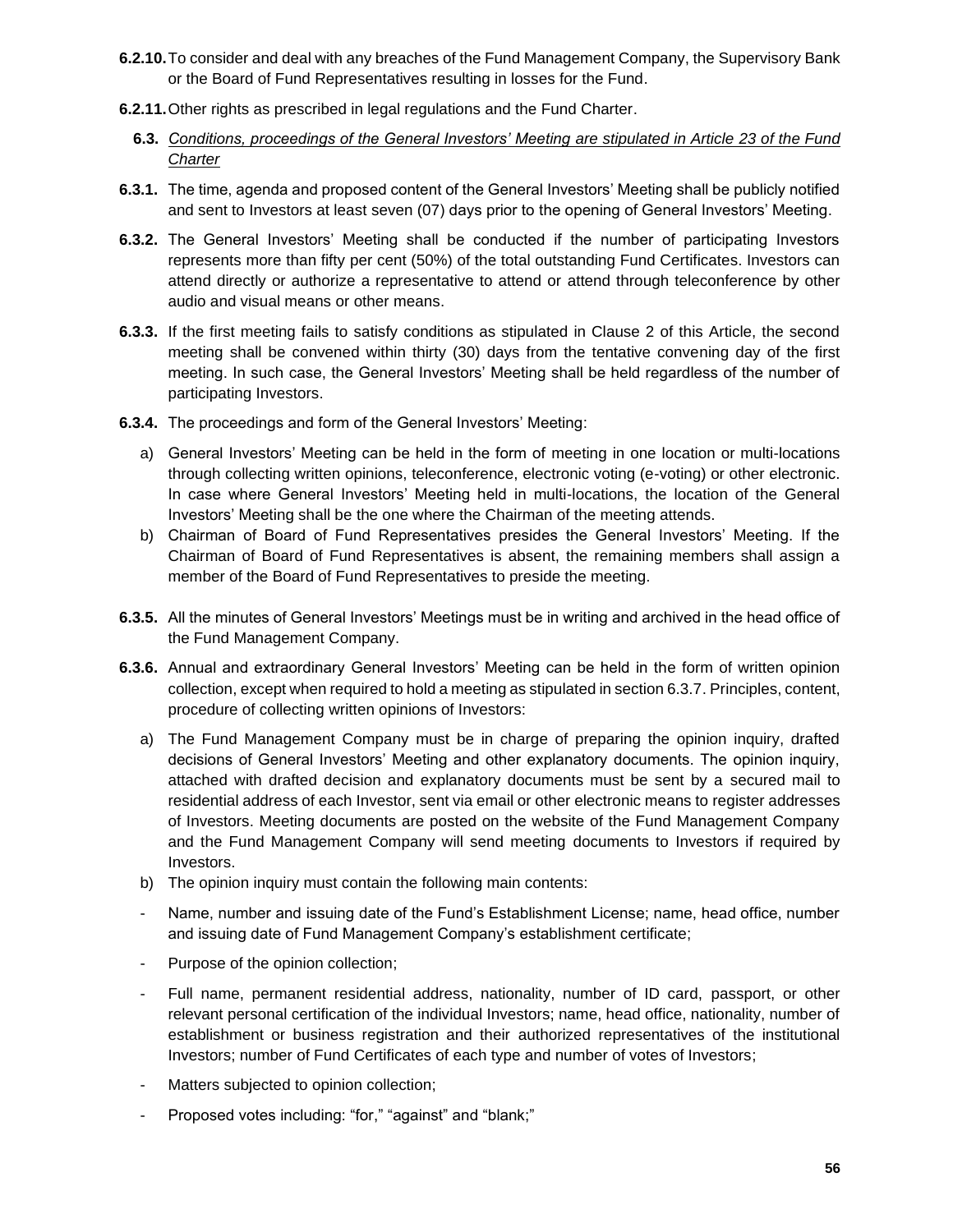**6.2.10.** To consider and deal with any breaches of the Fund Management Company, the Supervisory Bank or the Board of Fund Representatives resulting in losses for the Fund.

**6.2.11.** Other rights as prescribed in legal regulations and the Fund Charter.

**6.3.** *Conditions, proceedings of the General Investors' Meeting are stipulated in Article 23 of the Fund Charter*

**6.3.1.** The time, agenda and proposed content of the General Investors' Meeting shall be publicly notified and sent to Investors at least seven (07) days prior to the opening of General Investors' Meeting.

**6.3.2.** The General Investors' Meeting shall be conducted if the number of participating Investors represents more than fifty per cent (50%) of the total outstanding Fund Certificates. Investors can attend directly or authorize a representative to attend or attend through teleconference by other audio and visual means or other means.

**6.3.3.** If the first meeting fails to satisfy conditions as stipulated in Clause 2 of this Article, the second meeting shall be convened within thirty (30) days from the tentative convening day of the first meeting. In such case, the General Investors' Meeting shall be held regardless of the number of participating Investors.

**6.3.4.** The proceedings and form of the General Investors' Meeting:

a) General Investors' Meeting can be held in the form of meeting in one location or multi-locations through collecting written opinions, teleconference, electronic voting (e-voting) or other electronic. In case where General Investors' Meeting held in multi-locations, the location of the General Investors' Meeting shall be the one where the Chairman of the meeting attends.

b) Chairman of Board of Fund Representatives presides the General Investors' Meeting. If the Chairman of Board of Fund Representatives is absent, the remaining members shall assign a member of the Board of Fund Representatives to preside the meeting.

**6.3.5.** All the minutes of General Investors' Meetings must be in writing and archived in the head office of the Fund Management Company.

**6.3.6.** Annual and extraordinary General Investors' Meeting can be held in the form of written opinion collection, except when required to hold a meeting as stipulated in section 6.3.7. Principles, content, procedure of collecting written opinions of Investors:

a) The Fund Management Company must be in charge of preparing the opinion inquiry, drafted decisions of General Investors' Meeting and other explanatory documents. The opinion inquiry, attached with drafted decision and explanatory documents must be sent by a secured mail to residential address of each Investor, sent via email or other electronic means to register addresses of Investors. Meeting documents are posted on the website of the Fund Management Company and the Fund Management Company will send meeting documents to Investors if required by Investors.

b) The opinion inquiry must contain the following main contents:

- Name, number and issuing date of the Fund's Establishment License; name, head office, number and issuing date of Fund Management Company's establishment certificate;
- Purpose of the opinion collection;
- Full name, permanent residential address, nationality, number of ID card, passport, or other relevant personal certification of the individual Investors; name, head office, nationality, number of establishment or business registration and their authorized representatives of the institutional Investors; number of Fund Certificates of each type and number of votes of Investors;
- Matters subjected to opinion collection;
- Proposed votes including: "for," "against" and "blank;"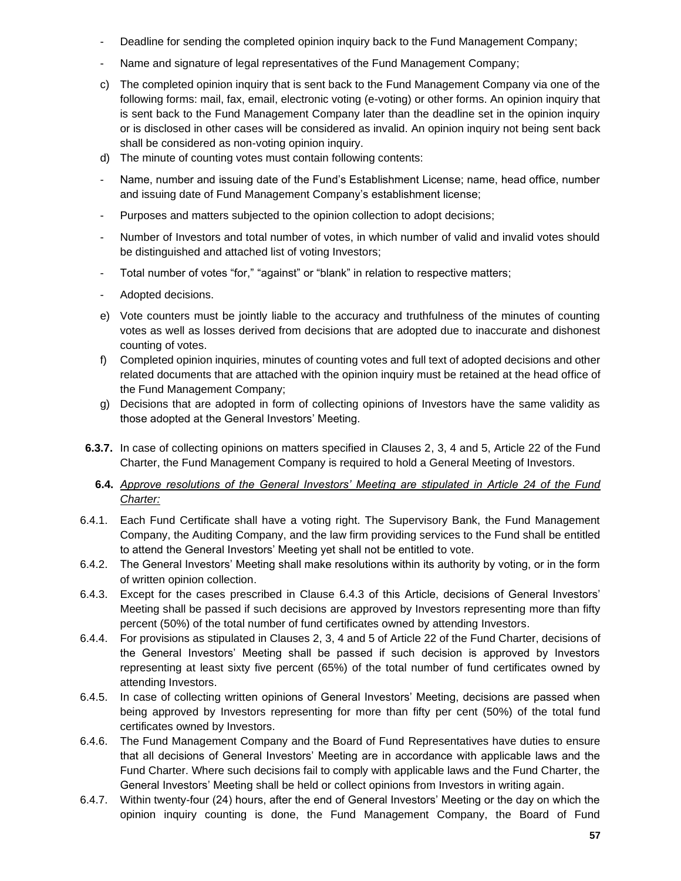- Deadline for sending the completed opinion inquiry back to the Fund Management Company;
- Name and signature of legal representatives of the Fund Management Company;

c) The completed opinion inquiry that is sent back to the Fund Management Company via one of the following forms: mail, fax, email, electronic voting (e-voting) or other forms. An opinion inquiry that is sent back to the Fund Management Company later than the deadline set in the opinion inquiry or is disclosed in other cases will be considered as invalid. An opinion inquiry not being sent back shall be considered as non-voting opinion inquiry.

d) The minute of counting votes must contain following contents:

- Name, number and issuing date of the Fund's Establishment License; name, head office, number and issuing date of Fund Management Company's establishment license;
- Purposes and matters subjected to the opinion collection to adopt decisions;
- Number of Investors and total number of votes, in which number of valid and invalid votes should be distinguished and attached list of voting Investors;
- Total number of votes "for," "against" or "blank" in relation to respective matters;
- Adopted decisions.

e) Vote counters must be jointly liable to the accuracy and truthfulness of the minutes of counting votes as well as losses derived from decisions that are adopted due to inaccurate and dishonest counting of votes.

f) Completed opinion inquiries, minutes of counting votes and full text of adopted decisions and other related documents that are attached with the opinion inquiry must be retained at the head office of the Fund Management Company;

g) Decisions that are adopted in form of collecting opinions of Investors have the same validity as those adopted at the General Investors' Meeting.

**6.3.7.** In case of collecting opinions on matters specified in Clauses 2, 3, 4 and 5, Article 22 of the Fund Charter, the Fund Management Company is required to hold a General Meeting of Investors.

**6.4.** *Approve resolutions of the General Investors' Meeting are stipulated in Article 24 of the Fund Charter:*

6.4.1. Each Fund Certificate shall have a voting right. The Supervisory Bank, the Fund Management Company, the Auditing Company, and the law firm providing services to the Fund shall be entitled to attend the General Investors' Meeting yet shall not be entitled to vote.

6.4.2. The General Investors' Meeting shall make resolutions within its authority by voting, or in the form of written opinion collection.

6.4.3. Except for the cases prescribed in Clause 6.4.3 of this Article, decisions of General Investors' Meeting shall be passed if such decisions are approved by Investors representing more than fifty percent (50%) of the total number of fund certificates owned by attending Investors.

6.4.4. For provisions as stipulated in Clauses 2, 3, 4 and 5 of Article 22 of the Fund Charter, decisions of the General Investors' Meeting shall be passed if such decision is approved by Investors representing at least sixty five percent (65%) of the total number of fund certificates owned by attending Investors.

6.4.5. In case of collecting written opinions of General Investors' Meeting, decisions are passed when being approved by Investors representing for more than fifty per cent (50%) of the total fund certificates owned by Investors.

6.4.6. The Fund Management Company and the Board of Fund Representatives have duties to ensure that all decisions of General Investors' Meeting are in accordance with applicable laws and the Fund Charter. Where such decisions fail to comply with applicable laws and the Fund Charter, the General Investors' Meeting shall be held or collect opinions from Investors in writing again.

6.4.7. Within twenty-four (24) hours, after the end of General Investors' Meeting or the day on which the opinion inquiry counting is done, the Fund Management Company, the Board of Fund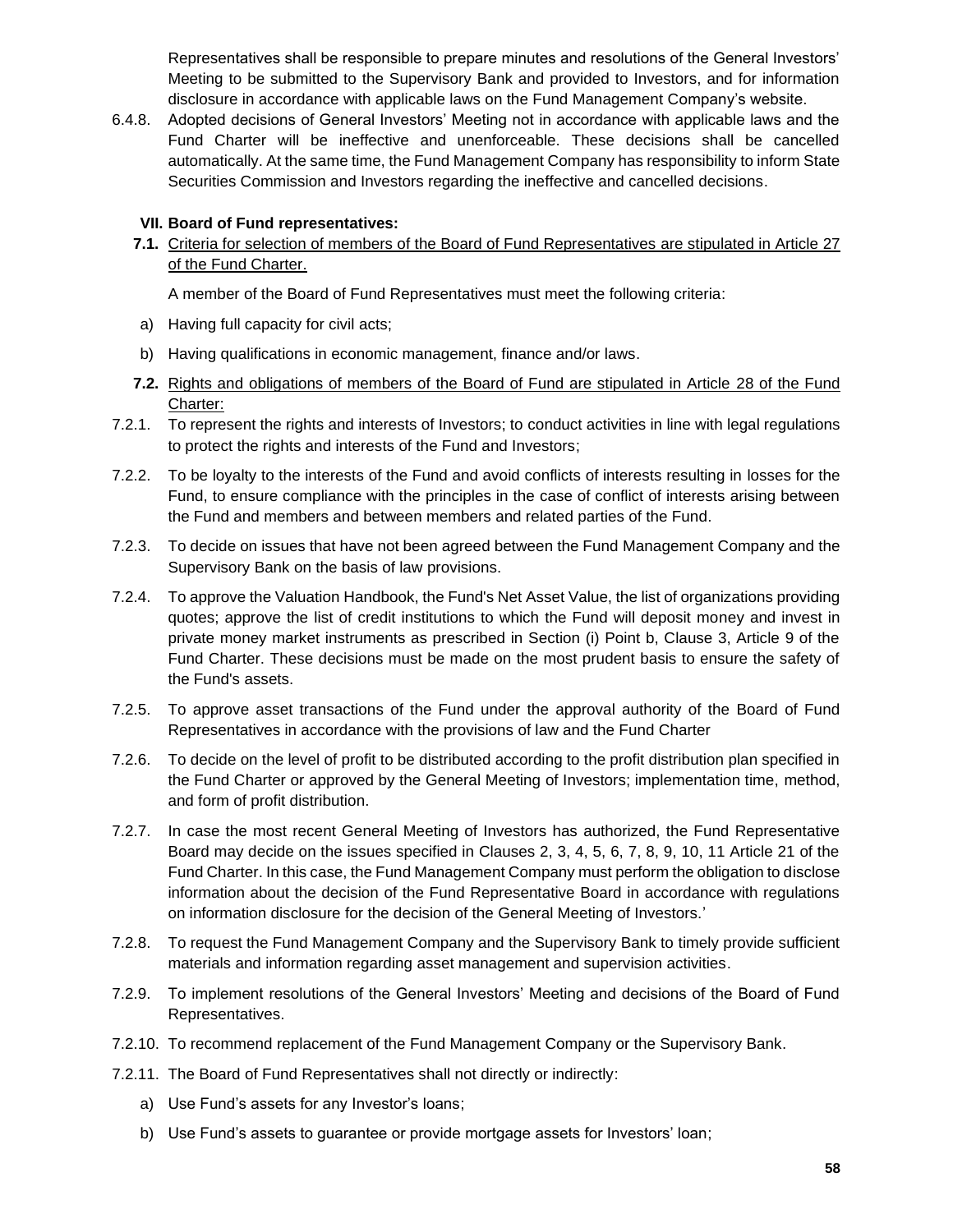Representatives shall be responsible to prepare minutes and resolutions of the General Investors' Meeting to be submitted to the Supervisory Bank and provided to Investors, and for information disclosure in accordance with applicable laws on the Fund Management Company's website.

6.4.8. Adopted decisions of General Investors' Meeting not in accordance with applicable laws and the Fund Charter will be ineffective and unenforceable. These decisions shall be cancelled automatically. At the same time, the Fund Management Company has responsibility to inform State Securities Commission and Investors regarding the ineffective and cancelled decisions.

### VII. Board of Fund representatives:

**7.1.** <u>Criteria for selection of members of the Board of Fund Representatives are stipulated in Article 27 of the Fund Charter.</u>

A member of the Board of Fund Representatives must meet the following criteria:

a) Having full capacity for civil acts;

b) Having qualifications in economic management, finance and/or laws.

**7.2.** <u>Rights and obligations of members of the Board of Fund are stipulated in Article 28 of the Fund Charter:</u>

7.2.1. To represent the rights and interests of Investors; to conduct activities in line with legal regulations to protect the rights and interests of the Fund and Investors;

7.2.2. To be loyalty to the interests of the Fund and avoid conflicts of interests resulting in losses for the Fund, to ensure compliance with the principles in the case of conflict of interests arising between the Fund and members and between members and related parties of the Fund.

7.2.3. To decide on issues that have not been agreed between the Fund Management Company and the Supervisory Bank on the basis of law provisions.

7.2.4. To approve the Valuation Handbook, the Fund's Net Asset Value, the list of organizations providing quotes; approve the list of credit institutions to which the Fund will deposit money and invest in private money market instruments as prescribed in Section (i) Point b, Clause 3, Article 9 of the Fund Charter. These decisions must be made on the most prudent basis to ensure the safety of the Fund's assets.

7.2.5. To approve asset transactions of the Fund under the approval authority of the Board of Fund Representatives in accordance with the provisions of law and the Fund Charter

7.2.6. To decide on the level of profit to be distributed according to the profit distribution plan specified in the Fund Charter or approved by the General Meeting of Investors; implementation time, method, and form of profit distribution.

7.2.7. In case the most recent General Meeting of Investors has authorized, the Fund Representative Board may decide on the issues specified in Clauses 2, 3, 4, 5, 6, 7, 8, 9, 10, 11 Article 21 of the Fund Charter. In this case, the Fund Management Company must perform the obligation to disclose information about the decision of the Fund Representative Board in accordance with regulations on information disclosure for the decision of the General Meeting of Investors.'

7.2.8. To request the Fund Management Company and the Supervisory Bank to timely provide sufficient materials and information regarding asset management and supervision activities.

7.2.9. To implement resolutions of the General Investors' Meeting and decisions of the Board of Fund Representatives.

7.2.10. To recommend replacement of the Fund Management Company or the Supervisory Bank.

7.2.11. The Board of Fund Representatives shall not directly or indirectly:

a) Use Fund's assets for any Investor's loans;

b) Use Fund's assets to guarantee or provide mortgage assets for Investors' loan;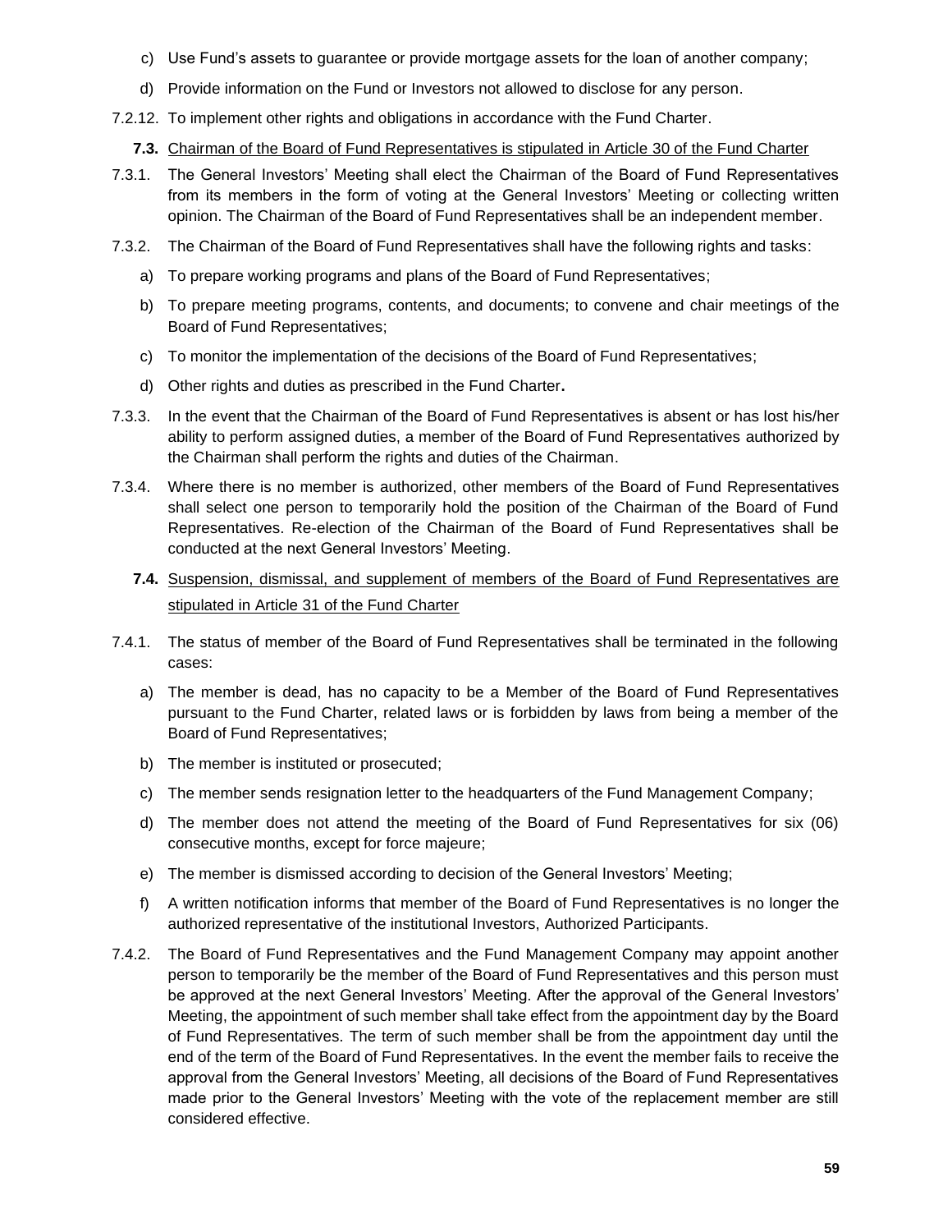c) Use Fund's assets to guarantee or provide mortgage assets for the loan of another company;

d) Provide information on the Fund or Investors not allowed to disclose for any person.

7.2.12. To implement other rights and obligations in accordance with the Fund Charter.

**7.3.** Chairman of the Board of Fund Representatives is stipulated in Article 30 of the Fund Charter

7.3.1. The General Investors' Meeting shall elect the Chairman of the Board of Fund Representatives from its members in the form of voting at the General Investors' Meeting or collecting written opinion. The Chairman of the Board of Fund Representatives shall be an independent member.

7.3.2. The Chairman of the Board of Fund Representatives shall have the following rights and tasks:

a) To prepare working programs and plans of the Board of Fund Representatives;

b) To prepare meeting programs, contents, and documents; to convene and chair meetings of the Board of Fund Representatives;

c) To monitor the implementation of the decisions of the Board of Fund Representatives;

d) Other rights and duties as prescribed in the Fund Charter**.**

7.3.3. In the event that the Chairman of the Board of Fund Representatives is absent or has lost his/her ability to perform assigned duties, a member of the Board of Fund Representatives authorized by the Chairman shall perform the rights and duties of the Chairman.

7.3.4. Where there is no member is authorized, other members of the Board of Fund Representatives shall select one person to temporarily hold the position of the Chairman of the Board of Fund Representatives. Re-election of the Chairman of the Board of Fund Representatives shall be conducted at the next General Investors' Meeting.

**7.4.** Suspension, dismissal, and supplement of members of the Board of Fund Representatives are stipulated in Article 31 of the Fund Charter

7.4.1. The status of member of the Board of Fund Representatives shall be terminated in the following cases:

a) The member is dead, has no capacity to be a Member of the Board of Fund Representatives pursuant to the Fund Charter, related laws or is forbidden by laws from being a member of the Board of Fund Representatives;

b) The member is instituted or prosecuted;

c) The member sends resignation letter to the headquarters of the Fund Management Company;

d) The member does not attend the meeting of the Board of Fund Representatives for six (06) consecutive months, except for force majeure;

e) The member is dismissed according to decision of the General Investors' Meeting;

f) A written notification informs that member of the Board of Fund Representatives is no longer the authorized representative of the institutional Investors, Authorized Participants.

7.4.2. The Board of Fund Representatives and the Fund Management Company may appoint another person to temporarily be the member of the Board of Fund Representatives and this person must be approved at the next General Investors' Meeting. After the approval of the General Investors' Meeting, the appointment of such member shall take effect from the appointment day by the Board of Fund Representatives. The term of such member shall be from the appointment day until the end of the term of the Board of Fund Representatives. In the event the member fails to receive the approval from the General Investors' Meeting, all decisions of the Board of Fund Representatives made prior to the General Investors' Meeting with the vote of the replacement member are still considered effective.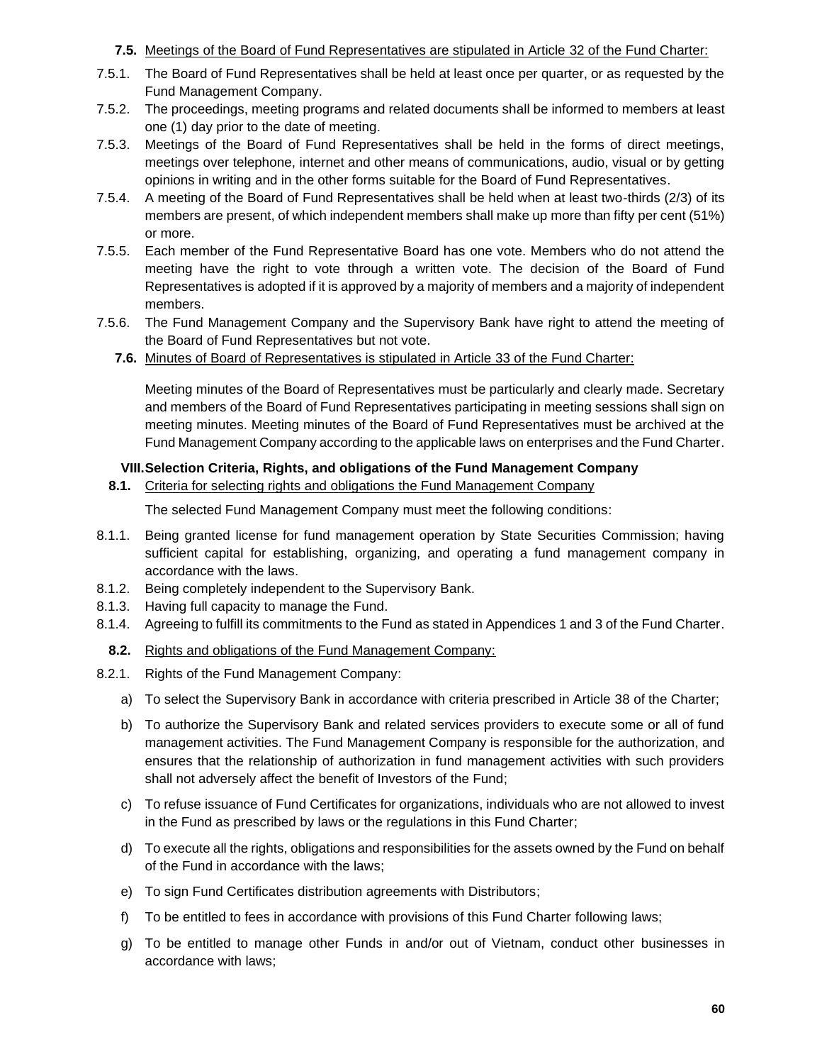**7.5.** Meetings of the Board of Fund Representatives are stipulated in Article 32 of the Fund Charter:

7.5.1. The Board of Fund Representatives shall be held at least once per quarter, or as requested by the Fund Management Company.

7.5.2. The proceedings, meeting programs and related documents shall be informed to members at least one (1) day prior to the date of meeting.

7.5.3. Meetings of the Board of Fund Representatives shall be held in the forms of direct meetings, meetings over telephone, internet and other means of communications, audio, visual or by getting opinions in writing and in the other forms suitable for the Board of Fund Representatives.

7.5.4. A meeting of the Board of Fund Representatives shall be held when at least two-thirds (2/3) of its members are present, of which independent members shall make up more than fifty per cent (51%) or more.

7.5.5. Each member of the Fund Representative Board has one vote. Members who do not attend the meeting have the right to vote through a written vote. The decision of the Board of Fund Representatives is adopted if it is approved by a majority of members and a majority of independent members.

7.5.6. The Fund Management Company and the Supervisory Bank have right to attend the meeting of the Board of Fund Representatives but not vote.

**7.6.** Minutes of Board of Representatives is stipulated in Article 33 of the Fund Charter:

Meeting minutes of the Board of Representatives must be particularly and clearly made. Secretary and members of the Board of Fund Representatives participating in meeting sessions shall sign on meeting minutes. Meeting minutes of the Board of Fund Representatives must be archived at the Fund Management Company according to the applicable laws on enterprises and the Fund Charter.

## VIII. Selection Criteria, Rights, and obligations of the Fund Management Company

**8.1.** Criteria for selecting rights and obligations the Fund Management Company

The selected Fund Management Company must meet the following conditions:

8.1.1. Being granted license for fund management operation by State Securities Commission; having sufficient capital for establishing, organizing, and operating a fund management company in accordance with the laws.

8.1.2. Being completely independent to the Supervisory Bank.

8.1.3. Having full capacity to manage the Fund.

8.1.4. Agreeing to fulfill its commitments to the Fund as stated in Appendices 1 and 3 of the Fund Charter.

**8.2.** Rights and obligations of the Fund Management Company:

8.2.1. Rights of the Fund Management Company:

a) To select the Supervisory Bank in accordance with criteria prescribed in Article 38 of the Charter;

b) To authorize the Supervisory Bank and related services providers to execute some or all of fund management activities. The Fund Management Company is responsible for the authorization, and ensures that the relationship of authorization in fund management activities with such providers shall not adversely affect the benefit of Investors of the Fund;

c) To refuse issuance of Fund Certificates for organizations, individuals who are not allowed to invest in the Fund as prescribed by laws or the regulations in this Fund Charter;

d) To execute all the rights, obligations and responsibilities for the assets owned by the Fund on behalf of the Fund in accordance with the laws;

e) To sign Fund Certificates distribution agreements with Distributors;

f) To be entitled to fees in accordance with provisions of this Fund Charter following laws;

g) To be entitled to manage other Funds in and/or out of Vietnam, conduct other businesses in accordance with laws;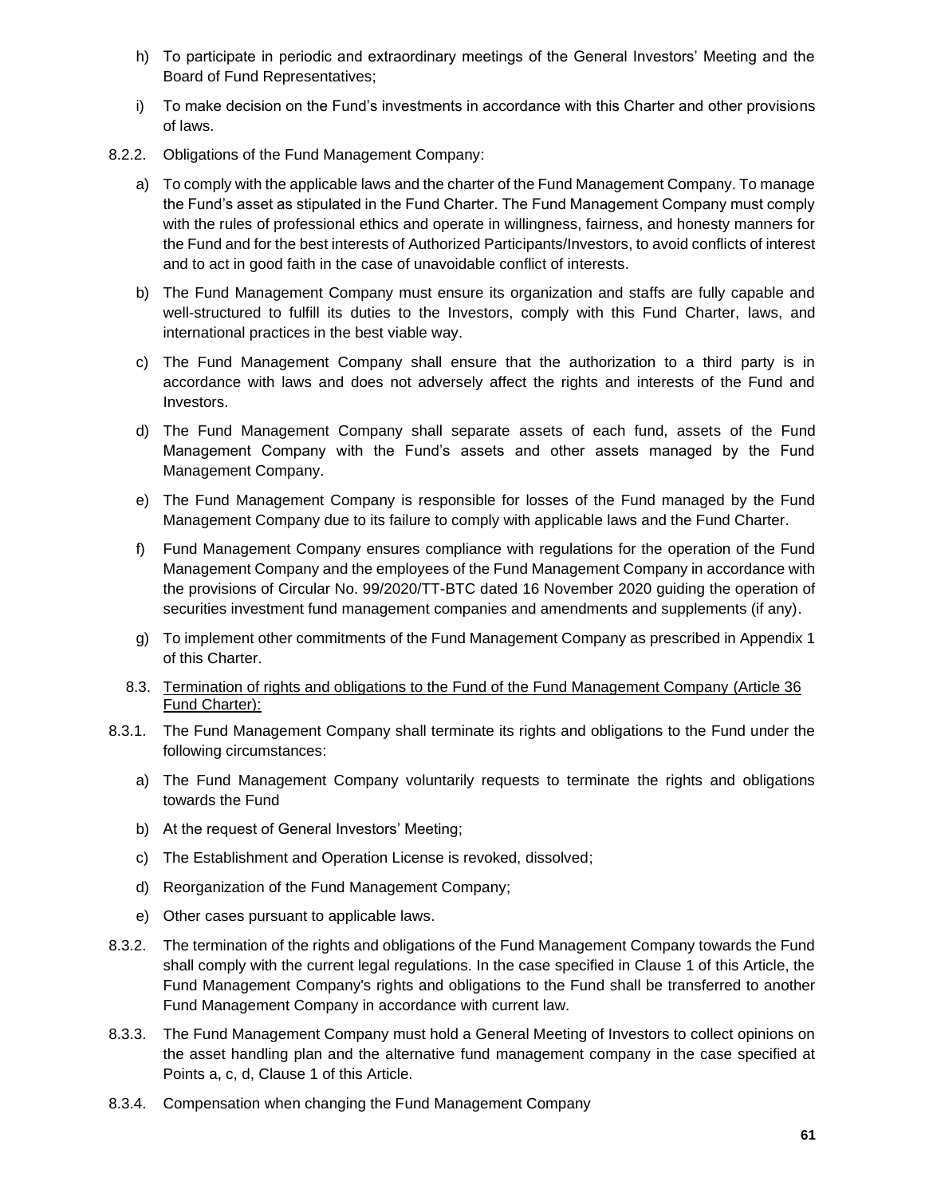h) To participate in periodic and extraordinary meetings of the General Investors' Meeting and the Board of Fund Representatives;

i) To make decision on the Fund's investments in accordance with this Charter and other provisions of laws.

8.2.2. Obligations of the Fund Management Company:

a) To comply with the applicable laws and the charter of the Fund Management Company. To manage the Fund's asset as stipulated in the Fund Charter. The Fund Management Company must comply with the rules of professional ethics and operate in willingness, fairness, and honesty manners for the Fund and for the best interests of Authorized Participants/Investors, to avoid conflicts of interest and to act in good faith in the case of unavoidable conflict of interests.

b) The Fund Management Company must ensure its organization and staffs are fully capable and well-structured to fulfill its duties to the Investors, comply with this Fund Charter, laws, and international practices in the best viable way.

c) The Fund Management Company shall ensure that the authorization to a third party is in accordance with laws and does not adversely affect the rights and interests of the Fund and Investors.

d) The Fund Management Company shall separate assets of each fund, assets of the Fund Management Company with the Fund's assets and other assets managed by the Fund Management Company.

e) The Fund Management Company is responsible for losses of the Fund managed by the Fund Management Company due to its failure to comply with applicable laws and the Fund Charter.

f) Fund Management Company ensures compliance with regulations for the operation of the Fund Management Company and the employees of the Fund Management Company in accordance with the provisions of Circular No. 99/2020/TT-BTC dated 16 November 2020 guiding the operation of securities investment fund management companies and amendments and supplements (if any).

g) To implement other commitments of the Fund Management Company as prescribed in Appendix 1 of this Charter.

8.3. <u>Termination of rights and obligations to the Fund of the Fund Management Company (Article 36 Fund Charter):</u>

8.3.1. The Fund Management Company shall terminate its rights and obligations to the Fund under the following circumstances:

a) The Fund Management Company voluntarily requests to terminate the rights and obligations towards the Fund

b) At the request of General Investors' Meeting;

c) The Establishment and Operation License is revoked, dissolved;

d) Reorganization of the Fund Management Company;

e) Other cases pursuant to applicable laws.

8.3.2. The termination of the rights and obligations of the Fund Management Company towards the Fund shall comply with the current legal regulations. In the case specified in Clause 1 of this Article, the Fund Management Company's rights and obligations to the Fund shall be transferred to another Fund Management Company in accordance with current law.

8.3.3. The Fund Management Company must hold a General Meeting of Investors to collect opinions on the asset handling plan and the alternative fund management company in the case specified at Points a, c, d, Clause 1 of this Article.

8.3.4. Compensation when changing the Fund Management Company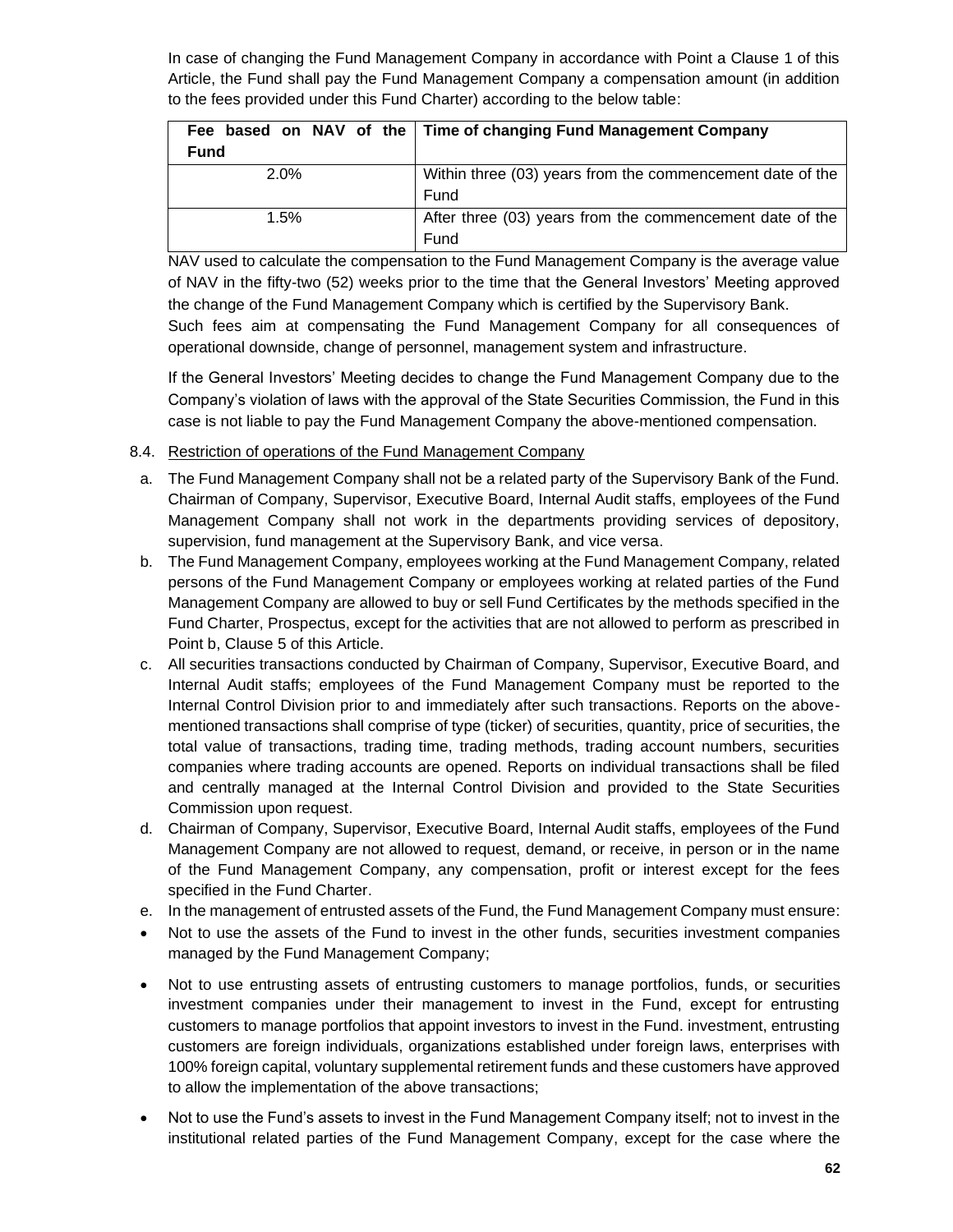In case of changing the Fund Management Company in accordance with Point a Clause 1 of this Article, the Fund shall pay the Fund Management Company a compensation amount (in addition to the fees provided under this Fund Charter) according to the below table:

| Fee based on NAV of the Fund | Time of changing Fund Management Company |
|---|---|
| 2.0% | Within three (03) years from the commencement date of the Fund |
| 1.5% | After three (03) years from the commencement date of the Fund |

NAV used to calculate the compensation to the Fund Management Company is the average value of NAV in the fifty-two (52) weeks prior to the time that the General Investors' Meeting approved the change of the Fund Management Company which is certified by the Supervisory Bank.
Such fees aim at compensating the Fund Management Company for all consequences of operational downside, change of personnel, management system and infrastructure.

If the General Investors' Meeting decides to change the Fund Management Company due to the Company's violation of laws with the approval of the State Securities Commission, the Fund in this case is not liable to pay the Fund Management Company the above-mentioned compensation.

8.4. Restriction of operations of the Fund Management Company

a. The Fund Management Company shall not be a related party of the Supervisory Bank of the Fund. Chairman of Company, Supervisor, Executive Board, Internal Audit staffs, employees of the Fund Management Company shall not work in the departments providing services of depository, supervision, fund management at the Supervisory Bank, and vice versa.

b. The Fund Management Company, employees working at the Fund Management Company, related persons of the Fund Management Company or employees working at related parties of the Fund Management Company are allowed to buy or sell Fund Certificates by the methods specified in the Fund Charter, Prospectus, except for the activities that are not allowed to perform as prescribed in Point b, Clause 5 of this Article.

c. All securities transactions conducted by Chairman of Company, Supervisor, Executive Board, and Internal Audit staffs; employees of the Fund Management Company must be reported to the Internal Control Division prior to and immediately after such transactions. Reports on the above-mentioned transactions shall comprise of type (ticker) of securities, quantity, price of securities, the total value of transactions, trading time, trading methods, trading account numbers, securities companies where trading accounts are opened. Reports on individual transactions shall be filed and centrally managed at the Internal Control Division and provided to the State Securities Commission upon request.

d. Chairman of Company, Supervisor, Executive Board, Internal Audit staffs, employees of the Fund Management Company are not allowed to request, demand, or receive, in person or in the name of the Fund Management Company, any compensation, profit or interest except for the fees specified in the Fund Charter.

e. In the management of entrusted assets of the Fund, the Fund Management Company must ensure:

- Not to use the assets of the Fund to invest in the other funds, securities investment companies managed by the Fund Management Company;
- Not to use entrusting assets of entrusting customers to manage portfolios, funds, or securities investment companies under their management to invest in the Fund, except for entrusting customers to manage portfolios that appoint investors to invest in the Fund. investment, entrusting customers are foreign individuals, organizations established under foreign laws, enterprises with 100% foreign capital, voluntary supplemental retirement funds and these customers have approved to allow the implementation of the above transactions;
- Not to use the Fund's assets to invest in the Fund Management Company itself; not to invest in the institutional related parties of the Fund Management Company, except for the case where the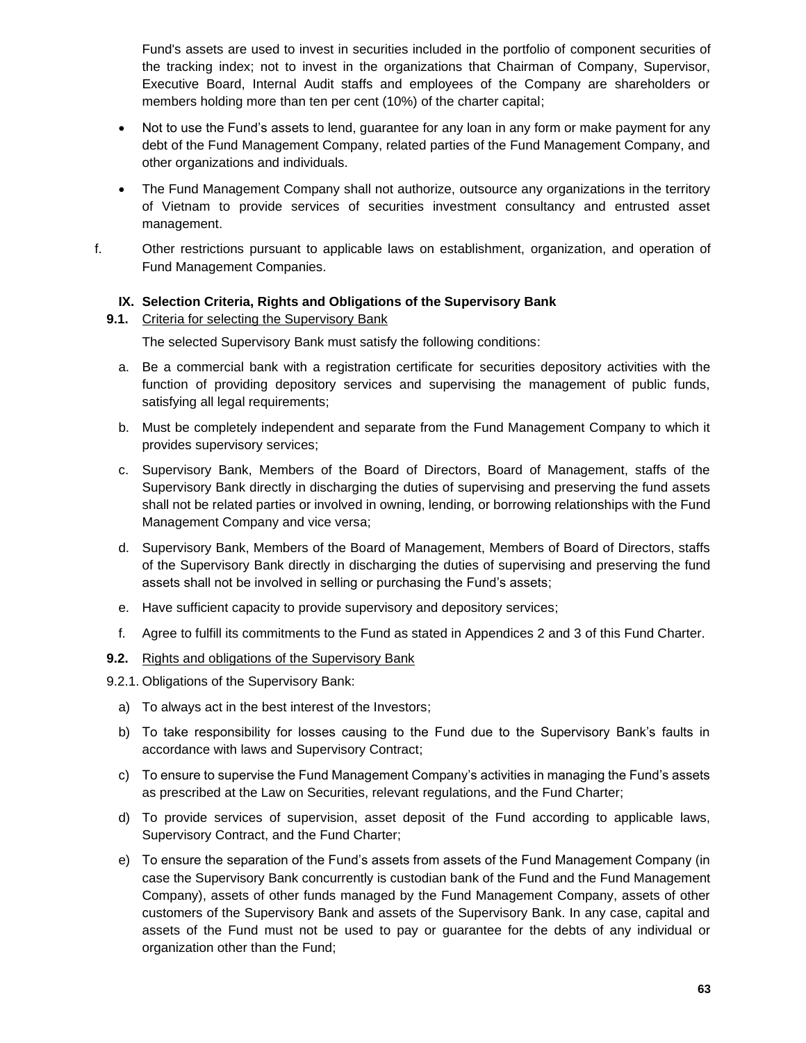Fund's assets are used to invest in securities included in the portfolio of component securities of the tracking index; not to invest in the organizations that Chairman of Company, Supervisor, Executive Board, Internal Audit staffs and employees of the Company are shareholders or members holding more than ten per cent (10%) of the charter capital;

- Not to use the Fund's assets to lend, guarantee for any loan in any form or make payment for any debt of the Fund Management Company, related parties of the Fund Management Company, and other organizations and individuals.
- The Fund Management Company shall not authorize, outsource any organizations in the territory of Vietnam to provide services of securities investment consultancy and entrusted asset management.

f. Other restrictions pursuant to applicable laws on establishment, organization, and operation of Fund Management Companies.

## IX. Selection Criteria, Rights and Obligations of the Supervisory Bank

**9.1.** Criteria for selecting the Supervisory Bank

The selected Supervisory Bank must satisfy the following conditions:

a. Be a commercial bank with a registration certificate for securities depository activities with the function of providing depository services and supervising the management of public funds, satisfying all legal requirements;

b. Must be completely independent and separate from the Fund Management Company to which it provides supervisory services;

c. Supervisory Bank, Members of the Board of Directors, Board of Management, staffs of the Supervisory Bank directly in discharging the duties of supervising and preserving the fund assets shall not be related parties or involved in owning, lending, or borrowing relationships with the Fund Management Company and vice versa;

d. Supervisory Bank, Members of the Board of Management, Members of Board of Directors, staffs of the Supervisory Bank directly in discharging the duties of supervising and preserving the fund assets shall not be involved in selling or purchasing the Fund's assets;

e. Have sufficient capacity to provide supervisory and depository services;

f. Agree to fulfill its commitments to the Fund as stated in Appendices 2 and 3 of this Fund Charter.

**9.2.** Rights and obligations of the Supervisory Bank

9.2.1. Obligations of the Supervisory Bank:

a) To always act in the best interest of the Investors;

b) To take responsibility for losses causing to the Fund due to the Supervisory Bank's faults in accordance with laws and Supervisory Contract;

c) To ensure to supervise the Fund Management Company's activities in managing the Fund's assets as prescribed at the Law on Securities, relevant regulations, and the Fund Charter;

d) To provide services of supervision, asset deposit of the Fund according to applicable laws, Supervisory Contract, and the Fund Charter;

e) To ensure the separation of the Fund's assets from assets of the Fund Management Company (in case the Supervisory Bank concurrently is custodian bank of the Fund and the Fund Management Company), assets of other funds managed by the Fund Management Company, assets of other customers of the Supervisory Bank and assets of the Supervisory Bank. In any case, capital and assets of the Fund must not be used to pay or guarantee for the debts of any individual or organization other than the Fund;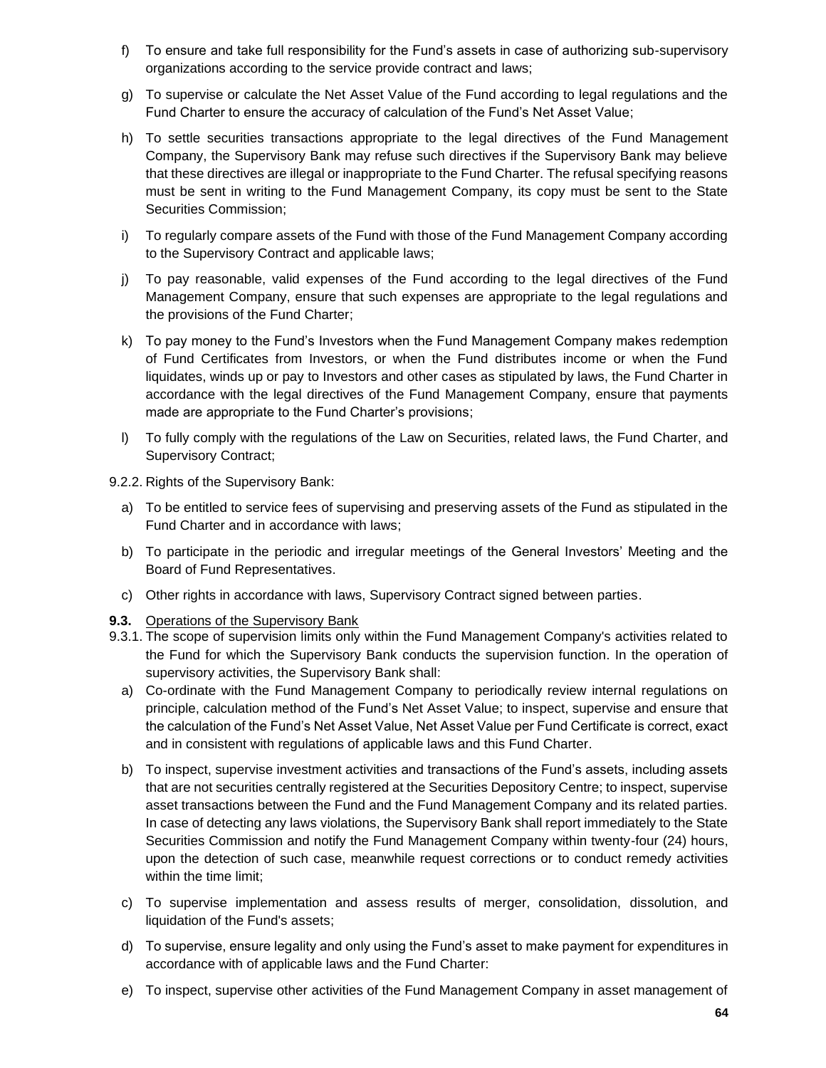f) To ensure and take full responsibility for the Fund's assets in case of authorizing sub-supervisory organizations according to the service provide contract and laws;

g) To supervise or calculate the Net Asset Value of the Fund according to legal regulations and the Fund Charter to ensure the accuracy of calculation of the Fund's Net Asset Value;

h) To settle securities transactions appropriate to the legal directives of the Fund Management Company, the Supervisory Bank may refuse such directives if the Supervisory Bank may believe that these directives are illegal or inappropriate to the Fund Charter. The refusal specifying reasons must be sent in writing to the Fund Management Company, its copy must be sent to the State Securities Commission;

i) To regularly compare assets of the Fund with those of the Fund Management Company according to the Supervisory Contract and applicable laws;

j) To pay reasonable, valid expenses of the Fund according to the legal directives of the Fund Management Company, ensure that such expenses are appropriate to the legal regulations and the provisions of the Fund Charter;

k) To pay money to the Fund's Investors when the Fund Management Company makes redemption of Fund Certificates from Investors, or when the Fund distributes income or when the Fund liquidates, winds up or pay to Investors and other cases as stipulated by laws, the Fund Charter in accordance with the legal directives of the Fund Management Company, ensure that payments made are appropriate to the Fund Charter's provisions;

l) To fully comply with the regulations of the Law on Securities, related laws, the Fund Charter, and Supervisory Contract;

9.2.2. Rights of the Supervisory Bank:

a) To be entitled to service fees of supervising and preserving assets of the Fund as stipulated in the Fund Charter and in accordance with laws;

b) To participate in the periodic and irregular meetings of the General Investors' Meeting and the Board of Fund Representatives.

c) Other rights in accordance with laws, Supervisory Contract signed between parties.

**9.3.** Operations of the Supervisory Bank

9.3.1. The scope of supervision limits only within the Fund Management Company's activities related to the Fund for which the Supervisory Bank conducts the supervision function. In the operation of supervisory activities, the Supervisory Bank shall:

a) Co-ordinate with the Fund Management Company to periodically review internal regulations on principle, calculation method of the Fund's Net Asset Value; to inspect, supervise and ensure that the calculation of the Fund's Net Asset Value, Net Asset Value per Fund Certificate is correct, exact and in consistent with regulations of applicable laws and this Fund Charter.

b) To inspect, supervise investment activities and transactions of the Fund's assets, including assets that are not securities centrally registered at the Securities Depository Centre; to inspect, supervise asset transactions between the Fund and the Fund Management Company and its related parties. In case of detecting any laws violations, the Supervisory Bank shall report immediately to the State Securities Commission and notify the Fund Management Company within twenty-four (24) hours, upon the detection of such case, meanwhile request corrections or to conduct remedy activities within the time limit;

c) To supervise implementation and assess results of merger, consolidation, dissolution, and liquidation of the Fund's assets;

d) To supervise, ensure legality and only using the Fund's asset to make payment for expenditures in accordance with of applicable laws and the Fund Charter:

e) To inspect, supervise other activities of the Fund Management Company in asset management of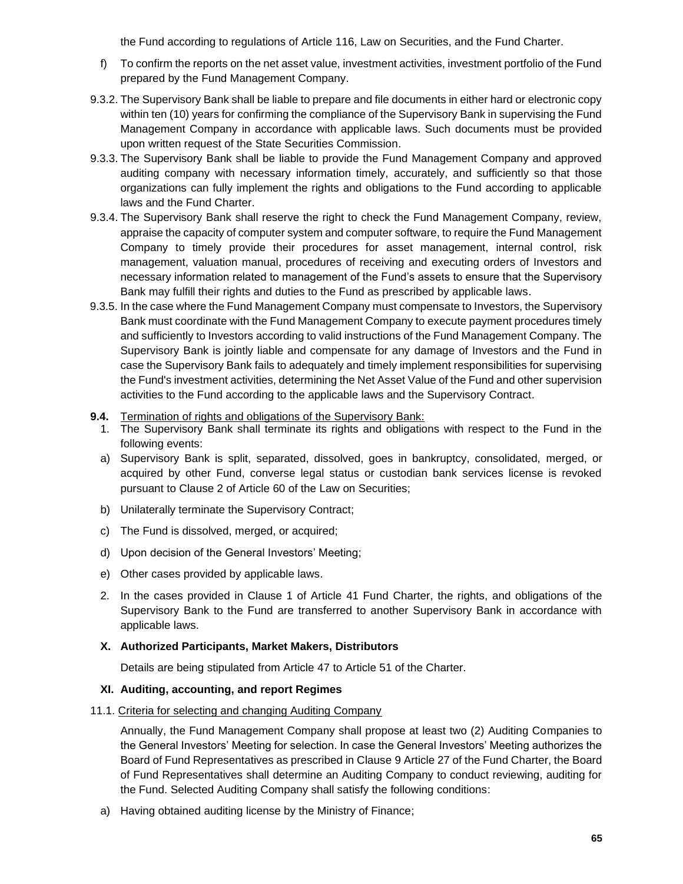the Fund according to regulations of Article 116, Law on Securities, and the Fund Charter.

f) To confirm the reports on the net asset value, investment activities, investment portfolio of the Fund prepared by the Fund Management Company.

9.3.2. The Supervisory Bank shall be liable to prepare and file documents in either hard or electronic copy within ten (10) years for confirming the compliance of the Supervisory Bank in supervising the Fund Management Company in accordance with applicable laws. Such documents must be provided upon written request of the State Securities Commission.

9.3.3. The Supervisory Bank shall be liable to provide the Fund Management Company and approved auditing company with necessary information timely, accurately, and sufficiently so that those organizations can fully implement the rights and obligations to the Fund according to applicable laws and the Fund Charter.

9.3.4. The Supervisory Bank shall reserve the right to check the Fund Management Company, review, appraise the capacity of computer system and computer software, to require the Fund Management Company to timely provide their procedures for asset management, internal control, risk management, valuation manual, procedures of receiving and executing orders of Investors and necessary information related to management of the Fund's assets to ensure that the Supervisory Bank may fulfill their rights and duties to the Fund as prescribed by applicable laws.

9.3.5. In the case where the Fund Management Company must compensate to Investors, the Supervisory Bank must coordinate with the Fund Management Company to execute payment procedures timely and sufficiently to Investors according to valid instructions of the Fund Management Company. The Supervisory Bank is jointly liable and compensate for any damage of Investors and the Fund in case the Supervisory Bank fails to adequately and timely implement responsibilities for supervising the Fund's investment activities, determining the Net Asset Value of the Fund and other supervision activities to the Fund according to the applicable laws and the Supervisory Contract.

**9.4.** Termination of rights and obligations of the Supervisory Bank:

1. The Supervisory Bank shall terminate its rights and obligations with respect to the Fund in the following events:

a) Supervisory Bank is split, separated, dissolved, goes in bankruptcy, consolidated, merged, or acquired by other Fund, converse legal status or custodian bank services license is revoked pursuant to Clause 2 of Article 60 of the Law on Securities;

b) Unilaterally terminate the Supervisory Contract;

c) The Fund is dissolved, merged, or acquired;

d) Upon decision of the General Investors' Meeting;

e) Other cases provided by applicable laws.

2. In the cases provided in Clause 1 of Article 41 Fund Charter, the rights, and obligations of the Supervisory Bank to the Fund are transferred to another Supervisory Bank in accordance with applicable laws.

## X. Authorized Participants, Market Makers, Distributors

Details are being stipulated from Article 47 to Article 51 of the Charter.

## XI. Auditing, accounting, and report Regimes

11.1. Criteria for selecting and changing Auditing Company

Annually, the Fund Management Company shall propose at least two (2) Auditing Companies to the General Investors' Meeting for selection. In case the General Investors' Meeting authorizes the Board of Fund Representatives as prescribed in Clause 9 Article 27 of the Fund Charter, the Board of Fund Representatives shall determine an Auditing Company to conduct reviewing, auditing for the Fund. Selected Auditing Company shall satisfy the following conditions:

a) Having obtained auditing license by the Ministry of Finance;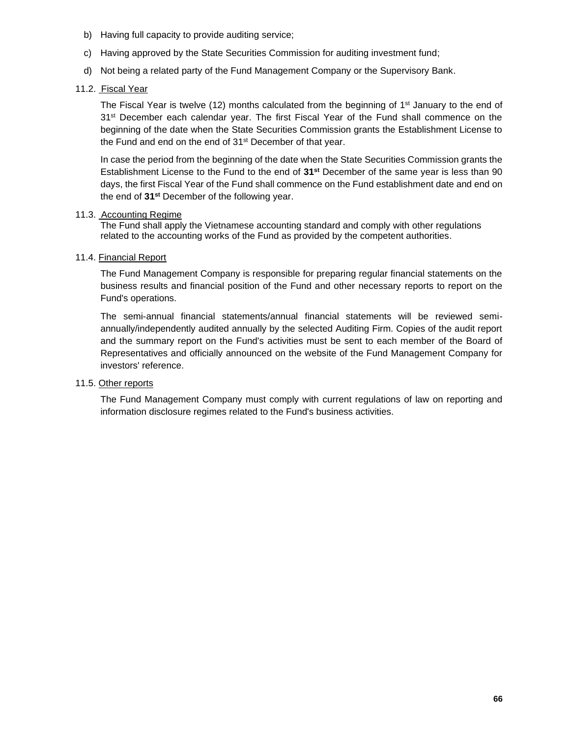b) Having full capacity to provide auditing service;

c) Having approved by the State Securities Commission for auditing investment fund;

d) Not being a related party of the Fund Management Company or the Supervisory Bank.

11.2. Fiscal Year

The Fiscal Year is twelve (12) months calculated from the beginning of 1st January to the end of 31st December each calendar year. The first Fiscal Year of the Fund shall commence on the beginning of the date when the State Securities Commission grants the Establishment License to the Fund and end on the end of 31st December of that year.

In case the period from the beginning of the date when the State Securities Commission grants the Establishment License to the Fund to the end of **31st** December of the same year is less than 90 days, the first Fiscal Year of the Fund shall commence on the Fund establishment date and end on the end of **31st** December of the following year.

11.3. Accounting Regime

The Fund shall apply the Vietnamese accounting standard and comply with other regulations related to the accounting works of the Fund as provided by the competent authorities.

11.4. Financial Report

The Fund Management Company is responsible for preparing regular financial statements on the business results and financial position of the Fund and other necessary reports to report on the Fund's operations.

The semi-annual financial statements/annual financial statements will be reviewed semi-annually/independently audited annually by the selected Auditing Firm. Copies of the audit report and the summary report on the Fund's activities must be sent to each member of the Board of Representatives and officially announced on the website of the Fund Management Company for investors' reference.

11.5. Other reports

The Fund Management Company must comply with current regulations of law on reporting and information disclosure regimes related to the Fund's business activities.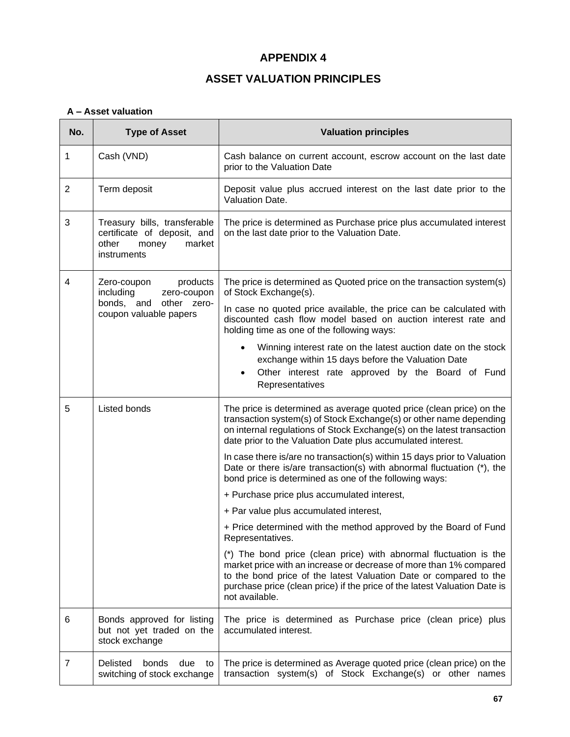# APPENDIX 4

# ASSET VALUATION PRINCIPLES

**A – Asset valuation**

| No. | Type of Asset | Valuation principles |
|---|---|---|
| 1 | Cash (VND) | Cash balance on current account, escrow account on the last date prior to the Valuation Date |
| 2 | Term deposit | Deposit value plus accrued interest on the last date prior to the Valuation Date. |
| 3 | Treasury bills, transferable certificate of deposit, and other money market instruments | The price is determined as Purchase price plus accumulated interest on the last date prior to the Valuation Date. |
| 4 | Zero-coupon products including zero-coupon bonds, and other zero-coupon valuable papers | The price is determined as Quoted price on the transaction system(s) of Stock Exchange(s).<br><br>In case no quoted price available, the price can be calculated with discounted cash flow model based on auction interest rate and holding time as one of the following ways:<br><br>• Winning interest rate on the latest auction date on the stock exchange within 15 days before the Valuation Date<br>• Other interest rate approved by the Board of Fund Representatives |
| 5 | Listed bonds | The price is determined as average quoted price (clean price) on the transaction system(s) of Stock Exchange(s) or other name depending on internal regulations of Stock Exchange(s) on the latest transaction date prior to the Valuation Date plus accumulated interest.<br><br>In case there is/are no transaction(s) within 15 days prior to Valuation Date or there is/are transaction(s) with abnormal fluctuation (*), the bond price is determined as one of the following ways:<br><br>+ Purchase price plus accumulated interest,<br><br>+ Par value plus accumulated interest,<br><br>+ Price determined with the method approved by the Board of Fund Representatives.<br><br>(*) The bond price (clean price) with abnormal fluctuation is the market price with an increase or decrease of more than 1% compared to the bond price of the latest Valuation Date or compared to the purchase price (clean price) if the price of the latest Valuation Date is not available. |
| 6 | Bonds approved for listing but not yet traded on the stock exchange | The price is determined as Purchase price (clean price) plus accumulated interest. |
| 7 | Delisted bonds due to switching of stock exchange | The price is determined as Average quoted price (clean price) on the transaction system(s) of Stock Exchange(s) or other names |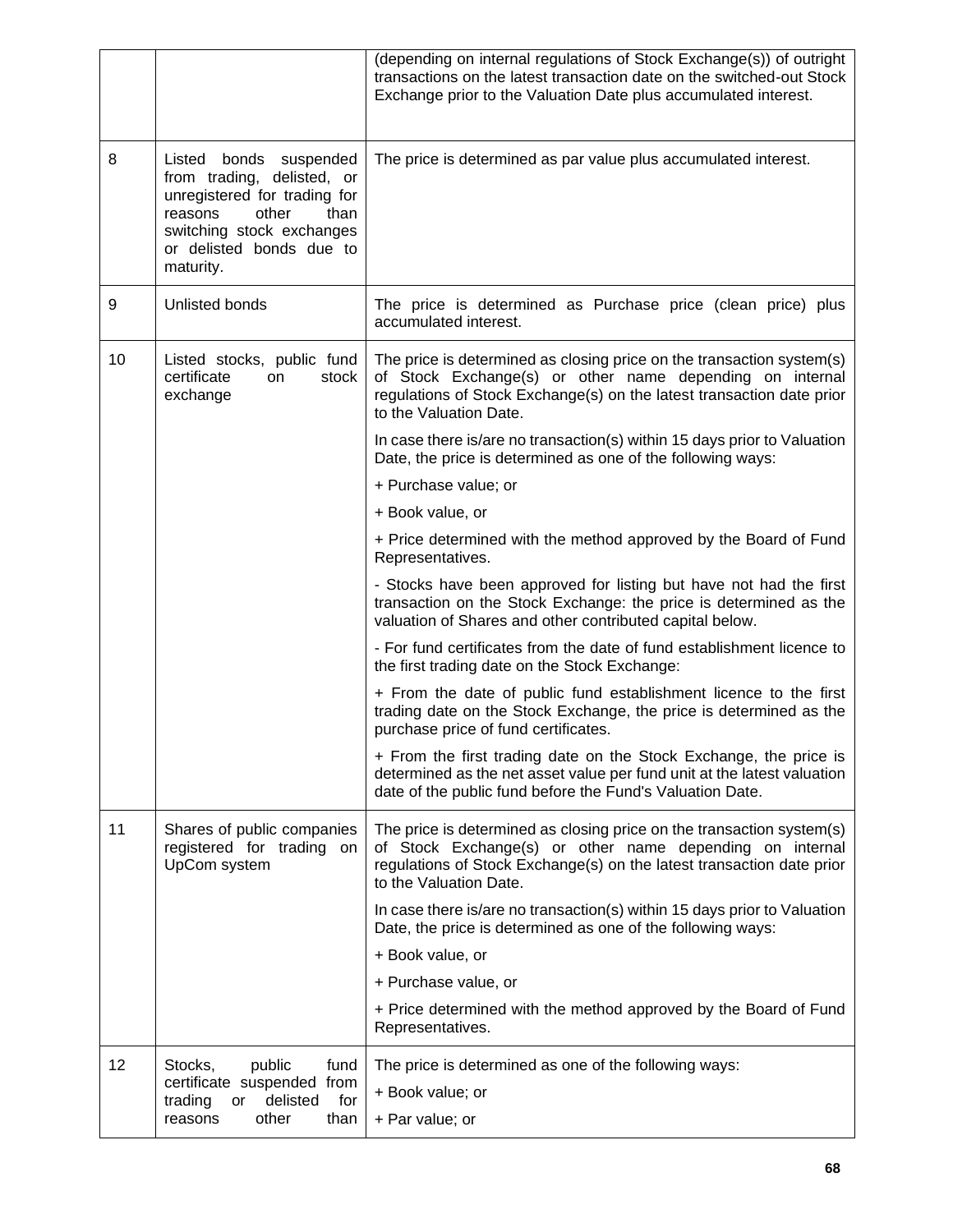| | | |
|---|---|---|
| | | (depending on internal regulations of Stock Exchange(s)) of outright transactions on the latest transaction date on the switched-out Stock Exchange prior to the Valuation Date plus accumulated interest. |
| 8 | Listed bonds suspended from trading, delisted, or unregistered for trading for reasons other than switching stock exchanges or delisted bonds due to maturity. | The price is determined as par value plus accumulated interest. |
| 9 | Unlisted bonds | The price is determined as Purchase price (clean price) plus accumulated interest. |
| 10 | Listed stocks, public fund certificate on stock exchange | The price is determined as closing price on the transaction system(s) of Stock Exchange(s) or other name depending on internal regulations of Stock Exchange(s) on the latest transaction date prior to the Valuation Date.<br><br>In case there is/are no transaction(s) within 15 days prior to Valuation Date, the price is determined as one of the following ways:<br><br>+ Purchase value; or<br><br>+ Book value, or<br><br>+ Price determined with the method approved by the Board of Fund Representatives.<br><br>- Stocks have been approved for listing but have not had the first transaction on the Stock Exchange: the price is determined as the valuation of Shares and other contributed capital below.<br><br>- For fund certificates from the date of fund establishment licence to the first trading date on the Stock Exchange:<br><br>+ From the date of public fund establishment licence to the first trading date on the Stock Exchange, the price is determined as the purchase price of fund certificates.<br><br>+ From the first trading date on the Stock Exchange, the price is determined as the net asset value per fund unit at the latest valuation date of the public fund before the Fund's Valuation Date. |
| 11 | Shares of public companies registered for trading on UpCom system | The price is determined as closing price on the transaction system(s) of Stock Exchange(s) or other name depending on internal regulations of Stock Exchange(s) on the latest transaction date prior to the Valuation Date.<br><br>In case there is/are no transaction(s) within 15 days prior to Valuation Date, the price is determined as one of the following ways:<br><br>+ Book value, or<br><br>+ Purchase value, or<br><br>+ Price determined with the method approved by the Board of Fund Representatives. |
| 12 | Stocks, public fund certificate suspended from trading or delisted for reasons other than | The price is determined as one of the following ways:<br><br>+ Book value; or<br><br>+ Par value; or |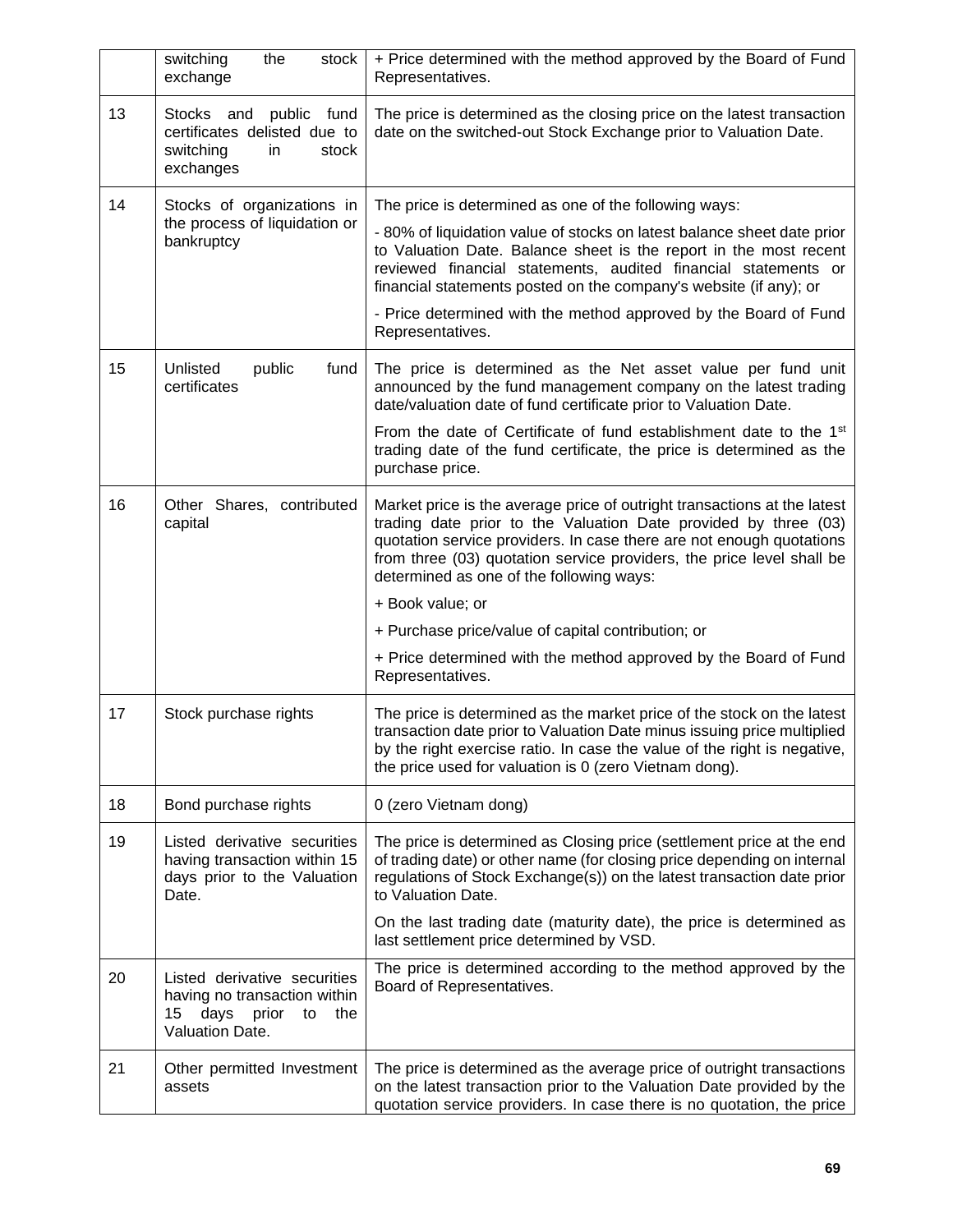| | | |
|---|---|---|
| | switching the stock exchange | + Price determined with the method approved by the Board of Fund Representatives. |
| 13 | Stocks and public fund certificates delisted due to switching in stock exchanges | The price is determined as the closing price on the latest transaction date on the switched-out Stock Exchange prior to Valuation Date. |
| 14 | Stocks of organizations in the process of liquidation or bankruptcy | The price is determined as one of the following ways:<br>- 80% of liquidation value of stocks on latest balance sheet date prior to Valuation Date. Balance sheet is the report in the most recent reviewed financial statements, audited financial statements or financial statements posted on the company's website (if any); or<br>- Price determined with the method approved by the Board of Fund Representatives. |
| 15 | Unlisted public fund certificates | The price is determined as the Net asset value per fund unit announced by the fund management company on the latest trading date/valuation date of fund certificate prior to Valuation Date.<br>From the date of Certificate of fund establishment date to the 1st trading date of the fund certificate, the price is determined as the purchase price. |
| 16 | Other Shares, contributed capital | Market price is the average price of outright transactions at the latest trading date prior to the Valuation Date provided by three (03) quotation service providers. In case there are not enough quotations from three (03) quotation service providers, the price level shall be determined as one of the following ways:<br>+ Book value; or<br>+ Purchase price/value of capital contribution; or<br>+ Price determined with the method approved by the Board of Fund Representatives. |
| 17 | Stock purchase rights | The price is determined as the market price of the stock on the latest transaction date prior to Valuation Date minus issuing price multiplied by the right exercise ratio. In case the value of the right is negative, the price used for valuation is 0 (zero Vietnam dong). |
| 18 | Bond purchase rights | 0 (zero Vietnam dong) |
| 19 | Listed derivative securities having transaction within 15 days prior to the Valuation Date. | The price is determined as Closing price (settlement price at the end of trading date) or other name (for closing price depending on internal regulations of Stock Exchange(s)) on the latest transaction date prior to Valuation Date.<br>On the last trading date (maturity date), the price is determined as last settlement price determined by VSD. |
| 20 | Listed derivative securities having no transaction within 15 days prior to the Valuation Date. | The price is determined according to the method approved by the Board of Representatives. |
| 21 | Other permitted Investment assets | The price is determined as the average price of outright transactions on the latest transaction prior to the Valuation Date provided by the quotation service providers. In case there is no quotation, the price |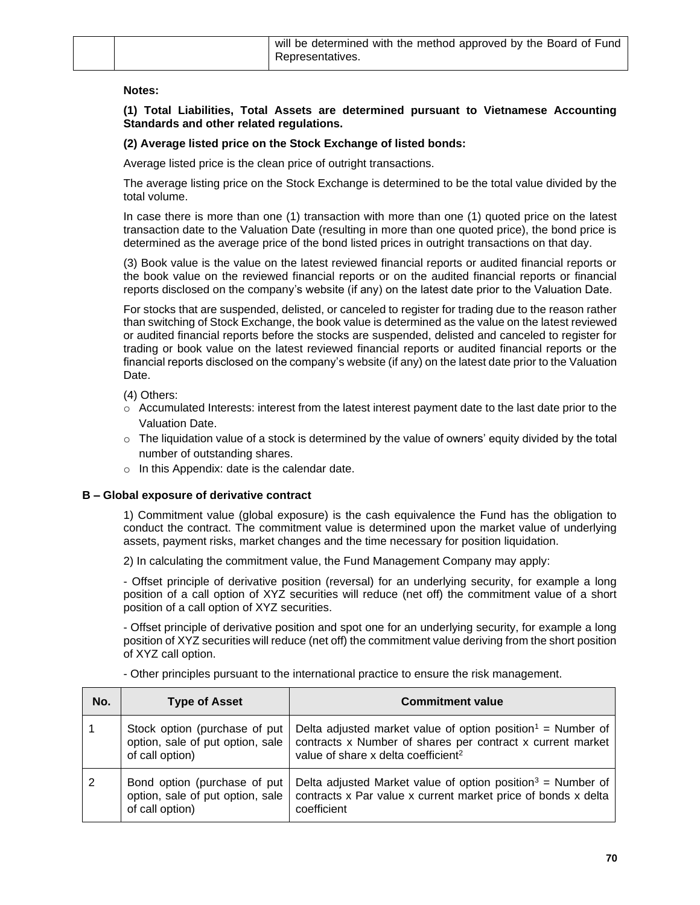| | | will be determined with the method approved by the Board of Fund Representatives. |
|---|---|---|

**Notes:**

**(1) Total Liabilities, Total Assets are determined pursuant to Vietnamese Accounting Standards and other related regulations.**

**(2) Average listed price on the Stock Exchange of listed bonds:**

Average listed price is the clean price of outright transactions.

The average listing price on the Stock Exchange is determined to be the total value divided by the total volume.

In case there is more than one (1) transaction with more than one (1) quoted price on the latest transaction date to the Valuation Date (resulting in more than one quoted price), the bond price is determined as the average price of the bond listed prices in outright transactions on that day.

(3) Book value is the value on the latest reviewed financial reports or audited financial reports or the book value on the reviewed financial reports or on the audited financial reports or financial reports disclosed on the company's website (if any) on the latest date prior to the Valuation Date.

For stocks that are suspended, delisted, or canceled to register for trading due to the reason rather than switching of Stock Exchange, the book value is determined as the value on the latest reviewed or audited financial reports before the stocks are suspended, delisted and canceled to register for trading or book value on the latest reviewed financial reports or audited financial reports or the financial reports disclosed on the company's website (if any) on the latest date prior to the Valuation Date.

(4) Others:

- Accumulated Interests: interest from the latest interest payment date to the last date prior to the Valuation Date.
- The liquidation value of a stock is determined by the value of owners' equity divided by the total number of outstanding shares.
- In this Appendix: date is the calendar date.

**B – Global exposure of derivative contract**

1) Commitment value (global exposure) is the cash equivalence the Fund has the obligation to conduct the contract. The commitment value is determined upon the market value of underlying assets, payment risks, market changes and the time necessary for position liquidation.

2) In calculating the commitment value, the Fund Management Company may apply:

- Offset principle of derivative position (reversal) for an underlying security, for example a long position of a call option of XYZ securities will reduce (net off) the commitment value of a short position of a call option of XYZ securities.

- Offset principle of derivative position and spot one for an underlying security, for example a long position of XYZ securities will reduce (net off) the commitment value deriving from the short position of XYZ call option.

- Other principles pursuant to the international practice to ensure the risk management.

| No. | Type of Asset | Commitment value |
|---|---|---|
| 1 | Stock option (purchase of put option, sale of put option, sale of call option) | Delta adjusted market value of option position[1] = Number of contracts x Number of shares per contract x current market value of share x delta coefficient[2] |
| 2 | Bond option (purchase of put option, sale of put option, sale of call option) | Delta adjusted Market value of option position[3] = Number of contracts x Par value x current market price of bonds x delta coefficient |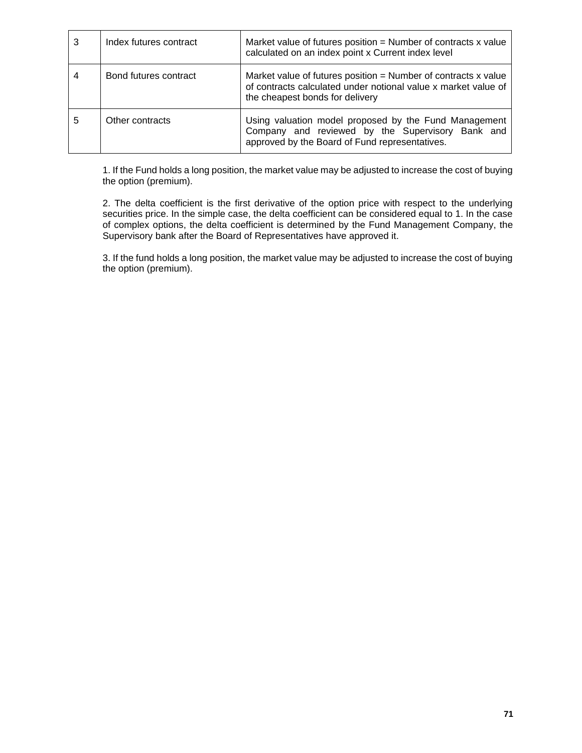| | | |
|---|---|---|
| 3 | Index futures contract | Market value of futures position = Number of contracts x value calculated on an index point x Current index level |
| 4 | Bond futures contract | Market value of futures position = Number of contracts x value of contracts calculated under notional value x market value of the cheapest bonds for delivery |
| 5 | Other contracts | Using valuation model proposed by the Fund Management Company and reviewed by the Supervisory Bank and approved by the Board of Fund representatives. |

1. If the Fund holds a long position, the market value may be adjusted to increase the cost of buying the option (premium).

2. The delta coefficient is the first derivative of the option price with respect to the underlying securities price. In the simple case, the delta coefficient can be considered equal to 1. In the case of complex options, the delta coefficient is determined by the Fund Management Company, the Supervisory bank after the Board of Representatives have approved it.

3. If the fund holds a long position, the market value may be adjusted to increase the cost of buying the option (premium).